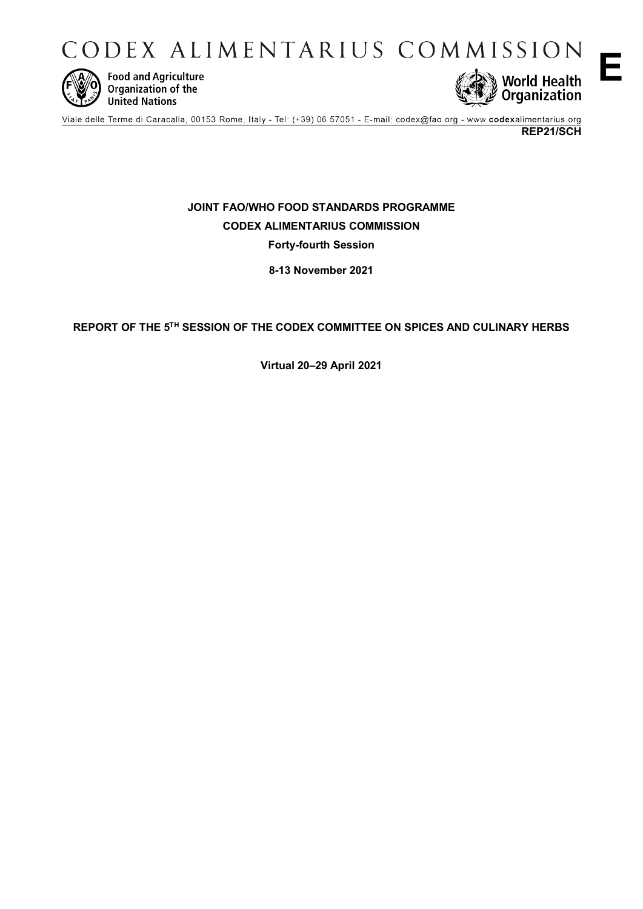# CODEX ALIMENTARIUS COMMISSION

Food and Agriculture Organization of the United Nations

World Health Organization

**E**

Viale delle Terme di Caracalla, 00153 Rome, Italy - Tel: (+39) 06 57051 - E-mail: codex@fao.org - www.codexalimentarius.org

**REP21/SCH**

**JOINT FAO/WHO FOOD STANDARDS PROGRAMME**

**CODEX ALIMENTARIUS COMMISSION**

**Forty-fourth Session**

**8-13 November 2021**

**REPORT OF THE 5TH SESSION OF THE CODEX COMMITTEE ON SPICES AND CULINARY HERBS**

**Virtual 20–29 April 2021**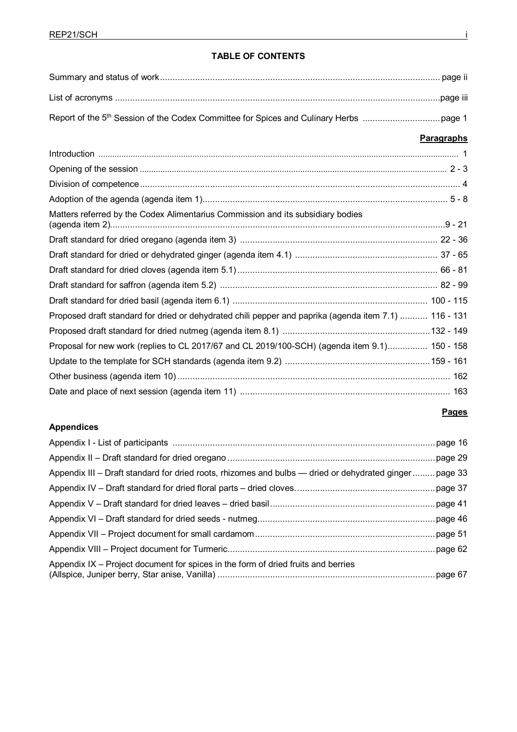**TABLE OF CONTENTS**

| | |
|---|---|
| Summary and status of work | page ii |
| List of acronyms | page iii |
| Report of the 5th Session of the Codex Committee for Spices and Culinary Herbs | page 1 |

| | **Paragraphs** |
|---|---|
| Introduction | 1 |
| Opening of the session | 2 - 3 |
| Division of competence | 4 |
| Adoption of the agenda (agenda item 1) | 5 - 8 |
| Matters referred by the Codex Alimentarius Commission and its subsidiary bodies (agenda item 2) | 9 - 21 |
| Draft standard for dried oregano (agenda item 3) | 22 - 36 |
| Draft standard for dried or dehydrated ginger (agenda item 4.1) | 37 - 65 |
| Draft standard for dried cloves (agenda item 5.1) | 66 - 81 |
| Draft standard for saffron (agenda item 5.2) | 82 - 99 |
| Draft standard for dried basil (agenda item 6.1) | 100 - 115 |
| Proposed draft standard for dried or dehydrated chili pepper and paprika (agenda item 7.1) | 116 - 131 |
| Proposed draft standard for dried nutmeg (agenda item 8.1) | 132 - 149 |
| Proposal for new work (replies to CL 2017/67 and CL 2019/100-SCH) (agenda item 9.1) | 150 - 158 |
| Update to the template for SCH standards (agenda item 9.2) | 159 - 161 |
| Other business (agenda item 10) | 162 |
| Date and place of next session (agenda item 11) | 163 |

| **Appendices** | **Pages** |
|---|---|
| Appendix I - List of participants | page 16 |
| Appendix II – Draft standard for dried oregano | page 29 |
| Appendix III – Draft standard for dried roots, rhizomes and bulbs — dried or dehydrated ginger | page 33 |
| Appendix IV – Draft standard for dried floral parts – dried cloves | page 37 |
| Appendix V – Draft standard for dried leaves – dried basil | page 41 |
| Appendix VI – Draft standard for dried seeds - nutmeg | page 46 |
| Appendix VII – Project document for small cardamom | page 51 |
| Appendix VIII – Project document for Turmeric | page 62 |
| Appendix IX – Project document for spices in the form of dried fruits and berries (Allspice, Juniper berry, Star anise, Vanilla) | page 67 |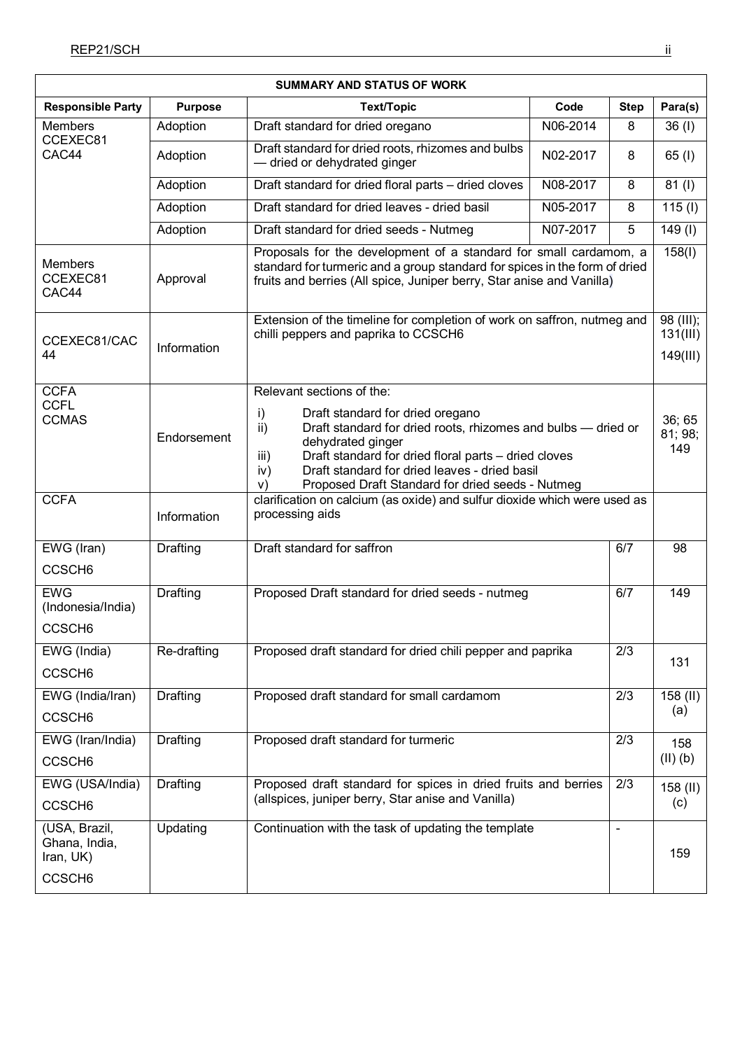| SUMMARY AND STATUS OF WORK | | | | | |
|---|---|---|---|---|---|
| **Responsible Party** | **Purpose** | **Text/Topic** | **Code** | **Step** | **Para(s)** |
| Members CCEXEC81 CAC44 | Adoption | Draft standard for dried oregano | N06-2014 | 8 | 36 (I) |
| | Adoption | Draft standard for dried roots, rhizomes and bulbs — dried or dehydrated ginger | N02-2017 | 8 | 65 (I) |
| | Adoption | Draft standard for dried floral parts – dried cloves | N08-2017 | 8 | 81 (I) |
| | Adoption | Draft standard for dried leaves - dried basil | N05-2017 | 8 | 115 (I) |
| | Adoption | Draft standard for dried seeds - Nutmeg | N07-2017 | 5 | 149 (I) |
| Members CCEXEC81 CAC44 | Approval | Proposals for the development of a standard for small cardamom, a standard for turmeric and a group standard for spices in the form of dried fruits and berries (All spice, Juniper berry, Star anise and Vanilla) | | | 158(I) |
| CCEXEC81/CAC 44 | Information | Extension of the timeline for completion of work on saffron, nutmeg and chilli peppers and paprika to CCSCH6 | | | 98 (III); 131(III) 149(III) |
| CCFA CCFL CCMAS | Endorsement | Relevant sections of the: i) Draft standard for dried oregano ii) Draft standard for dried roots, rhizomes and bulbs — dried or dehydrated ginger iii) Draft standard for dried floral parts – dried cloves iv) Draft standard for dried leaves - dried basil v) Proposed Draft Standard for dried seeds - Nutmeg | | | 36; 65 81; 98; 149 |
| CCFA | Information | clarification on calcium (as oxide) and sulfur dioxide which were used as processing aids | | | |
| EWG (Iran) CCSCH6 | Drafting | Draft standard for saffron | | 6/7 | 98 |
| EWG (Indonesia/India) CCSCH6 | Drafting | Proposed Draft standard for dried seeds - nutmeg | | 6/7 | 149 |
| EWG (India) CCSCH6 | Re-drafting | Proposed draft standard for dried chili pepper and paprika | | 2/3 | 131 |
| EWG (India/Iran) CCSCH6 | Drafting | Proposed draft standard for small cardamom | | 2/3 | 158 (II) (a) |
| EWG (Iran/India) CCSCH6 | Drafting | Proposed draft standard for turmeric | | 2/3 | 158 (II) (b) |
| EWG (USA/India) CCSCH6 | Drafting | Proposed draft standard for spices in dried fruits and berries (allspices, juniper berry, Star anise and Vanilla) | | 2/3 | 158 (II) (c) |
| (USA, Brazil, Ghana, India, Iran, UK) CCSCH6 | Updating | Continuation with the task of updating the template | | - | 159 |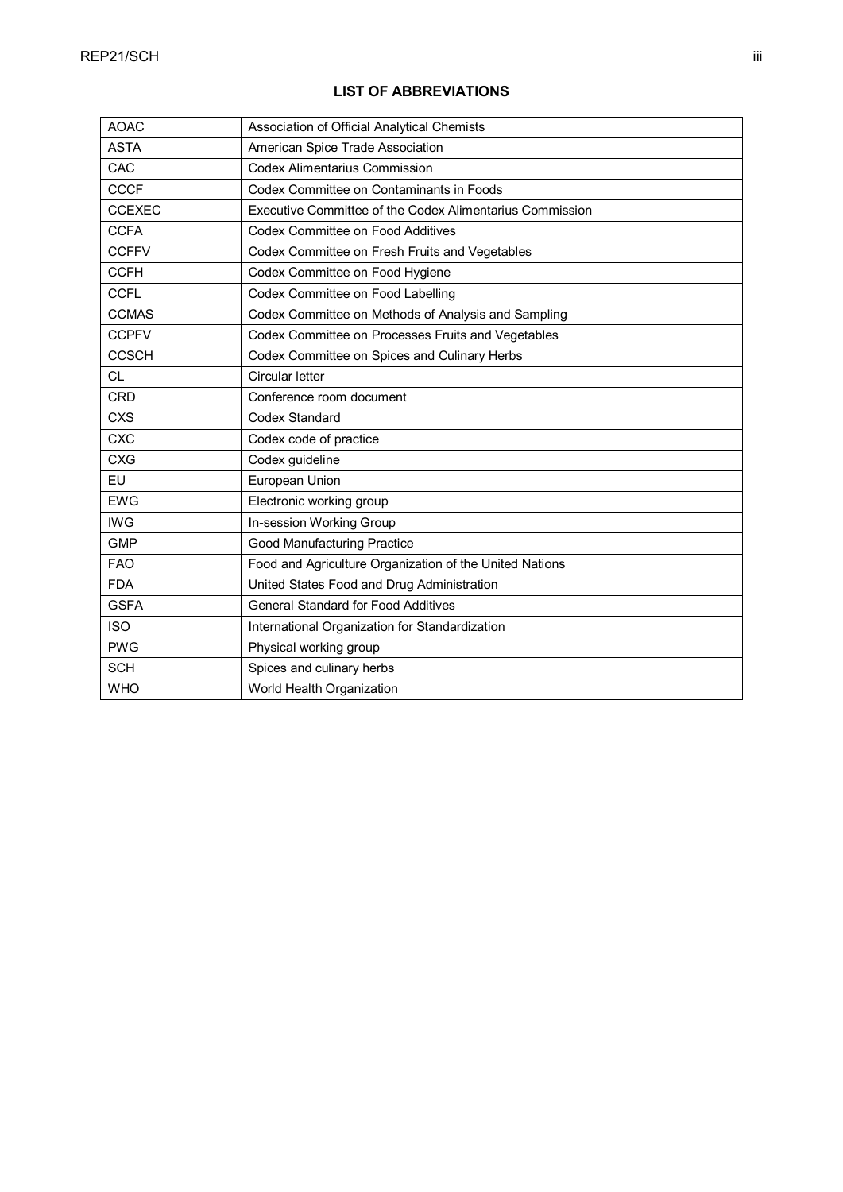## LIST OF ABBREVIATIONS

| | |
|---|---|
| AOAC | Association of Official Analytical Chemists |
| ASTA | American Spice Trade Association |
| CAC | Codex Alimentarius Commission |
| CCCF | Codex Committee on Contaminants in Foods |
| CCEXEC | Executive Committee of the Codex Alimentarius Commission |
| CCFA | Codex Committee on Food Additives |
| CCFFV | Codex Committee on Fresh Fruits and Vegetables |
| CCFH | Codex Committee on Food Hygiene |
| CCFL | Codex Committee on Food Labelling |
| CCMAS | Codex Committee on Methods of Analysis and Sampling |
| CCPFV | Codex Committee on Processes Fruits and Vegetables |
| CCSCH | Codex Committee on Spices and Culinary Herbs |
| CL | Circular letter |
| CRD | Conference room document |
| CXS | Codex Standard |
| CXC | Codex code of practice |
| CXG | Codex guideline |
| EU | European Union |
| EWG | Electronic working group |
| IWG | In-session Working Group |
| GMP | Good Manufacturing Practice |
| FAO | Food and Agriculture Organization of the United Nations |
| FDA | United States Food and Drug Administration |
| GSFA | General Standard for Food Additives |
| ISO | International Organization for Standardization |
| PWG | Physical working group |
| SCH | Spices and culinary herbs |
| WHO | World Health Organization |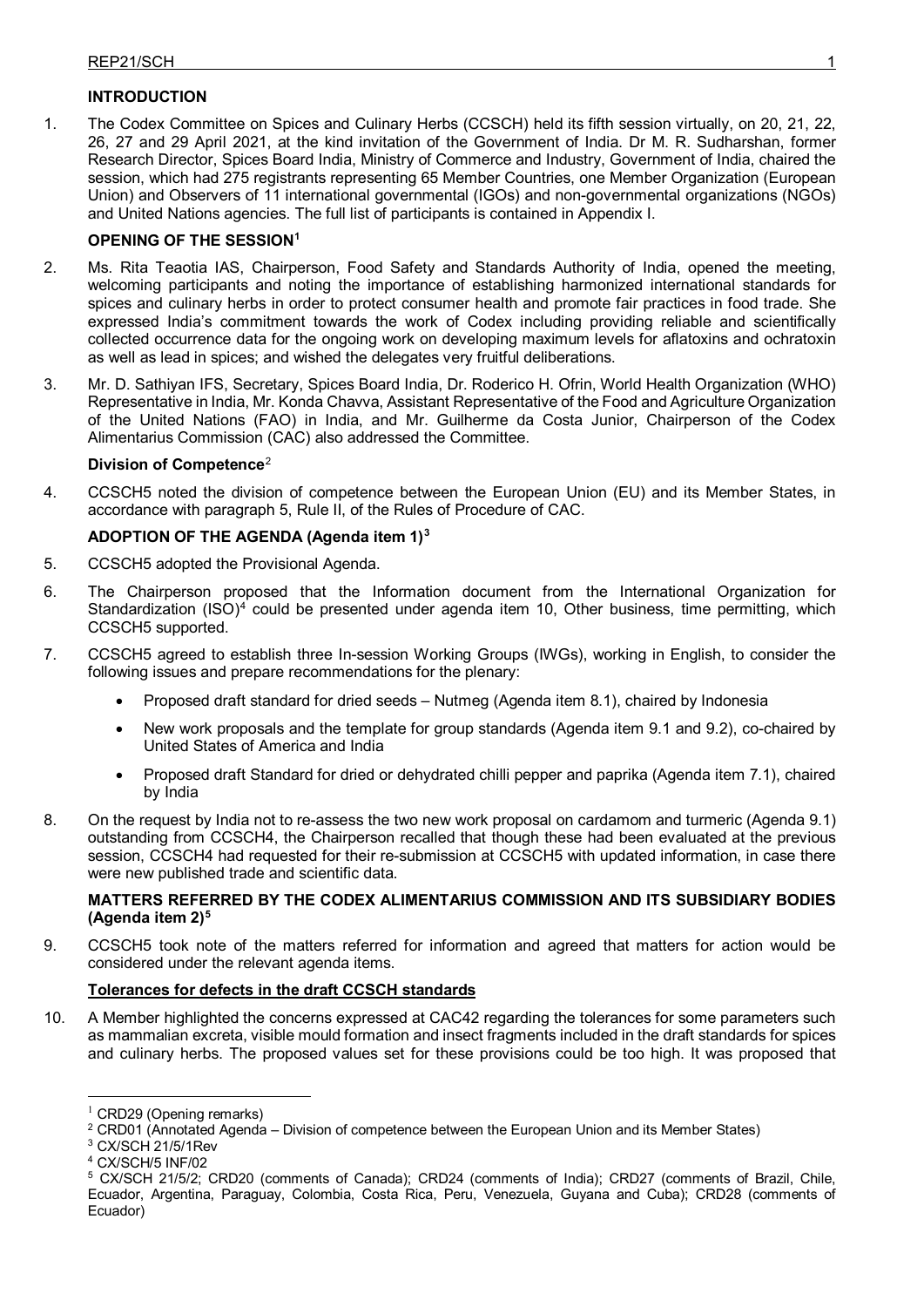## INTRODUCTION

1. The Codex Committee on Spices and Culinary Herbs (CCSCH) held its fifth session virtually, on 20, 21, 22, 26, 27 and 29 April 2021, at the kind invitation of the Government of India. Dr M. R. Sudharshan, former Research Director, Spices Board India, Ministry of Commerce and Industry, Government of India, chaired the session, which had 275 registrants representing 65 Member Countries, one Member Organization (European Union) and Observers of 11 international governmental (IGOs) and non-governmental organizations (NGOs) and United Nations agencies. The full list of participants is contained in Appendix I.

## OPENING OF THE SESSION[1]

2. Ms. Rita Teaotia IAS, Chairperson, Food Safety and Standards Authority of India, opened the meeting, welcoming participants and noting the importance of establishing harmonized international standards for spices and culinary herbs in order to protect consumer health and promote fair practices in food trade. She expressed India's commitment towards the work of Codex including providing reliable and scientifically collected occurrence data for the ongoing work on developing maximum levels for aflatoxins and ochratoxin as well as lead in spices; and wished the delegates very fruitful deliberations.

3. Mr. D. Sathiyan IFS, Secretary, Spices Board India, Dr. Roderico H. Ofrin, World Health Organization (WHO) Representative in India, Mr. Konda Chavva, Assistant Representative of the Food and Agriculture Organization of the United Nations (FAO) in India, and Mr. Guilherme da Costa Junior, Chairperson of the Codex Alimentarius Commission (CAC) also addressed the Committee.

### Division of Competence[2]

4. CCSCH5 noted the division of competence between the European Union (EU) and its Member States, in accordance with paragraph 5, Rule II, of the Rules of Procedure of CAC.

## ADOPTION OF THE AGENDA (Agenda item 1)[3]

5. CCSCH5 adopted the Provisional Agenda.

6. The Chairperson proposed that the Information document from the International Organization for Standardization (ISO)[4] could be presented under agenda item 10, Other business, time permitting, which CCSCH5 supported.

7. CCSCH5 agreed to establish three In-session Working Groups (IWGs), working in English, to consider the following issues and prepare recommendations for the plenary:
   - Proposed draft standard for dried seeds – Nutmeg (Agenda item 8.1), chaired by Indonesia
   - New work proposals and the template for group standards (Agenda item 9.1 and 9.2), co-chaired by United States of America and India
   - Proposed draft Standard for dried or dehydrated chilli pepper and paprika (Agenda item 7.1), chaired by India

8. On the request by India not to re-assess the two new work proposal on cardamom and turmeric (Agenda 9.1) outstanding from CCSCH4, the Chairperson recalled that though these had been evaluated at the previous session, CCSCH4 had requested for their re-submission at CCSCH5 with updated information, in case there were new published trade and scientific data.

## MATTERS REFERRED BY THE CODEX ALIMENTARIUS COMMISSION AND ITS SUBSIDIARY BODIES (Agenda item 2)[5]

9. CCSCH5 took note of the matters referred for information and agreed that matters for action would be considered under the relevant agenda items.

### <u>Tolerances for defects in the draft CCSCH standards</u>

10. A Member highlighted the concerns expressed at CAC42 regarding the tolerances for some parameters such as mammalian excreta, visible mould formation and insect fragments included in the draft standards for spices and culinary herbs. The proposed values set for these provisions could be too high. It was proposed that

---

[1] CRD29 (Opening remarks)

[2] CRD01 (Annotated Agenda – Division of competence between the European Union and its Member States)

[3] CX/SCH 21/5/1Rev

[4] CX/SCH/5 INF/02

[5] CX/SCH 21/5/2; CRD20 (comments of Canada); CRD24 (comments of India); CRD27 (comments of Brazil, Chile, Ecuador, Argentina, Paraguay, Colombia, Costa Rica, Peru, Venezuela, Guyana and Cuba); CRD28 (comments of Ecuador)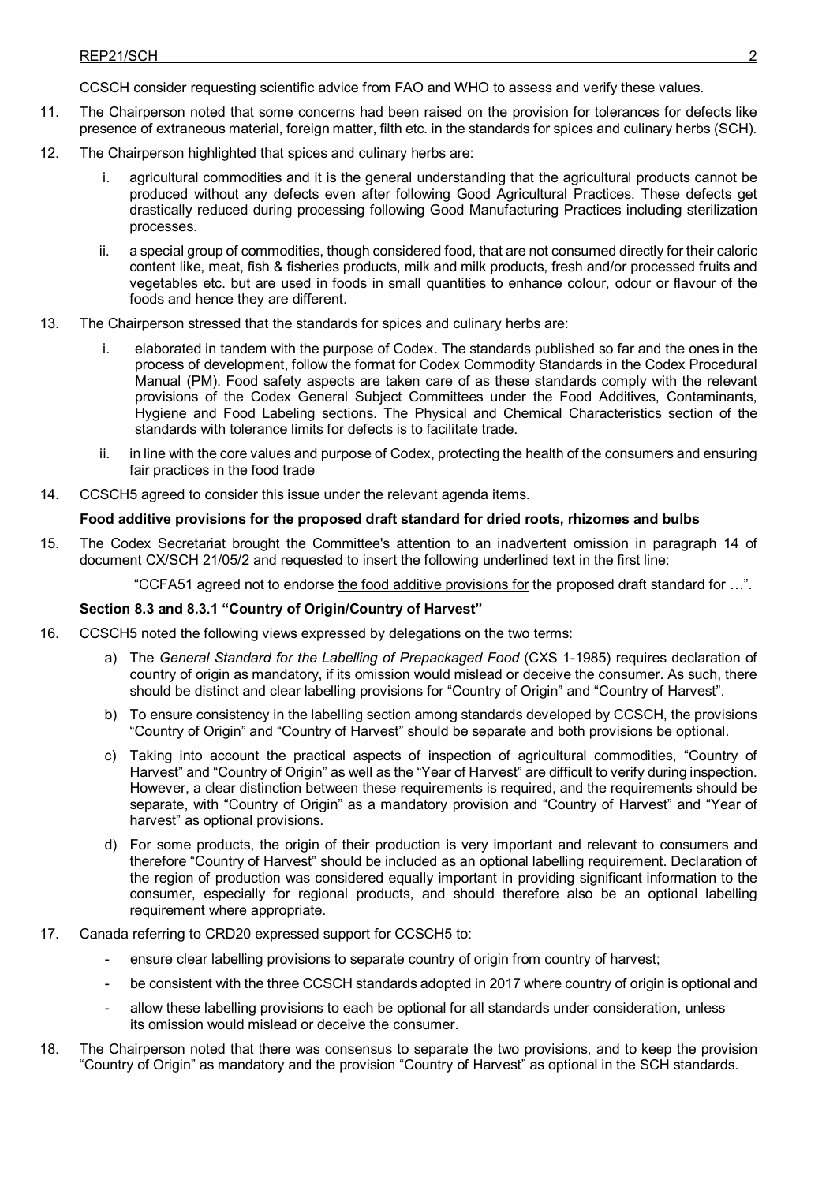CCSCH consider requesting scientific advice from FAO and WHO to assess and verify these values.

11. The Chairperson noted that some concerns had been raised on the provision for tolerances for defects like presence of extraneous material, foreign matter, filth etc. in the standards for spices and culinary herbs (SCH).

12. The Chairperson highlighted that spices and culinary herbs are:

    i. agricultural commodities and it is the general understanding that the agricultural products cannot be produced without any defects even after following Good Agricultural Practices. These defects get drastically reduced during processing following Good Manufacturing Practices including sterilization processes.

    ii. a special group of commodities, though considered food, that are not consumed directly for their caloric content like, meat, fish & fisheries products, milk and milk products, fresh and/or processed fruits and vegetables etc. but are used in foods in small quantities to enhance colour, odour or flavour of the foods and hence they are different.

13. The Chairperson stressed that the standards for spices and culinary herbs are:

    i. elaborated in tandem with the purpose of Codex. The standards published so far and the ones in the process of development, follow the format for Codex Commodity Standards in the Codex Procedural Manual (PM). Food safety aspects are taken care of as these standards comply with the relevant provisions of the Codex General Subject Committees under the Food Additives, Contaminants, Hygiene and Food Labeling sections. The Physical and Chemical Characteristics section of the standards with tolerance limits for defects is to facilitate trade.

    ii. in line with the core values and purpose of Codex, protecting the health of the consumers and ensuring fair practices in the food trade

14. CCSCH5 agreed to consider this issue under the relevant agenda items.

**Food additive provisions for the proposed draft standard for dried roots, rhizomes and bulbs**

15. The Codex Secretariat brought the Committee's attention to an inadvertent omission in paragraph 14 of document CX/SCH 21/05/2 and requested to insert the following underlined text in the first line:

    "CCFA51 agreed not to endorse <u>the food additive provisions for</u> the proposed draft standard for …".

**Section 8.3 and 8.3.1 "Country of Origin/Country of Harvest"**

16. CCSCH5 noted the following views expressed by delegations on the two terms:

    a) The *General Standard for the Labelling of Prepackaged Food* (CXS 1-1985) requires declaration of country of origin as mandatory, if its omission would mislead or deceive the consumer. As such, there should be distinct and clear labelling provisions for "Country of Origin" and "Country of Harvest".

    b) To ensure consistency in the labelling section among standards developed by CCSCH, the provisions "Country of Origin" and "Country of Harvest" should be separate and both provisions be optional.

    c) Taking into account the practical aspects of inspection of agricultural commodities, "Country of Harvest" and "Country of Origin" as well as the "Year of Harvest" are difficult to verify during inspection. However, a clear distinction between these requirements is required, and the requirements should be separate, with "Country of Origin" as a mandatory provision and "Country of Harvest" and "Year of harvest" as optional provisions.

    d) For some products, the origin of their production is very important and relevant to consumers and therefore "Country of Harvest" should be included as an optional labelling requirement. Declaration of the region of production was considered equally important in providing significant information to the consumer, especially for regional products, and should therefore also be an optional labelling requirement where appropriate.

17. Canada referring to CRD20 expressed support for CCSCH5 to:

    - ensure clear labelling provisions to separate country of origin from country of harvest;
    - be consistent with the three CCSCH standards adopted in 2017 where country of origin is optional and
    - allow these labelling provisions to each be optional for all standards under consideration, unless its omission would mislead or deceive the consumer.

18. The Chairperson noted that there was consensus to separate the two provisions, and to keep the provision "Country of Origin" as mandatory and the provision "Country of Harvest" as optional in the SCH standards.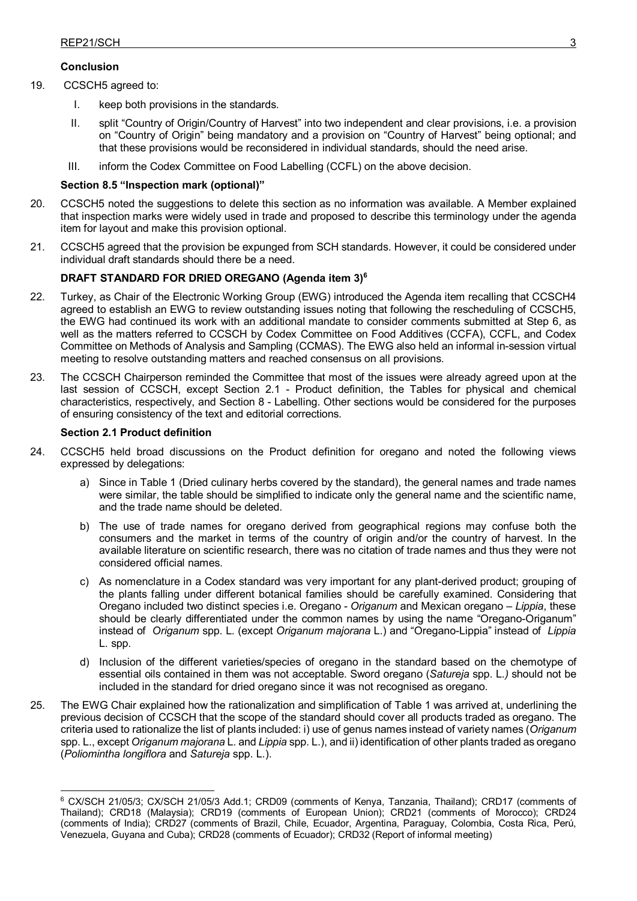**Conclusion**

19. CCSCH5 agreed to:

    I. keep both provisions in the standards.

    II. split "Country of Origin/Country of Harvest" into two independent and clear provisions, i.e. a provision on "Country of Origin" being mandatory and a provision on "Country of Harvest" being optional; and that these provisions would be reconsidered in individual standards, should the need arise.

    III. inform the Codex Committee on Food Labelling (CCFL) on the above decision.

**Section 8.5 "Inspection mark (optional)"**

20. CCSCH5 noted the suggestions to delete this section as no information was available. A Member explained that inspection marks were widely used in trade and proposed to describe this terminology under the agenda item for layout and make this provision optional.

21. CCSCH5 agreed that the provision be expunged from SCH standards. However, it could be considered under individual draft standards should there be a need.

**DRAFT STANDARD FOR DRIED OREGANO (Agenda item 3)[6]**

22. Turkey, as Chair of the Electronic Working Group (EWG) introduced the Agenda item recalling that CCSCH4 agreed to establish an EWG to review outstanding issues noting that following the rescheduling of CCSCH5, the EWG had continued its work with an additional mandate to consider comments submitted at Step 6, as well as the matters referred to CCSCH by Codex Committee on Food Additives (CCFA), CCFL, and Codex Committee on Methods of Analysis and Sampling (CCMAS). The EWG also held an informal in-session virtual meeting to resolve outstanding matters and reached consensus on all provisions.

23. The CCSCH Chairperson reminded the Committee that most of the issues were already agreed upon at the last session of CCSCH, except Section 2.1 - Product definition, the Tables for physical and chemical characteristics, respectively, and Section 8 - Labelling. Other sections would be considered for the purposes of ensuring consistency of the text and editorial corrections.

**Section 2.1 Product definition**

24. CCSCH5 held broad discussions on the Product definition for oregano and noted the following views expressed by delegations:

    a) Since in Table 1 (Dried culinary herbs covered by the standard), the general names and trade names were similar, the table should be simplified to indicate only the general name and the scientific name, and the trade name should be deleted.

    b) The use of trade names for oregano derived from geographical regions may confuse both the consumers and the market in terms of the country of origin and/or the country of harvest. In the available literature on scientific research, there was no citation of trade names and thus they were not considered official names.

    c) As nomenclature in a Codex standard was very important for any plant-derived product; grouping of the plants falling under different botanical families should be carefully examined. Considering that Oregano included two distinct species i.e. Oregano - *Origanum* and Mexican oregano – *Lippia*, these should be clearly differentiated under the common names by using the name "Oregano-Origanum" instead of *Origanum* spp. L. (except *Origanum majorana* L.) and "Oregano-Lippia" instead of *Lippia* L. spp.

    d) Inclusion of the different varieties/species of oregano in the standard based on the chemotype of essential oils contained in them was not acceptable. Sword oregano (*Satureja* spp. L.*)* should not be included in the standard for dried oregano since it was not recognised as oregano.

25. The EWG Chair explained how the rationalization and simplification of Table 1 was arrived at, underlining the previous decision of CCSCH that the scope of the standard should cover all products traded as oregano. The criteria used to rationalize the list of plants included: i) use of genus names instead of variety names (*Origanum* spp. L., except *Origanum majorana* L. and *Lippia* spp. L.), and ii) identification of other plants traded as oregano (*Poliomintha longiflora* and *Satureja* spp. L.).

---

[6] CX/SCH 21/05/3; CX/SCH 21/05/3 Add.1; CRD09 (comments of Kenya, Tanzania, Thailand); CRD17 (comments of Thailand); CRD18 (Malaysia); CRD19 (comments of European Union); CRD21 (comments of Morocco); CRD24 (comments of India); CRD27 (comments of Brazil, Chile, Ecuador, Argentina, Paraguay, Colombia, Costa Rica, Perú, Venezuela, Guyana and Cuba); CRD28 (comments of Ecuador); CRD32 (Report of informal meeting)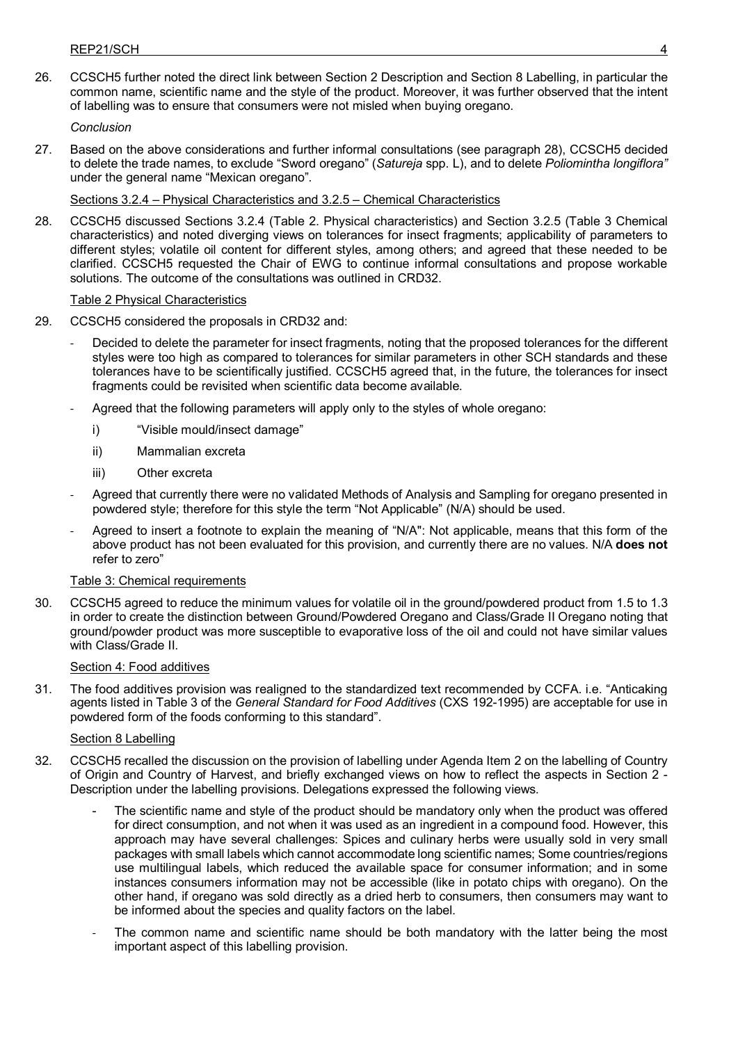26. CCSCH5 further noted the direct link between Section 2 Description and Section 8 Labelling, in particular the common name, scientific name and the style of the product. Moreover, it was further observed that the intent of labelling was to ensure that consumers were not misled when buying oregano.

*Conclusion*

27. Based on the above considerations and further informal consultations (see paragraph 28), CCSCH5 decided to delete the trade names, to exclude "Sword oregano" (*Satureja* spp. L), and to delete *Poliomintha longiflora"* under the general name "Mexican oregano".

Sections 3.2.4 – Physical Characteristics and 3.2.5 – Chemical Characteristics

28. CCSCH5 discussed Sections 3.2.4 (Table 2. Physical characteristics) and Section 3.2.5 (Table 3 Chemical characteristics) and noted diverging views on tolerances for insect fragments; applicability of parameters to different styles; volatile oil content for different styles, among others; and agreed that these needed to be clarified. CCSCH5 requested the Chair of EWG to continue informal consultations and propose workable solutions. The outcome of the consultations was outlined in CRD32.

Table 2 Physical Characteristics

29. CCSCH5 considered the proposals in CRD32 and:

   - Decided to delete the parameter for insect fragments, noting that the proposed tolerances for the different styles were too high as compared to tolerances for similar parameters in other SCH standards and these tolerances have to be scientifically justified. CCSCH5 agreed that, in the future, the tolerances for insect fragments could be revisited when scientific data become available.
   - Agreed that the following parameters will apply only to the styles of whole oregano:
     - i) "Visible mould/insect damage"
     - ii) Mammalian excreta
     - iii) Other excreta
   - Agreed that currently there were no validated Methods of Analysis and Sampling for oregano presented in powdered style; therefore for this style the term "Not Applicable" (N/A) should be used.
   - Agreed to insert a footnote to explain the meaning of "N/A": Not applicable, means that this form of the above product has not been evaluated for this provision, and currently there are no values. N/A **does not** refer to zero"

Table 3: Chemical requirements

30. CCSCH5 agreed to reduce the minimum values for volatile oil in the ground/powdered product from 1.5 to 1.3 in order to create the distinction between Ground/Powdered Oregano and Class/Grade II Oregano noting that ground/powder product was more susceptible to evaporative loss of the oil and could not have similar values with Class/Grade II.

Section 4: Food additives

31. The food additives provision was realigned to the standardized text recommended by CCFA. i.e. "Anticaking agents listed in Table 3 of the *General Standard for Food Additives* (CXS 192-1995) are acceptable for use in powdered form of the foods conforming to this standard".

Section 8 Labelling

32. CCSCH5 recalled the discussion on the provision of labelling under Agenda Item 2 on the labelling of Country of Origin and Country of Harvest, and briefly exchanged views on how to reflect the aspects in Section 2 - Description under the labelling provisions. Delegations expressed the following views.

   - The scientific name and style of the product should be mandatory only when the product was offered for direct consumption, and not when it was used as an ingredient in a compound food. However, this approach may have several challenges: Spices and culinary herbs were usually sold in very small packages with small labels which cannot accommodate long scientific names; Some countries/regions use multilingual labels, which reduced the available space for consumer information; and in some instances consumers information may not be accessible (like in potato chips with oregano). On the other hand, if oregano was sold directly as a dried herb to consumers, then consumers may want to be informed about the species and quality factors on the label.
   - The common name and scientific name should be both mandatory with the latter being the most important aspect of this labelling provision.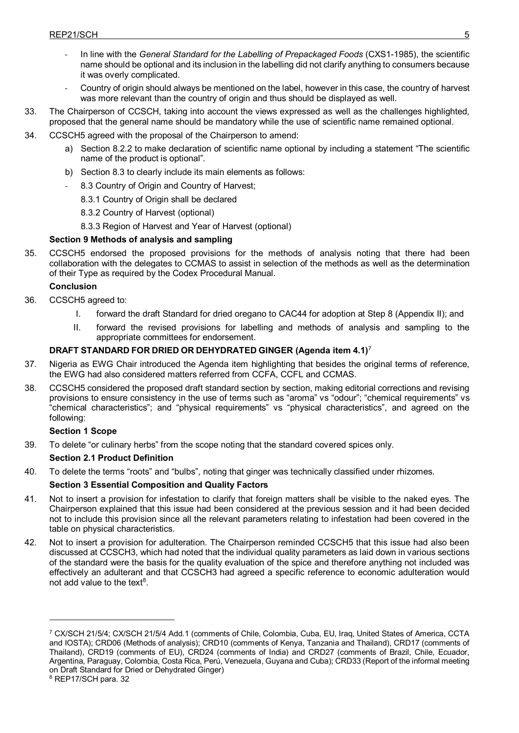- In line with the *General Standard for the Labelling of Prepackaged Foods* (CXS1-1985), the scientific name should be optional and its inclusion in the labelling did not clarify anything to consumers because it was overly complicated.
- Country of origin should always be mentioned on the label, however in this case, the country of harvest was more relevant than the country of origin and thus should be displayed as well.

33. The Chairperson of CCSCH, taking into account the views expressed as well as the challenges highlighted, proposed that the general name should be mandatory while the use of scientific name remained optional.

34. CCSCH5 agreed with the proposal of the Chairperson to amend:

    a) Section 8.2.2 to make declaration of scientific name optional by including a statement "The scientific name of the product is optional".

    b) Section 8.3 to clearly include its main elements as follows:

    - 8.3 Country of Origin and Country of Harvest;

      8.3.1 Country of Origin shall be declared

      8.3.2 Country of Harvest (optional)

      8.3.3 Region of Harvest and Year of Harvest (optional)

**Section 9 Methods of analysis and sampling**

35. CCSCH5 endorsed the proposed provisions for the methods of analysis noting that there had been collaboration with the delegates to CCMAS to assist in selection of the methods as well as the determination of their Type as required by the Codex Procedural Manual.

**Conclusion**

36. CCSCH5 agreed to:

    I. forward the draft Standard for dried oregano to CAC44 for adoption at Step 8 (Appendix II); and

    II. forward the revised provisions for labelling and methods of analysis and sampling to the appropriate committees for endorsement.

**DRAFT STANDARD FOR DRIED OR DEHYDRATED GINGER (Agenda item 4.1)**[7]

37. Nigeria as EWG Chair introduced the Agenda item highlighting that besides the original terms of reference, the EWG had also considered matters referred from CCFA, CCFL and CCMAS.

38. CCSCH5 considered the proposed draft standard section by section, making editorial corrections and revising provisions to ensure consistency in the use of terms such as "aroma" vs "odour"; "chemical requirements" vs "chemical characteristics"; and "physical requirements" vs "physical characteristics", and agreed on the following:

**Section 1 Scope**

39. To delete "or culinary herbs" from the scope noting that the standard covered spices only.

**Section 2.1 Product Definition**

40. To delete the terms "roots" and "bulbs", noting that ginger was technically classified under rhizomes.

**Section 3 Essential Composition and Quality Factors**

41. Not to insert a provision for infestation to clarify that foreign matters shall be visible to the naked eyes. The Chairperson explained that this issue had been considered at the previous session and it had been decided not to include this provision since all the relevant parameters relating to infestation had been covered in the table on physical characteristics.

42. Not to insert a provision for adulteration. The Chairperson reminded CCSCH5 that this issue had also been discussed at CCSCH3, which had noted that the individual quality parameters as laid down in various sections of the standard were the basis for the quality evaluation of the spice and therefore anything not included was effectively an adulterant and that CCSCH3 had agreed a specific reference to economic adulteration would not add value to the text[8].

---

[7] CX/SCH 21/5/4; CX/SCH 21/5/4 Add.1 (comments of Chile, Colombia, Cuba, EU, Iraq, United States of America, CCTA and IOSTA); CRD06 (Methods of analysis); CRD10 (comments of Kenya, Tanzania and Thailand), CRD17 (comments of Thailand), CRD19 (comments of EU), CRD24 (comments of India) and CRD27 (comments of Brazil, Chile, Ecuador, Argentina, Paraguay, Colombia, Costa Rica, Perú, Venezuela, Guyana and Cuba); CRD33 (Report of the informal meeting on Draft Standard for Dried or Dehydrated Ginger)

[8] REP17/SCH para. 32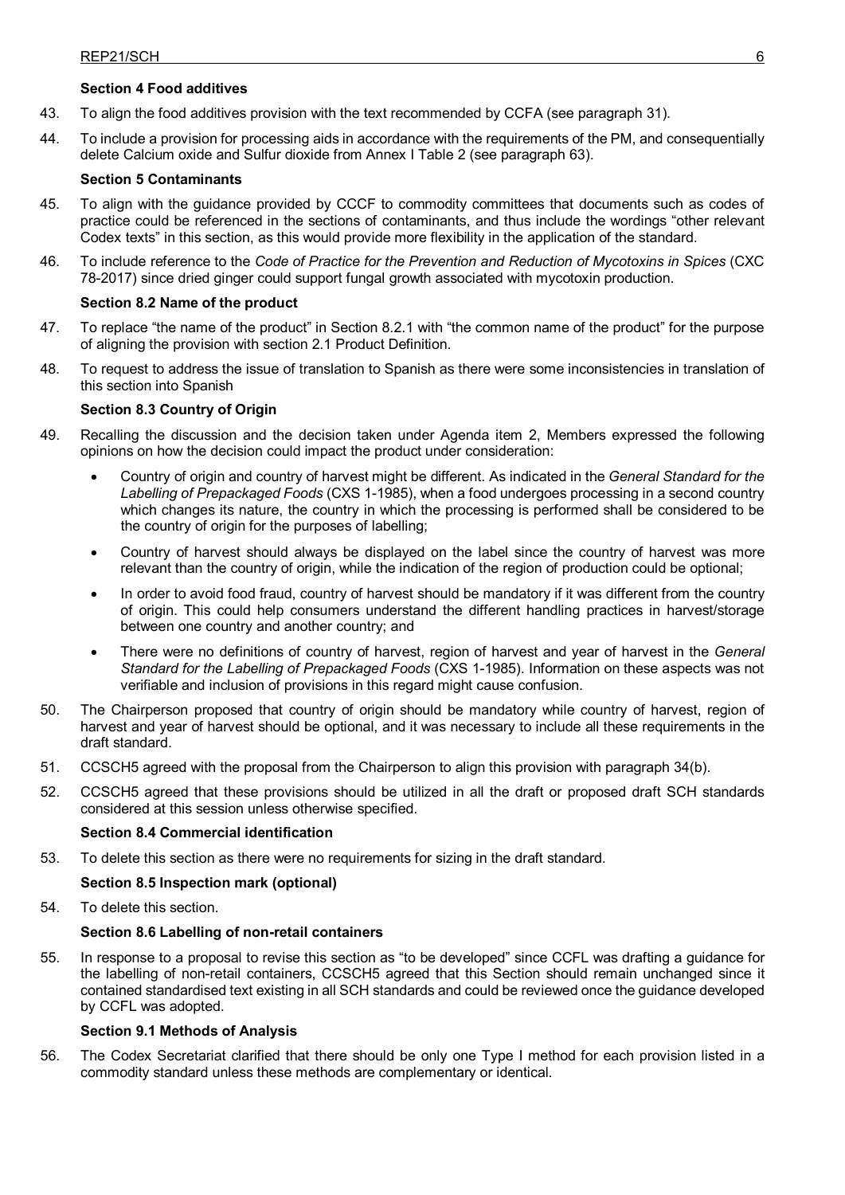### Section 4 Food additives

43. To align the food additives provision with the text recommended by CCFA (see paragraph 31).

44. To include a provision for processing aids in accordance with the requirements of the PM, and consequentially delete Calcium oxide and Sulfur dioxide from Annex I Table 2 (see paragraph 63).

### Section 5 Contaminants

45. To align with the guidance provided by CCCF to commodity committees that documents such as codes of practice could be referenced in the sections of contaminants, and thus include the wordings "other relevant Codex texts" in this section, as this would provide more flexibility in the application of the standard.

46. To include reference to the *Code of Practice for the Prevention and Reduction of Mycotoxins in Spices* (CXC 78-2017) since dried ginger could support fungal growth associated with mycotoxin production.

### Section 8.2 Name of the product

47. To replace "the name of the product" in Section 8.2.1 with "the common name of the product" for the purpose of aligning the provision with section 2.1 Product Definition.

48. To request to address the issue of translation to Spanish as there were some inconsistencies in translation of this section into Spanish

### Section 8.3 Country of Origin

49. Recalling the discussion and the decision taken under Agenda item 2, Members expressed the following opinions on how the decision could impact the product under consideration:

    - Country of origin and country of harvest might be different. As indicated in the *General Standard for the Labelling of Prepackaged Foods* (CXS 1-1985), when a food undergoes processing in a second country which changes its nature, the country in which the processing is performed shall be considered to be the country of origin for the purposes of labelling;
    - Country of harvest should always be displayed on the label since the country of harvest was more relevant than the country of origin, while the indication of the region of production could be optional;
    - In order to avoid food fraud, country of harvest should be mandatory if it was different from the country of origin. This could help consumers understand the different handling practices in harvest/storage between one country and another country; and
    - There were no definitions of country of harvest, region of harvest and year of harvest in the *General Standard for the Labelling of Prepackaged Foods* (CXS 1-1985). Information on these aspects was not verifiable and inclusion of provisions in this regard might cause confusion.

50. The Chairperson proposed that country of origin should be mandatory while country of harvest, region of harvest and year of harvest should be optional, and it was necessary to include all these requirements in the draft standard.

51. CCSCH5 agreed with the proposal from the Chairperson to align this provision with paragraph 34(b).

52. CCSCH5 agreed that these provisions should be utilized in all the draft or proposed draft SCH standards considered at this session unless otherwise specified.

### Section 8.4 Commercial identification

53. To delete this section as there were no requirements for sizing in the draft standard.

### Section 8.5 Inspection mark (optional)

54. To delete this section.

### Section 8.6 Labelling of non-retail containers

55. In response to a proposal to revise this section as "to be developed" since CCFL was drafting a guidance for the labelling of non-retail containers, CCSCH5 agreed that this Section should remain unchanged since it contained standardised text existing in all SCH standards and could be reviewed once the guidance developed by CCFL was adopted.

### Section 9.1 Methods of Analysis

56. The Codex Secretariat clarified that there should be only one Type I method for each provision listed in a commodity standard unless these methods are complementary or identical.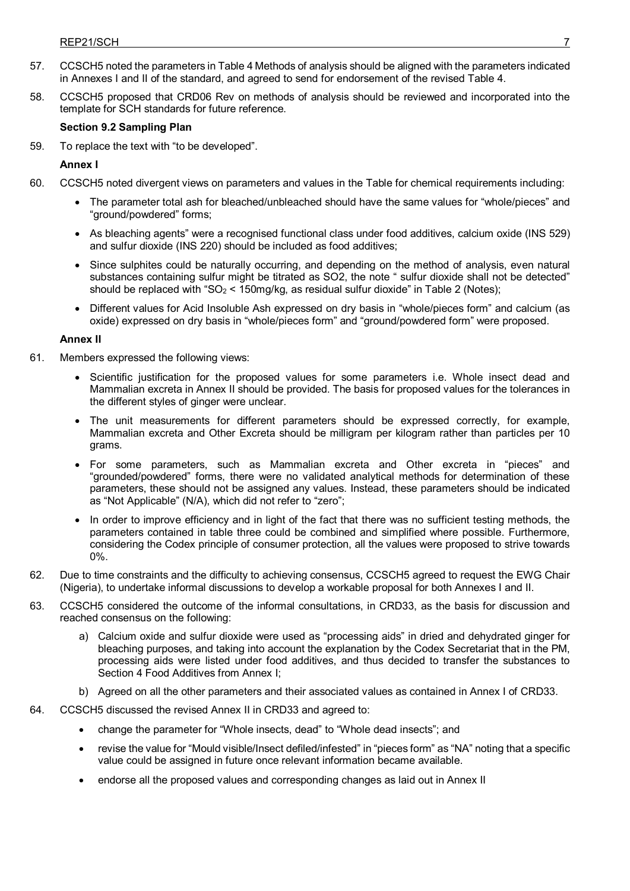57. CCSCH5 noted the parameters in Table 4 Methods of analysis should be aligned with the parameters indicated in Annexes I and II of the standard, and agreed to send for endorsement of the revised Table 4.

58. CCSCH5 proposed that CRD06 Rev on methods of analysis should be reviewed and incorporated into the template for SCH standards for future reference.

**Section 9.2 Sampling Plan**

59. To replace the text with "to be developed".

**Annex I**

60. CCSCH5 noted divergent views on parameters and values in the Table for chemical requirements including:

- The parameter total ash for bleached/unbleached should have the same values for "whole/pieces" and "ground/powdered" forms;
- As bleaching agents" were a recognised functional class under food additives, calcium oxide (INS 529) and sulfur dioxide (INS 220) should be included as food additives;
- Since sulphites could be naturally occurring, and depending on the method of analysis, even natural substances containing sulfur might be titrated as SO2, the note " sulfur dioxide shall not be detected" should be replaced with "$SO_2$ < 150mg/kg, as residual sulfur dioxide" in Table 2 (Notes);
- Different values for Acid Insoluble Ash expressed on dry basis in "whole/pieces form" and calcium (as oxide) expressed on dry basis in "whole/pieces form" and "ground/powdered form" were proposed.

**Annex II**

61. Members expressed the following views:

- Scientific justification for the proposed values for some parameters i.e. Whole insect dead and Mammalian excreta in Annex II should be provided. The basis for proposed values for the tolerances in the different styles of ginger were unclear.
- The unit measurements for different parameters should be expressed correctly, for example, Mammalian excreta and Other Excreta should be milligram per kilogram rather than particles per 10 grams.
- For some parameters, such as Mammalian excreta and Other excreta in "pieces" and "grounded/powdered" forms, there were no validated analytical methods for determination of these parameters, these should not be assigned any values. Instead, these parameters should be indicated as "Not Applicable" (N/A), which did not refer to "zero";
- In order to improve efficiency and in light of the fact that there was no sufficient testing methods, the parameters contained in table three could be combined and simplified where possible. Furthermore, considering the Codex principle of consumer protection, all the values were proposed to strive towards 0%.

62. Due to time constraints and the difficulty to achieving consensus, CCSCH5 agreed to request the EWG Chair (Nigeria), to undertake informal discussions to develop a workable proposal for both Annexes I and II.

63. CCSCH5 considered the outcome of the informal consultations, in CRD33, as the basis for discussion and reached consensus on the following:

   a) Calcium oxide and sulfur dioxide were used as "processing aids" in dried and dehydrated ginger for bleaching purposes, and taking into account the explanation by the Codex Secretariat that in the PM, processing aids were listed under food additives, and thus decided to transfer the substances to Section 4 Food Additives from Annex I;

   b) Agreed on all the other parameters and their associated values as contained in Annex I of CRD33.

64. CCSCH5 discussed the revised Annex II in CRD33 and agreed to:

- change the parameter for "Whole insects, dead" to "Whole dead insects"; and
- revise the value for "Mould visible/Insect defiled/infested" in "pieces form" as "NA" noting that a specific value could be assigned in future once relevant information became available.
- endorse all the proposed values and corresponding changes as laid out in Annex II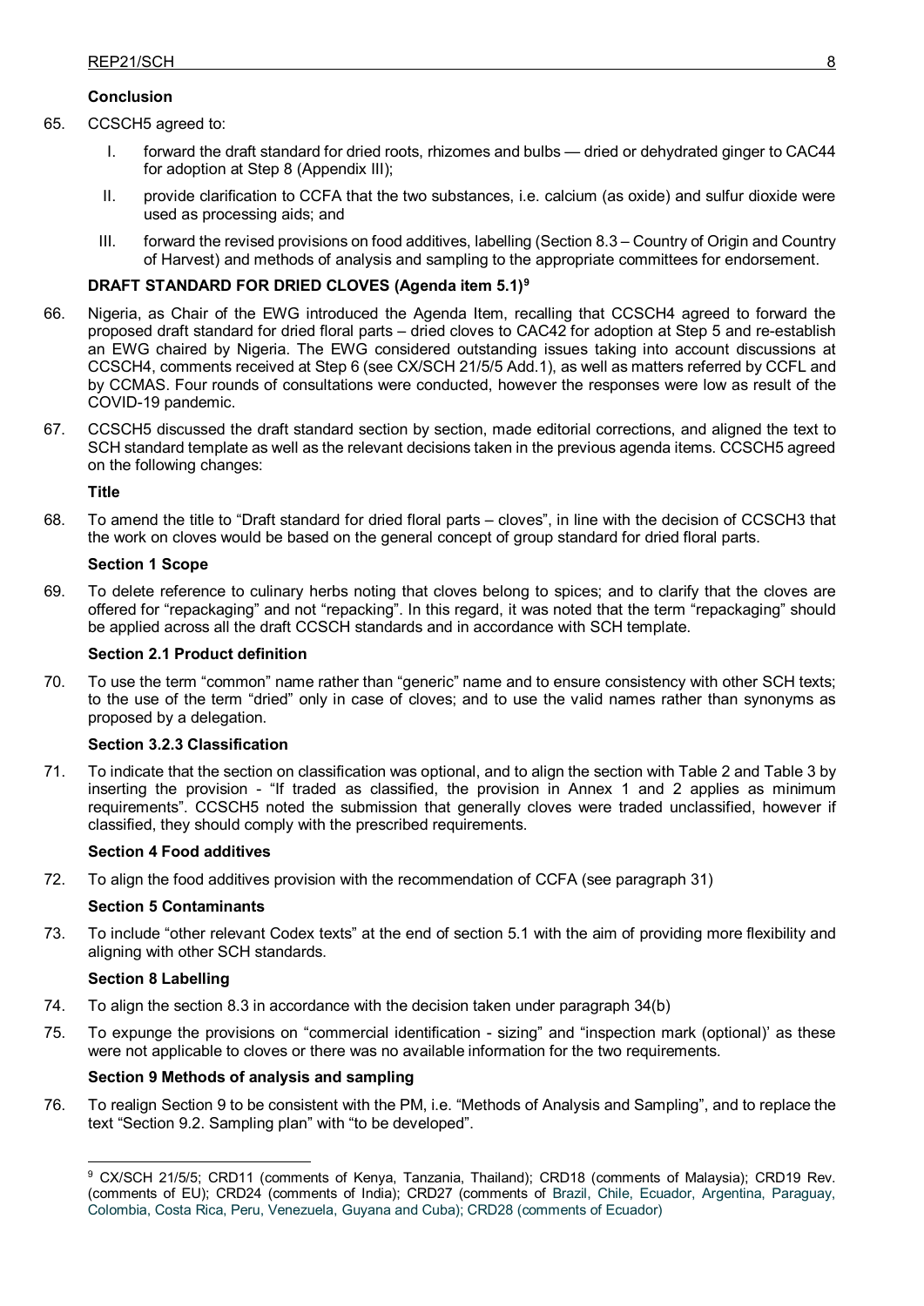**Conclusion**

65. CCSCH5 agreed to:

    I. forward the draft standard for dried roots, rhizomes and bulbs — dried or dehydrated ginger to CAC44 for adoption at Step 8 (Appendix III);

    II. provide clarification to CCFA that the two substances, i.e. calcium (as oxide) and sulfur dioxide were used as processing aids; and

    III. forward the revised provisions on food additives, labelling (Section 8.3 – Country of Origin and Country of Harvest) and methods of analysis and sampling to the appropriate committees for endorsement.

**DRAFT STANDARD FOR DRIED CLOVES (Agenda item 5.1)[9]**

66. Nigeria, as Chair of the EWG introduced the Agenda Item, recalling that CCSCH4 agreed to forward the proposed draft standard for dried floral parts – dried cloves to CAC42 for adoption at Step 5 and re-establish an EWG chaired by Nigeria. The EWG considered outstanding issues taking into account discussions at CCSCH4, comments received at Step 6 (see CX/SCH 21/5/5 Add.1), as well as matters referred by CCFL and by CCMAS. Four rounds of consultations were conducted, however the responses were low as result of the COVID-19 pandemic.

67. CCSCH5 discussed the draft standard section by section, made editorial corrections, and aligned the text to SCH standard template as well as the relevant decisions taken in the previous agenda items. CCSCH5 agreed on the following changes:

**Title**

68. To amend the title to "Draft standard for dried floral parts – cloves", in line with the decision of CCSCH3 that the work on cloves would be based on the general concept of group standard for dried floral parts.

**Section 1 Scope**

69. To delete reference to culinary herbs noting that cloves belong to spices; and to clarify that the cloves are offered for "repackaging" and not "repacking". In this regard, it was noted that the term "repackaging" should be applied across all the draft CCSCH standards and in accordance with SCH template.

**Section 2.1 Product definition**

70. To use the term "common" name rather than "generic" name and to ensure consistency with other SCH texts; to the use of the term "dried" only in case of cloves; and to use the valid names rather than synonyms as proposed by a delegation.

**Section 3.2.3 Classification**

71. To indicate that the section on classification was optional, and to align the section with Table 2 and Table 3 by inserting the provision - "If traded as classified, the provision in Annex 1 and 2 applies as minimum requirements". CCSCH5 noted the submission that generally cloves were traded unclassified, however if classified, they should comply with the prescribed requirements.

**Section 4 Food additives**

72. To align the food additives provision with the recommendation of CCFA (see paragraph 31)

**Section 5 Contaminants**

73. To include "other relevant Codex texts" at the end of section 5.1 with the aim of providing more flexibility and aligning with other SCH standards.

**Section 8 Labelling**

74. To align the section 8.3 in accordance with the decision taken under paragraph 34(b)

75. To expunge the provisions on "commercial identification - sizing" and "inspection mark (optional)' as these were not applicable to cloves or there was no available information for the two requirements.

**Section 9 Methods of analysis and sampling**

76. To realign Section 9 to be consistent with the PM, i.e. "Methods of Analysis and Sampling", and to replace the text "Section 9.2. Sampling plan" with "to be developed".

---

[9] CX/SCH 21/5/5; CRD11 (comments of Kenya, Tanzania, Thailand); CRD18 (comments of Malaysia); CRD19 Rev. (comments of EU); CRD24 (comments of India); CRD27 (comments of Brazil, Chile, Ecuador, Argentina, Paraguay, Colombia, Costa Rica, Peru, Venezuela, Guyana and Cuba); CRD28 (comments of Ecuador)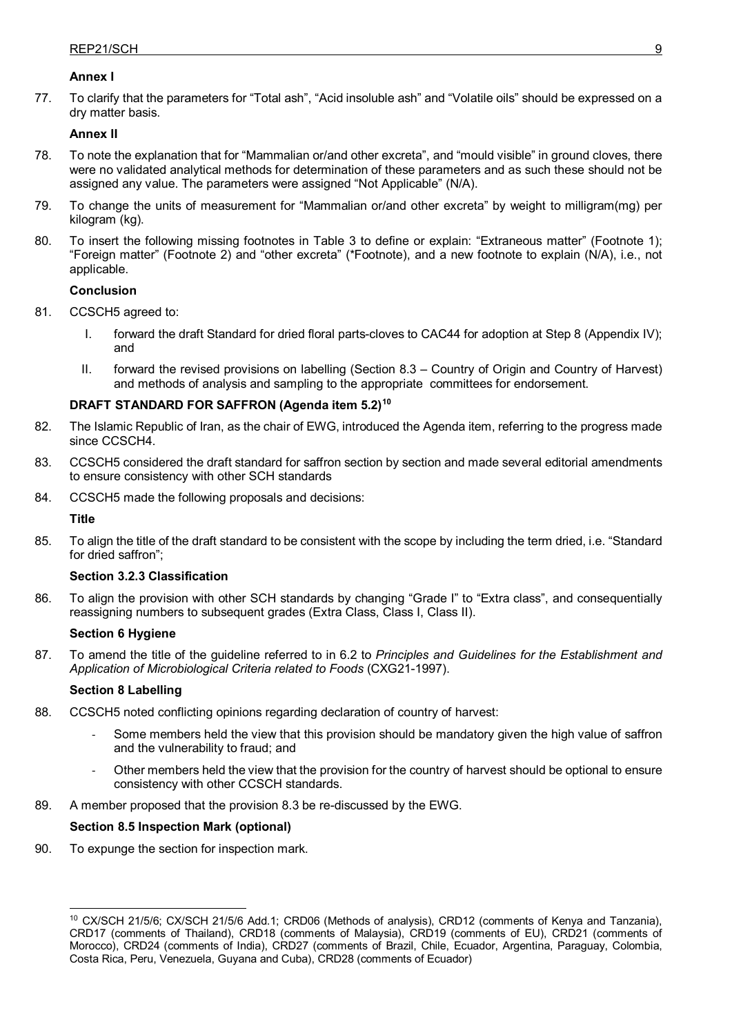**Annex I**

77. To clarify that the parameters for “Total ash”, “Acid insoluble ash” and “Volatile oils” should be expressed on a dry matter basis.

**Annex II**

78. To note the explanation that for “Mammalian or/and other excreta”, and “mould visible” in ground cloves, there were no validated analytical methods for determination of these parameters and as such these should not be assigned any value. The parameters were assigned “Not Applicable” (N/A).

79. To change the units of measurement for “Mammalian or/and other excreta” by weight to milligram(mg) per kilogram (kg).

80. To insert the following missing footnotes in Table 3 to define or explain: “Extraneous matter” (Footnote 1); “Foreign matter” (Footnote 2) and “other excreta” (*Footnote), and a new footnote to explain (N/A), i.e., not applicable.

**Conclusion**

81. CCSCH5 agreed to:

   I. forward the draft Standard for dried floral parts-cloves to CAC44 for adoption at Step 8 (Appendix IV); and

   II. forward the revised provisions on labelling (Section 8.3 – Country of Origin and Country of Harvest) and methods of analysis and sampling to the appropriate committees for endorsement.

**DRAFT STANDARD FOR SAFFRON (Agenda item 5.2)[10]**

82. The Islamic Republic of Iran, as the chair of EWG, introduced the Agenda item, referring to the progress made since CCSCH4.

83. CCSCH5 considered the draft standard for saffron section by section and made several editorial amendments to ensure consistency with other SCH standards

84. CCSCH5 made the following proposals and decisions:

**Title**

85. To align the title of the draft standard to be consistent with the scope by including the term dried, i.e. “Standard for dried saffron”;

**Section 3.2.3 Classification**

86. To align the provision with other SCH standards by changing “Grade I” to “Extra class”, and consequentially reassigning numbers to subsequent grades (Extra Class, Class I, Class II).

**Section 6 Hygiene**

87. To amend the title of the guideline referred to in 6.2 to *Principles and Guidelines for the Establishment and Application of Microbiological Criteria related to Foods* (CXG21-1997).

**Section 8 Labelling**

88. CCSCH5 noted conflicting opinions regarding declaration of country of harvest:

   - Some members held the view that this provision should be mandatory given the high value of saffron and the vulnerability to fraud; and
   - Other members held the view that the provision for the country of harvest should be optional to ensure consistency with other CCSCH standards.

89. A member proposed that the provision 8.3 be re-discussed by the EWG.

**Section 8.5 Inspection Mark (optional)**

90. To expunge the section for inspection mark.

[10] CX/SCH 21/5/6; CX/SCH 21/5/6 Add.1; CRD06 (Methods of analysis), CRD12 (comments of Kenya and Tanzania), CRD17 (comments of Thailand), CRD18 (comments of Malaysia), CRD19 (comments of EU), CRD21 (comments of Morocco), CRD24 (comments of India), CRD27 (comments of Brazil, Chile, Ecuador, Argentina, Paraguay, Colombia, Costa Rica, Peru, Venezuela, Guyana and Cuba), CRD28 (comments of Ecuador)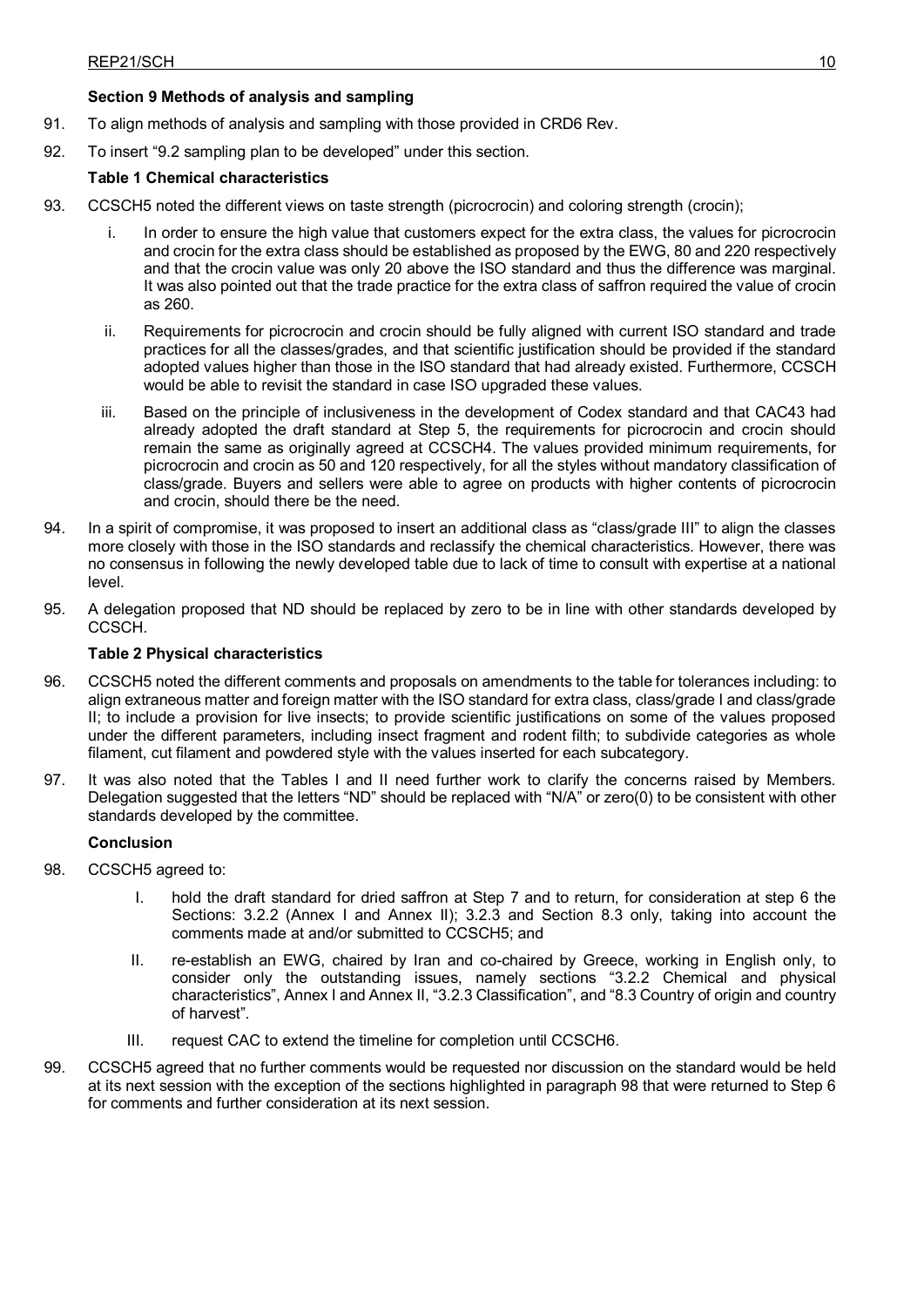**Section 9 Methods of analysis and sampling**

91. To align methods of analysis and sampling with those provided in CRD6 Rev.

92. To insert "9.2 sampling plan to be developed" under this section.

**Table 1 Chemical characteristics**

93. CCSCH5 noted the different views on taste strength (picrocrocin) and coloring strength (crocin);

    i. In order to ensure the high value that customers expect for the extra class, the values for picrocrocin and crocin for the extra class should be established as proposed by the EWG, 80 and 220 respectively and that the crocin value was only 20 above the ISO standard and thus the difference was marginal. It was also pointed out that the trade practice for the extra class of saffron required the value of crocin as 260.

    ii. Requirements for picrocrocin and crocin should be fully aligned with current ISO standard and trade practices for all the classes/grades, and that scientific justification should be provided if the standard adopted values higher than those in the ISO standard that had already existed. Furthermore, CCSCH would be able to revisit the standard in case ISO upgraded these values.

    iii. Based on the principle of inclusiveness in the development of Codex standard and that CAC43 had already adopted the draft standard at Step 5, the requirements for picrocrocin and crocin should remain the same as originally agreed at CCSCH4. The values provided minimum requirements, for picrocrocin and crocin as 50 and 120 respectively, for all the styles without mandatory classification of class/grade. Buyers and sellers were able to agree on products with higher contents of picrocrocin and crocin, should there be the need.

94. In a spirit of compromise, it was proposed to insert an additional class as "class/grade III" to align the classes more closely with those in the ISO standards and reclassify the chemical characteristics. However, there was no consensus in following the newly developed table due to lack of time to consult with expertise at a national level.

95. A delegation proposed that ND should be replaced by zero to be in line with other standards developed by CCSCH.

**Table 2 Physical characteristics**

96. CCSCH5 noted the different comments and proposals on amendments to the table for tolerances including: to align extraneous matter and foreign matter with the ISO standard for extra class, class/grade I and class/grade II; to include a provision for live insects; to provide scientific justifications on some of the values proposed under the different parameters, including insect fragment and rodent filth; to subdivide categories as whole filament, cut filament and powdered style with the values inserted for each subcategory.

97. It was also noted that the Tables I and II need further work to clarify the concerns raised by Members. Delegation suggested that the letters "ND" should be replaced with "N/A" or zero(0) to be consistent with other standards developed by the committee.

**Conclusion**

98. CCSCH5 agreed to:

    I. hold the draft standard for dried saffron at Step 7 and to return, for consideration at step 6 the Sections: 3.2.2 (Annex I and Annex II); 3.2.3 and Section 8.3 only, taking into account the comments made at and/or submitted to CCSCH5; and

    II. re-establish an EWG, chaired by Iran and co-chaired by Greece, working in English only, to consider only the outstanding issues, namely sections "3.2.2 Chemical and physical characteristics", Annex I and Annex II, "3.2.3 Classification", and "8.3 Country of origin and country of harvest".

    III. request CAC to extend the timeline for completion until CCSCH6.

99. CCSCH5 agreed that no further comments would be requested nor discussion on the standard would be held at its next session with the exception of the sections highlighted in paragraph 98 that were returned to Step 6 for comments and further consideration at its next session.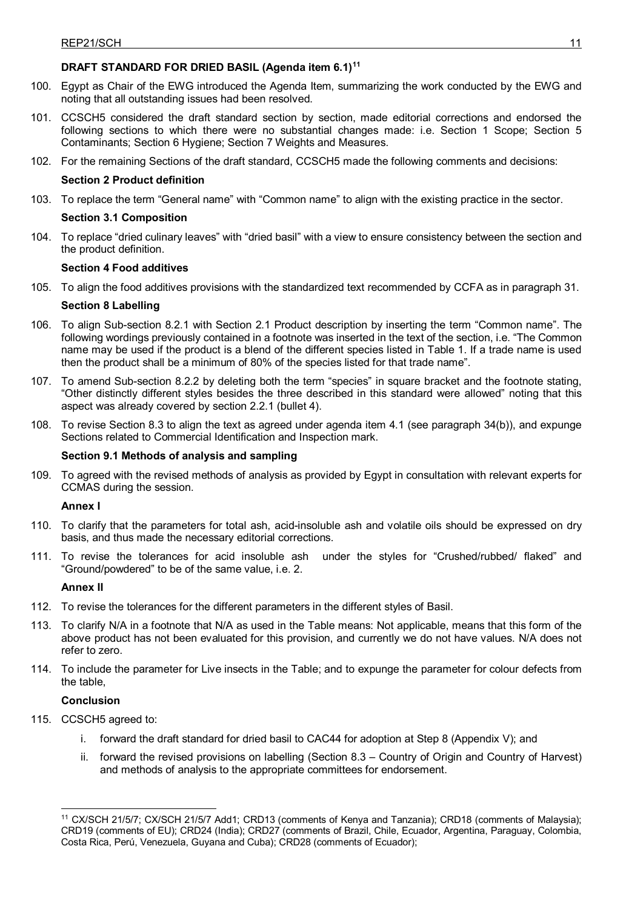### DRAFT STANDARD FOR DRIED BASIL (Agenda item 6.1)[11]

100. Egypt as Chair of the EWG introduced the Agenda Item, summarizing the work conducted by the EWG and noting that all outstanding issues had been resolved.

101. CCSCH5 considered the draft standard section by section, made editorial corrections and endorsed the following sections to which there were no substantial changes made: i.e. Section 1 Scope; Section 5 Contaminants; Section 6 Hygiene; Section 7 Weights and Measures.

102. For the remaining Sections of the draft standard, CCSCH5 made the following comments and decisions:

**Section 2 Product definition**

103. To replace the term "General name" with "Common name" to align with the existing practice in the sector.

**Section 3.1 Composition**

104. To replace "dried culinary leaves" with "dried basil" with a view to ensure consistency between the section and the product definition.

**Section 4 Food additives**

105. To align the food additives provisions with the standardized text recommended by CCFA as in paragraph 31.

**Section 8 Labelling**

106. To align Sub-section 8.2.1 with Section 2.1 Product description by inserting the term "Common name". The following wordings previously contained in a footnote was inserted in the text of the section, i.e. "The Common name may be used if the product is a blend of the different species listed in Table 1. If a trade name is used then the product shall be a minimum of 80% of the species listed for that trade name".

107. To amend Sub-section 8.2.2 by deleting both the term "species" in square bracket and the footnote stating, "Other distinctly different styles besides the three described in this standard were allowed" noting that this aspect was already covered by section 2.2.1 (bullet 4).

108. To revise Section 8.3 to align the text as agreed under agenda item 4.1 (see paragraph 34(b)), and expunge Sections related to Commercial Identification and Inspection mark.

**Section 9.1 Methods of analysis and sampling**

109. To agreed with the revised methods of analysis as provided by Egypt in consultation with relevant experts for CCMAS during the session.

**Annex I**

110. To clarify that the parameters for total ash, acid-insoluble ash and volatile oils should be expressed on dry basis, and thus made the necessary editorial corrections.

111. To revise the tolerances for acid insoluble ash under the styles for "Crushed/rubbed/ flaked" and "Ground/powdered" to be of the same value, i.e. 2.

**Annex II**

112. To revise the tolerances for the different parameters in the different styles of Basil.

113. To clarify N/A in a footnote that N/A as used in the Table means: Not applicable, means that this form of the above product has not been evaluated for this provision, and currently we do not have values. N/A does not refer to zero.

114. To include the parameter for Live insects in the Table; and to expunge the parameter for colour defects from the table,

**Conclusion**

115. CCSCH5 agreed to:

    i. forward the draft standard for dried basil to CAC44 for adoption at Step 8 (Appendix V); and

    ii. forward the revised provisions on labelling (Section 8.3 – Country of Origin and Country of Harvest) and methods of analysis to the appropriate committees for endorsement.

---

[11] CX/SCH 21/5/7; CX/SCH 21/5/7 Add1; CRD13 (comments of Kenya and Tanzania); CRD18 (comments of Malaysia); CRD19 (comments of EU); CRD24 (India); CRD27 (comments of Brazil, Chile, Ecuador, Argentina, Paraguay, Colombia, Costa Rica, Perú, Venezuela, Guyana and Cuba); CRD28 (comments of Ecuador);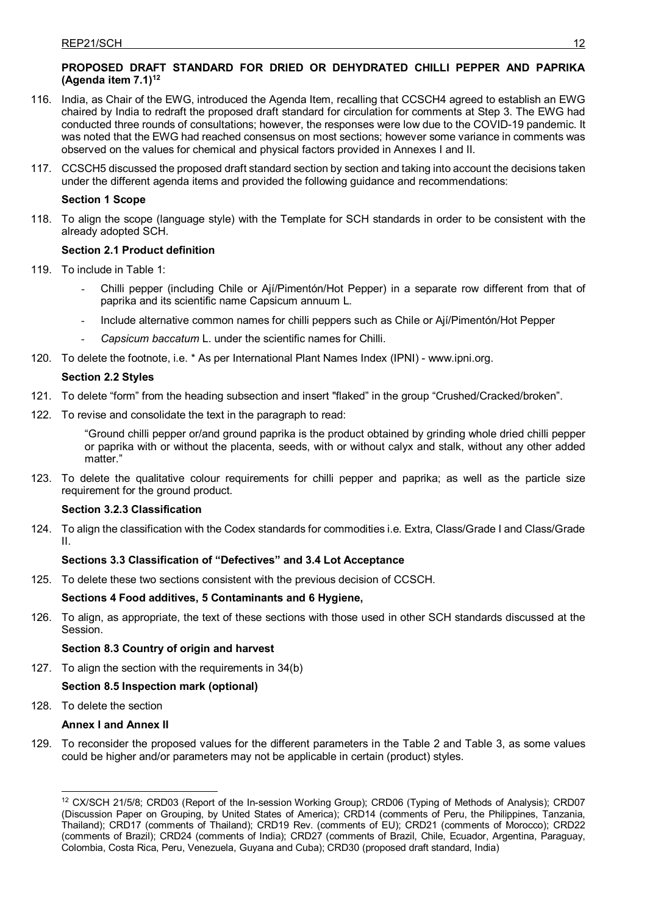**PROPOSED DRAFT STANDARD FOR DRIED OR DEHYDRATED CHILLI PEPPER AND PAPRIKA (Agenda item 7.1)[12]**

116. India, as Chair of the EWG, introduced the Agenda Item, recalling that CCSCH4 agreed to establish an EWG chaired by India to redraft the proposed draft standard for circulation for comments at Step 3. The EWG had conducted three rounds of consultations; however, the responses were low due to the COVID-19 pandemic. It was noted that the EWG had reached consensus on most sections; however some variance in comments was observed on the values for chemical and physical factors provided in Annexes I and II.

117. CCSCH5 discussed the proposed draft standard section by section and taking into account the decisions taken under the different agenda items and provided the following guidance and recommendations:

**Section 1 Scope**

118. To align the scope (language style) with the Template for SCH standards in order to be consistent with the already adopted SCH.

**Section 2.1 Product definition**

119. To include in Table 1:
   - Chilli pepper (including Chile or Ají/Pimentón/Hot Pepper) in a separate row different from that of paprika and its scientific name Capsicum annuum L.
   - Include alternative common names for chilli peppers such as Chile or Ají/Pimentón/Hot Pepper
   - *Capsicum baccatum* L. under the scientific names for Chilli.

120. To delete the footnote, i.e. * As per International Plant Names Index (IPNI) - www.ipni.org.

**Section 2.2 Styles**

121. To delete "form" from the heading subsection and insert "flaked" in the group "Crushed/Cracked/broken".

122. To revise and consolidate the text in the paragraph to read:

   "Ground chilli pepper or/and ground paprika is the product obtained by grinding whole dried chilli pepper or paprika with or without the placenta, seeds, with or without calyx and stalk, without any other added matter."

123. To delete the qualitative colour requirements for chilli pepper and paprika; as well as the particle size requirement for the ground product.

**Section 3.2.3 Classification**

124. To align the classification with the Codex standards for commodities i.e. Extra, Class/Grade I and Class/Grade II.

**Sections 3.3 Classification of "Defectives" and 3.4 Lot Acceptance**

125. To delete these two sections consistent with the previous decision of CCSCH.

**Sections 4 Food additives, 5 Contaminants and 6 Hygiene,**

126. To align, as appropriate, the text of these sections with those used in other SCH standards discussed at the Session.

**Section 8.3 Country of origin and harvest**

127. To align the section with the requirements in 34(b)

**Section 8.5 Inspection mark (optional)**

128. To delete the section

**Annex I and Annex II**

129. To reconsider the proposed values for the different parameters in the Table 2 and Table 3, as some values could be higher and/or parameters may not be applicable in certain (product) styles.

---

[12] CX/SCH 21/5/8; CRD03 (Report of the In-session Working Group); CRD06 (Typing of Methods of Analysis); CRD07 (Discussion Paper on Grouping, by United States of America); CRD14 (comments of Peru, the Philippines, Tanzania, Thailand); CRD17 (comments of Thailand); CRD19 Rev. (comments of EU); CRD21 (comments of Morocco); CRD22 (comments of Brazil); CRD24 (comments of India); CRD27 (comments of Brazil, Chile, Ecuador, Argentina, Paraguay, Colombia, Costa Rica, Peru, Venezuela, Guyana and Cuba); CRD30 (proposed draft standard, India)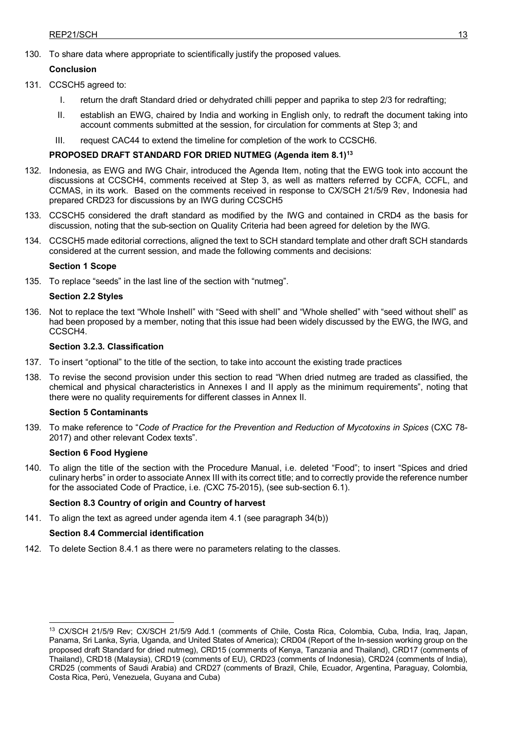130. To share data where appropriate to scientifically justify the proposed values.

**Conclusion**

131. CCSCH5 agreed to:

   I. return the draft Standard dried or dehydrated chilli pepper and paprika to step 2/3 for redrafting;

   II. establish an EWG, chaired by India and working in English only, to redraft the document taking into account comments submitted at the session, for circulation for comments at Step 3; and

   III. request CAC44 to extend the timeline for completion of the work to CCSCH6.

### PROPOSED DRAFT STANDARD FOR DRIED NUTMEG (Agenda item 8.1)[13]

132. Indonesia, as EWG and IWG Chair, introduced the Agenda Item, noting that the EWG took into account the discussions at CCSCH4, comments received at Step 3, as well as matters referred by CCFA, CCFL, and CCMAS, in its work. Based on the comments received in response to CX/SCH 21/5/9 Rev, Indonesia had prepared CRD23 for discussions by an IWG during CCSCH5

133. CCSCH5 considered the draft standard as modified by the IWG and contained in CRD4 as the basis for discussion, noting that the sub-section on Quality Criteria had been agreed for deletion by the IWG.

134. CCSCH5 made editorial corrections, aligned the text to SCH standard template and other draft SCH standards considered at the current session, and made the following comments and decisions:

**Section 1 Scope**

135. To replace "seeds" in the last line of the section with "nutmeg".

**Section 2.2 Styles**

136. Not to replace the text "Whole Inshell" with "Seed with shell" and "Whole shelled" with "seed without shell" as had been proposed by a member, noting that this issue had been widely discussed by the EWG, the IWG, and CCSCH4.

**Section 3.2.3. Classification**

137. To insert "optional" to the title of the section, to take into account the existing trade practices

138. To revise the second provision under this section to read "When dried nutmeg are traded as classified, the chemical and physical characteristics in Annexes I and II apply as the minimum requirements", noting that there were no quality requirements for different classes in Annex II.

**Section 5 Contaminants**

139. To make reference to "*Code of Practice for the Prevention and Reduction of Mycotoxins in Spices* (CXC 78-2017) and other relevant Codex texts".

**Section 6 Food Hygiene**

140. To align the title of the section with the Procedure Manual, i.e. deleted "Food"; to insert "Spices and dried culinary herbs" in order to associate Annex III with its correct title; and to correctly provide the reference number for the associated Code of Practice, i.e. *(*CXC 75-2015), (see sub-section 6.1).

**Section 8.3 Country of origin and Country of harvest**

141. To align the text as agreed under agenda item 4.1 (see paragraph 34(b))

**Section 8.4 Commercial identification**

142. To delete Section 8.4.1 as there were no parameters relating to the classes.

---

[13] CX/SCH 21/5/9 Rev; CX/SCH 21/5/9 Add.1 (comments of Chile, Costa Rica, Colombia, Cuba, India, Iraq, Japan, Panama, Sri Lanka, Syria, Uganda, and United States of America); CRD04 (Report of the In-session working group on the proposed draft Standard for dried nutmeg), CRD15 (comments of Kenya, Tanzania and Thailand), CRD17 (comments of Thailand), CRD18 (Malaysia), CRD19 (comments of EU), CRD23 (comments of Indonesia), CRD24 (comments of India), CRD25 (comments of Saudi Arabia) and CRD27 (comments of Brazil, Chile, Ecuador, Argentina, Paraguay, Colombia, Costa Rica, Perú, Venezuela, Guyana and Cuba)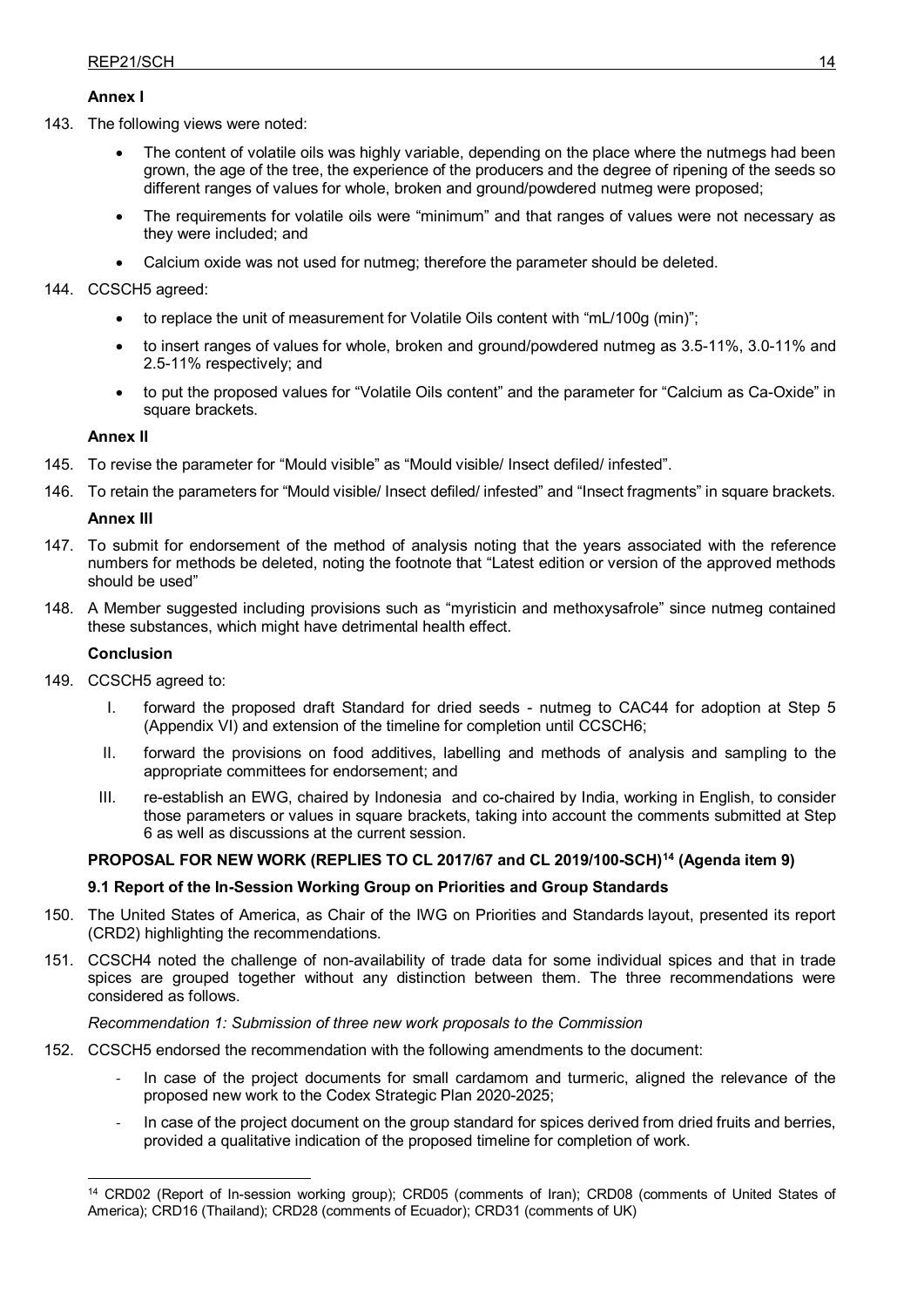**Annex I**

143. The following views were noted:

   - The content of volatile oils was highly variable, depending on the place where the nutmegs had been grown, the age of the tree, the experience of the producers and the degree of ripening of the seeds so different ranges of values for whole, broken and ground/powdered nutmeg were proposed;
   - The requirements for volatile oils were "minimum" and that ranges of values were not necessary as they were included; and
   - Calcium oxide was not used for nutmeg; therefore the parameter should be deleted.

144. CCSCH5 agreed:

   - to replace the unit of measurement for Volatile Oils content with "mL/100g (min)";
   - to insert ranges of values for whole, broken and ground/powdered nutmeg as 3.5-11%, 3.0-11% and 2.5-11% respectively; and
   - to put the proposed values for "Volatile Oils content" and the parameter for "Calcium as Ca-Oxide" in square brackets.

**Annex II**

145. To revise the parameter for "Mould visible" as "Mould visible/ Insect defiled/ infested".

146. To retain the parameters for "Mould visible/ Insect defiled/ infested" and "Insect fragments" in square brackets.

**Annex III**

147. To submit for endorsement of the method of analysis noting that the years associated with the reference numbers for methods be deleted, noting the footnote that "Latest edition or version of the approved methods should be used"

148. A Member suggested including provisions such as "myristicin and methoxysafrole" since nutmeg contained these substances, which might have detrimental health effect.

**Conclusion**

149. CCSCH5 agreed to:

   I. forward the proposed draft Standard for dried seeds - nutmeg to CAC44 for adoption at Step 5 (Appendix VI) and extension of the timeline for completion until CCSCH6;

   II. forward the provisions on food additives, labelling and methods of analysis and sampling to the appropriate committees for endorsement; and

   III. re-establish an EWG, chaired by Indonesia and co-chaired by India, working in English, to consider those parameters or values in square brackets, taking into account the comments submitted at Step 6 as well as discussions at the current session.

**PROPOSAL FOR NEW WORK (REPLIES TO CL 2017/67 and CL 2019/100-SCH)[14] (Agenda item 9)**

**9.1 Report of the In-Session Working Group on Priorities and Group Standards**

150. The United States of America, as Chair of the IWG on Priorities and Standards layout, presented its report (CRD2) highlighting the recommendations.

151. CCSCH4 noted the challenge of non-availability of trade data for some individual spices and that in trade spices are grouped together without any distinction between them. The three recommendations were considered as follows.

*Recommendation 1: Submission of three new work proposals to the Commission*

152. CCSCH5 endorsed the recommendation with the following amendments to the document:

   - In case of the project documents for small cardamom and turmeric, aligned the relevance of the proposed new work to the Codex Strategic Plan 2020-2025;
   - In case of the project document on the group standard for spices derived from dried fruits and berries, provided a qualitative indication of the proposed timeline for completion of work.

---

[14] CRD02 (Report of In-session working group); CRD05 (comments of Iran); CRD08 (comments of United States of America); CRD16 (Thailand); CRD28 (comments of Ecuador); CRD31 (comments of UK)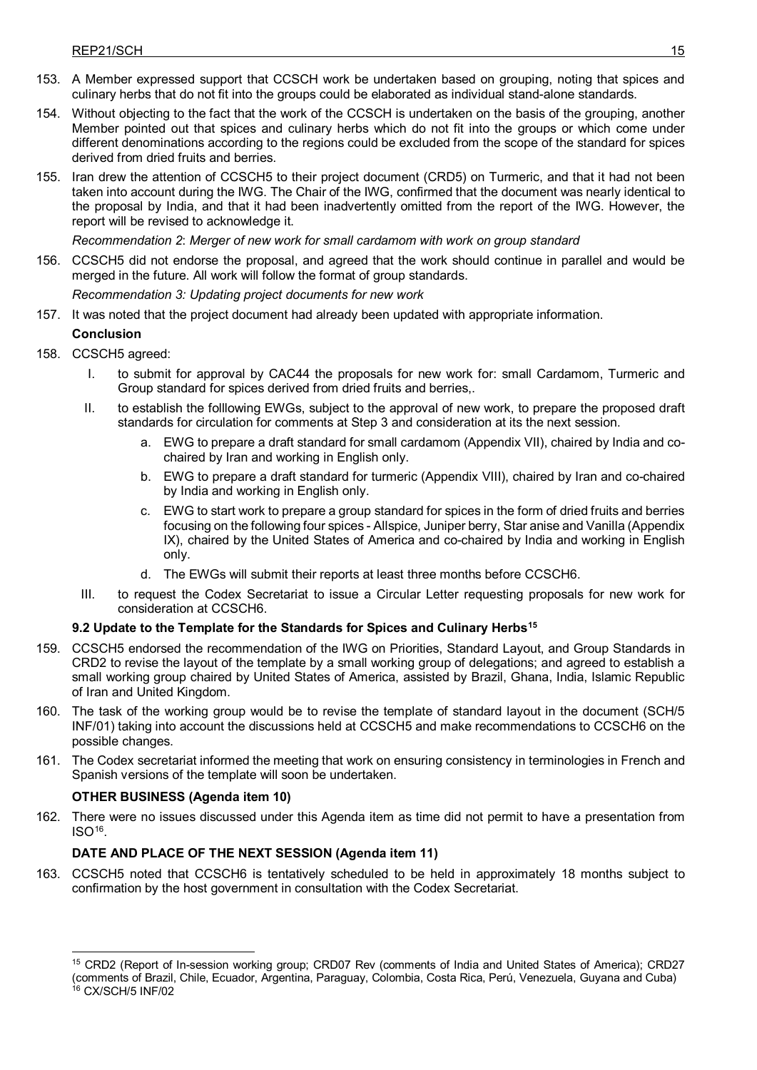153. A Member expressed support that CCSCH work be undertaken based on grouping, noting that spices and culinary herbs that do not fit into the groups could be elaborated as individual stand-alone standards.

154. Without objecting to the fact that the work of the CCSCH is undertaken on the basis of the grouping, another Member pointed out that spices and culinary herbs which do not fit into the groups or which come under different denominations according to the regions could be excluded from the scope of the standard for spices derived from dried fruits and berries.

155. Iran drew the attention of CCSCH5 to their project document (CRD5) on Turmeric, and that it had not been taken into account during the IWG. The Chair of the IWG, confirmed that the document was nearly identical to the proposal by India, and that it had been inadvertently omitted from the report of the IWG. However, the report will be revised to acknowledge it.

*Recommendation 2*: *Merger of new work for small cardamom with work on group standard*

156. CCSCH5 did not endorse the proposal, and agreed that the work should continue in parallel and would be merged in the future. All work will follow the format of group standards.

*Recommendation 3: Updating project documents for new work*

157. It was noted that the project document had already been updated with appropriate information.

**Conclusion**

158. CCSCH5 agreed:

   I. to submit for approval by CAC44 the proposals for new work for: small Cardamom, Turmeric and Group standard for spices derived from dried fruits and berries,.

   II. to establish the folllowing EWGs, subject to the approval of new work, to prepare the proposed draft standards for circulation for comments at Step 3 and consideration at its the next session.

      a. EWG to prepare a draft standard for small cardamom (Appendix VII), chaired by India and co-chaired by Iran and working in English only.

      b. EWG to prepare a draft standard for turmeric (Appendix VIII), chaired by Iran and co-chaired by India and working in English only.

      c. EWG to start work to prepare a group standard for spices in the form of dried fruits and berries focusing on the following four spices - Allspice, Juniper berry, Star anise and Vanilla (Appendix IX), chaired by the United States of America and co-chaired by India and working in English only.

      d. The EWGs will submit their reports at least three months before CCSCH6.

   III. to request the Codex Secretariat to issue a Circular Letter requesting proposals for new work for consideration at CCSCH6.

### 9.2 Update to the Template for the Standards for Spices and Culinary Herbs[15]

159. CCSCH5 endorsed the recommendation of the IWG on Priorities, Standard Layout, and Group Standards in CRD2 to revise the layout of the template by a small working group of delegations; and agreed to establish a small working group chaired by United States of America, assisted by Brazil, Ghana, India, Islamic Republic of Iran and United Kingdom.

160. The task of the working group would be to revise the template of standard layout in the document (SCH/5 INF/01) taking into account the discussions held at CCSCH5 and make recommendations to CCSCH6 on the possible changes.

161. The Codex secretariat informed the meeting that work on ensuring consistency in terminologies in French and Spanish versions of the template will soon be undertaken.

### OTHER BUSINESS (Agenda item 10)

162. There were no issues discussed under this Agenda item as time did not permit to have a presentation from ISO[16].

### DATE AND PLACE OF THE NEXT SESSION (Agenda item 11)

163. CCSCH5 noted that CCSCH6 is tentatively scheduled to be held in approximately 18 months subject to confirmation by the host government in consultation with the Codex Secretariat.

---

[15] CRD2 (Report of In-session working group; CRD07 Rev (comments of India and United States of America); CRD27 (comments of Brazil, Chile, Ecuador, Argentina, Paraguay, Colombia, Costa Rica, Perú, Venezuela, Guyana and Cuba)

[16] CX/SCH/5 INF/02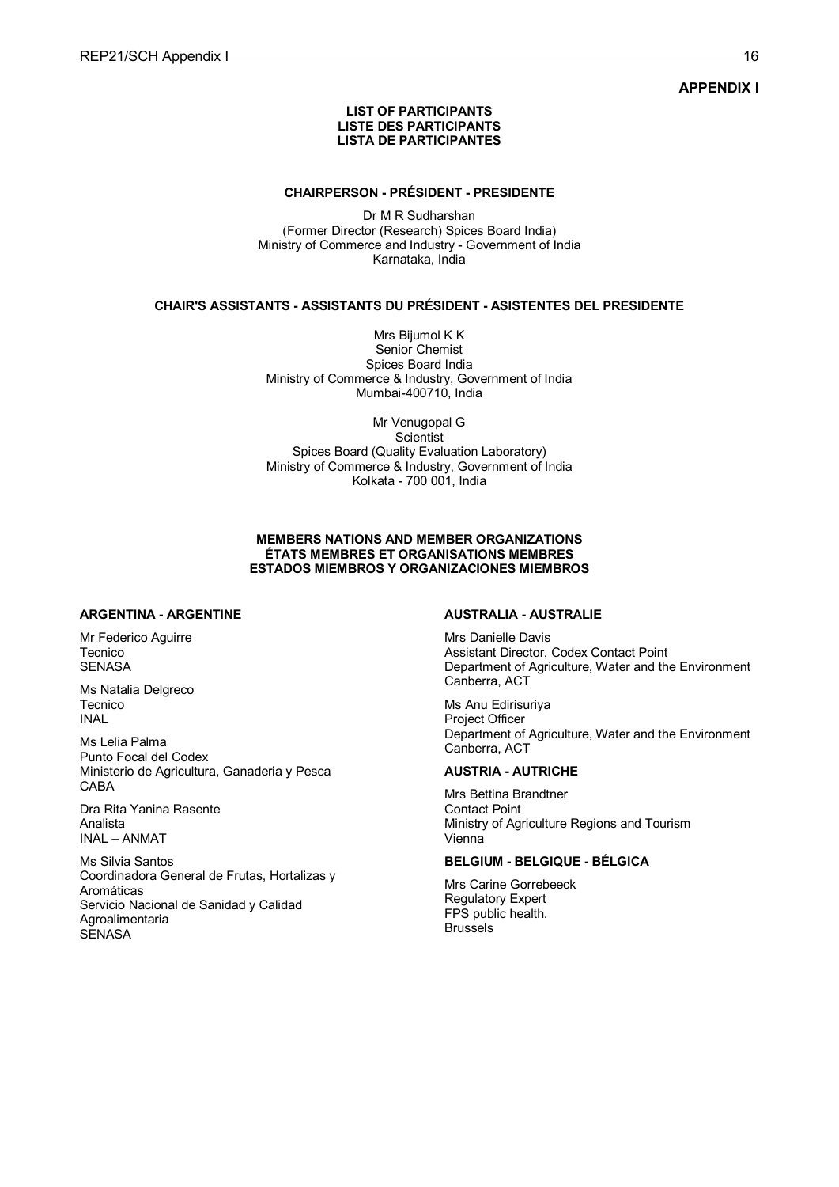**APPENDIX I**

**LIST OF PARTICIPANTS**
**LISTE DES PARTICIPANTS**
**LISTA DE PARTICIPANTES**

**CHAIRPERSON - PRÉSIDENT - PRESIDENTE**

Dr M R Sudharshan
(Former Director (Research) Spices Board India)
Ministry of Commerce and Industry - Government of India
Karnataka, India

**CHAIR'S ASSISTANTS - ASSISTANTS DU PRÉSIDENT - ASISTENTES DEL PRESIDENTE**

Mrs Bijumol K K
Senior Chemist
Spices Board India
Ministry of Commerce & Industry, Government of India
Mumbai-400710, India

Mr Venugopal G
Scientist
Spices Board (Quality Evaluation Laboratory)
Ministry of Commerce & Industry, Government of India
Kolkata - 700 001, India

**MEMBERS NATIONS AND MEMBER ORGANIZATIONS**
**ÉTATS MEMBRES ET ORGANISATIONS MEMBRES**
**ESTADOS MIEMBROS Y ORGANIZACIONES MIEMBROS**

**ARGENTINA - ARGENTINE**

Mr Federico Aguirre
Tecnico
SENASA

Ms Natalia Delgreco
Tecnico
INAL

Ms Lelia Palma
Punto Focal del Codex
Ministerio de Agricultura, Ganaderia y Pesca
CABA

Dra Rita Yanina Rasente
Analista
INAL – ANMAT

Ms Silvia Santos
Coordinadora General de Frutas, Hortalizas y Aromáticas
Servicio Nacional de Sanidad y Calidad Agroalimentaria
SENASA

**AUSTRALIA - AUSTRALIE**

Mrs Danielle Davis
Assistant Director, Codex Contact Point
Department of Agriculture, Water and the Environment
Canberra, ACT

Ms Anu Edirisuriya
Project Officer
Department of Agriculture, Water and the Environment
Canberra, ACT

**AUSTRIA - AUTRICHE**

Mrs Bettina Brandtner
Contact Point
Ministry of Agriculture Regions and Tourism
Vienna

**BELGIUM - BELGIQUE - BÉLGICA**

Mrs Carine Gorrebeeck
Regulatory Expert
FPS public health.
Brussels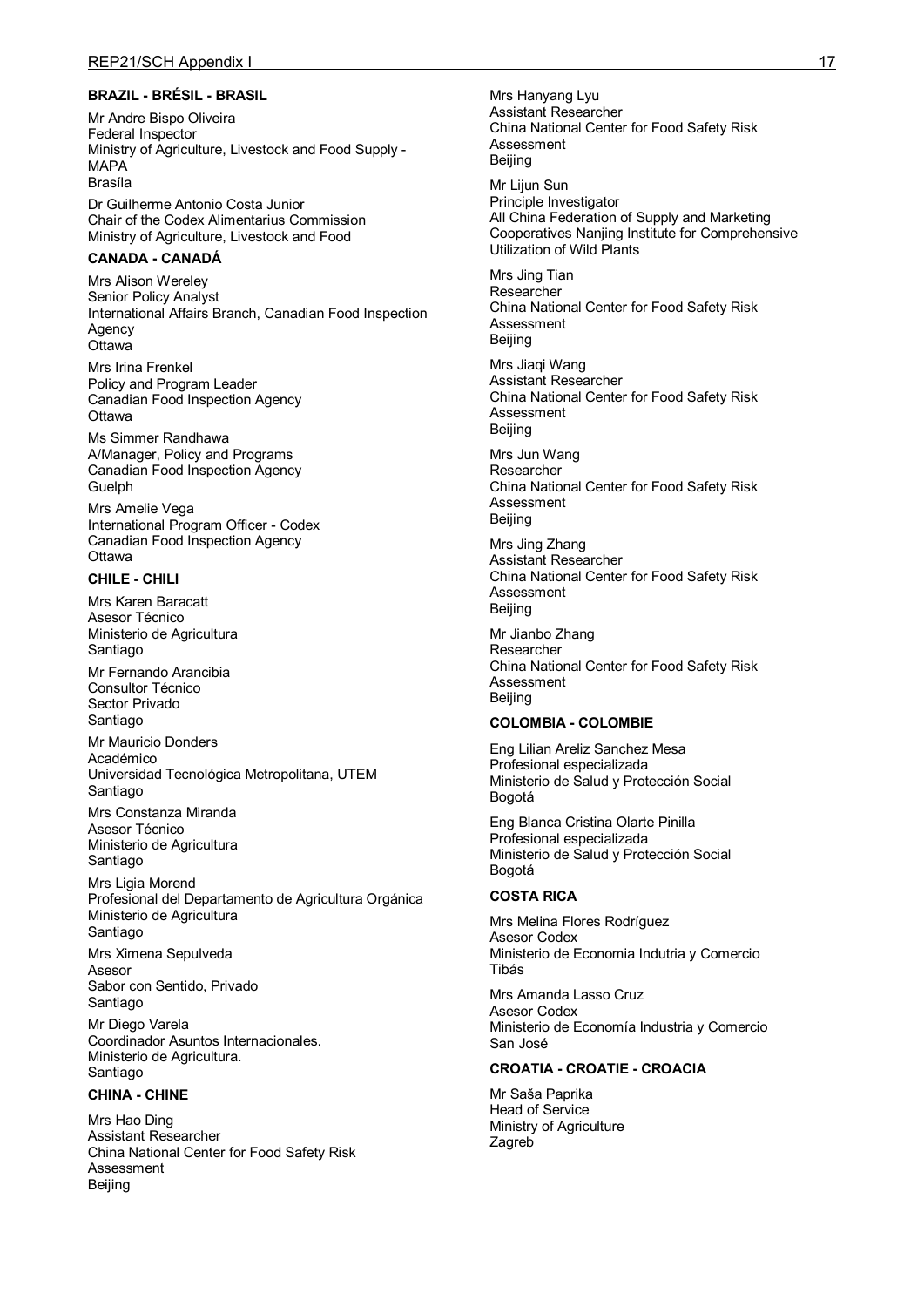**BRAZIL - BRÉSIL - BRASIL**

Mr Andre Bispo Oliveira
Federal Inspector
Ministry of Agriculture, Livestock and Food Supply - MAPA
Brasíla

Dr Guilherme Antonio Costa Junior
Chair of the Codex Alimentarius Commission
Ministry of Agriculture, Livestock and Food

**CANADA - CANADÁ**

Mrs Alison Wereley
Senior Policy Analyst
International Affairs Branch, Canadian Food Inspection Agency
Ottawa

Mrs Irina Frenkel
Policy and Program Leader
Canadian Food Inspection Agency
Ottawa

Ms Simmer Randhawa
A/Manager, Policy and Programs
Canadian Food Inspection Agency
Guelph

Mrs Amelie Vega
International Program Officer - Codex
Canadian Food Inspection Agency
Ottawa

**CHILE - CHILI**

Mrs Karen Baracatt
Asesor Técnico
Ministerio de Agricultura
Santiago

Mr Fernando Arancibia
Consultor Técnico
Sector Privado
Santiago

Mr Mauricio Donders
Académico
Universidad Tecnológica Metropolitana, UTEM
Santiago

Mrs Constanza Miranda
Asesor Técnico
Ministerio de Agricultura
Santiago

Mrs Ligia Morend
Profesional del Departamento de Agricultura Orgánica
Ministerio de Agricultura
Santiago

Mrs Ximena Sepulveda
Asesor
Sabor con Sentido, Privado
Santiago

Mr Diego Varela
Coordinador Asuntos Internacionales.
Ministerio de Agricultura.
Santiago

**CHINA - CHINE**

Mrs Hao Ding
Assistant Researcher
China National Center for Food Safety Risk Assessment
Beijing

Mrs Hanyang Lyu
Assistant Researcher
China National Center for Food Safety Risk Assessment
Beijing

Mr Lijun Sun
Principle Investigator
All China Federation of Supply and Marketing Cooperatives Nanjing Institute for Comprehensive Utilization of Wild Plants

Mrs Jing Tian
Researcher
China National Center for Food Safety Risk Assessment
Beijing

Mrs Jiaqi Wang
Assistant Researcher
China National Center for Food Safety Risk Assessment
Beijing

Mrs Jun Wang
Researcher
China National Center for Food Safety Risk Assessment
Beijing

Mrs Jing Zhang
Assistant Researcher
China National Center for Food Safety Risk Assessment
Beijing

Mr Jianbo Zhang
Researcher
China National Center for Food Safety Risk Assessment
Beijing

**COLOMBIA - COLOMBIE**

Eng Lilian Areliz Sanchez Mesa
Profesional especializada
Ministerio de Salud y Protección Social
Bogotá

Eng Blanca Cristina Olarte Pinilla
Profesional especializada
Ministerio de Salud y Protección Social
Bogotá

**COSTA RICA**

Mrs Melina Flores Rodríguez
Asesor Codex
Ministerio de Economia Indutria y Comercio
Tibás

Mrs Amanda Lasso Cruz
Asesor Codex
Ministerio de Economía Industria y Comercio
San José

**CROATIA - CROATIE - CROACIA**

Mr Saša Paprika
Head of Service
Ministry of Agriculture
Zagreb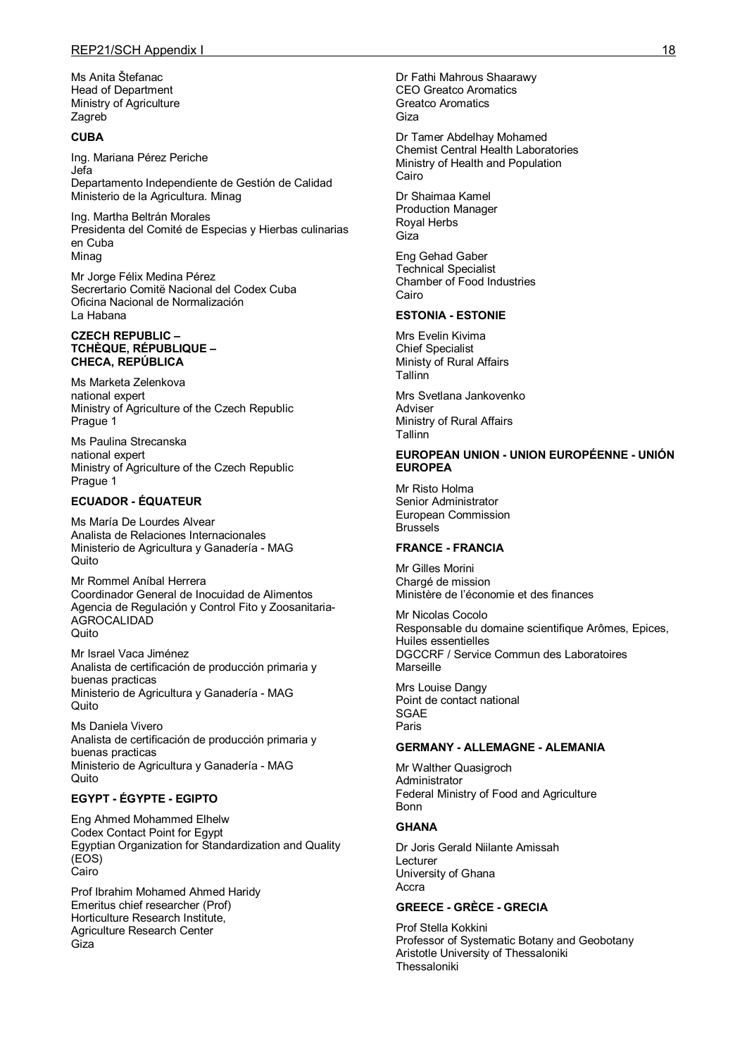Ms Anita Štefanac
Head of Department
Ministry of Agriculture
Zagreb

**CUBA**

Ing. Mariana Pérez Periche
Jefa
Departamento Independiente de Gestión de Calidad
Ministerio de la Agricultura. Minag

Ing. Martha Beltrán Morales
Presidenta del Comité de Especias y Hierbas culinarias en Cuba
Minag

Mr Jorge Félix Medina Pérez
Secrertario Comitë Nacional del Codex Cuba
Oficina Nacional de Normalización
La Habana

**CZECH REPUBLIC – TCHÈQUE, RÉPUBLIQUE – CHECA, REPÚBLICA**

Ms Marketa Zelenkova
national expert
Ministry of Agriculture of the Czech Republic
Prague 1

Ms Paulina Strecanska
national expert
Ministry of Agriculture of the Czech Republic
Prague 1

**ECUADOR - ÉQUATEUR**

Ms María De Lourdes Alvear
Analista de Relaciones Internacionales
Ministerio de Agricultura y Ganadería - MAG
Quito

Mr Rommel Aníbal Herrera
Coordinador General de Inocuidad de Alimentos
Agencia de Regulación y Control Fito y Zoosanitaria- AGROCALIDAD
Quito

Mr Israel Vaca Jiménez
Analista de certificación de producción primaria y buenas practicas
Ministerio de Agricultura y Ganadería - MAG
Quito

Ms Daniela Vivero
Analista de certificación de producción primaria y buenas practicas
Ministerio de Agricultura y Ganadería - MAG
Quito

**EGYPT - ÉGYPTE - EGIPTO**

Eng Ahmed Mohammed Elhelw
Codex Contact Point for Egypt
Egyptian Organization for Standardization and Quality (EOS)
Cairo

Prof Ibrahim Mohamed Ahmed Haridy
Emeritus chief researcher (Prof)
Horticulture Research Institute,
Agriculture Research Center
Giza

Dr Fathi Mahrous Shaarawy
CEO Greatco Aromatics
Greatco Aromatics
Giza

Dr Tamer Abdelhay Mohamed
Chemist Central Health Laboratories
Ministry of Health and Population
Cairo

Dr Shaimaa Kamel
Production Manager
Royal Herbs
Giza

Eng Gehad Gaber
Technical Specialist
Chamber of Food Industries
Cairo

**ESTONIA - ESTONIE**

Mrs Evelin Kivima
Chief Specialist
Ministy of Rural Affairs
Tallinn

Mrs Svetlana Jankovenko
Adviser
Ministry of Rural Affairs
Tallinn

**EUROPEAN UNION - UNION EUROPÉENNE - UNIÓN EUROPEA**

Mr Risto Holma
Senior Administrator
European Commission
Brussels

**FRANCE - FRANCIA**

Mr Gilles Morini
Chargé de mission
Ministère de l'économie et des finances

Mr Nicolas Cocolo
Responsable du domaine scientifique Arômes, Epices, Huiles essentielles
DGCCRF / Service Commun des Laboratoires
Marseille

Mrs Louise Dangy
Point de contact national
SGAE
Paris

**GERMANY - ALLEMAGNE - ALEMANIA**

Mr Walther Quasigroch
Administrator
Federal Ministry of Food and Agriculture
Bonn

**GHANA**

Dr Joris Gerald Niilante Amissah
Lecturer
University of Ghana
Accra

**GREECE - GRÈCE - GRECIA**

Prof Stella Kokkini
Professor of Systematic Botany and Geobotany
Aristotle University of Thessaloniki
Thessaloniki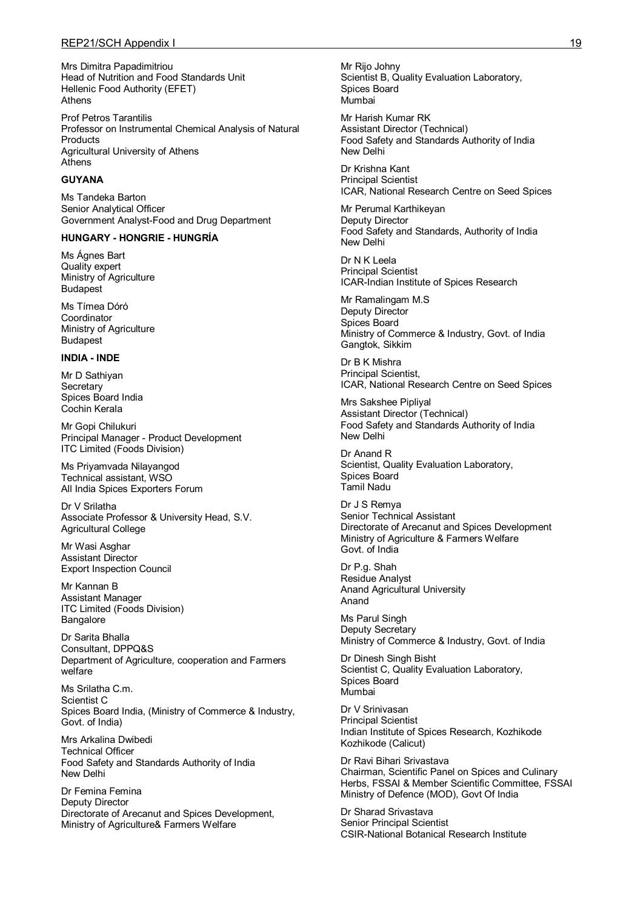Mrs Dimitra Papadimitriou
Head of Nutrition and Food Standards Unit
Hellenic Food Authority (EFET)
Athens

Prof Petros Tarantilis
Professor on Instrumental Chemical Analysis of Natural Products
Agricultural University of Athens
Athens

**GUYANA**

Ms Tandeka Barton
Senior Analytical Officer
Government Analyst-Food and Drug Department

**HUNGARY - HONGRIE - HUNGRÍA**

Ms Ágnes Bart
Quality expert
Ministry of Agriculture
Budapest

Ms Tímea Dóró
Coordinator
Ministry of Agriculture
Budapest

**INDIA - INDE**

Mr D Sathiyan
Secretary
Spices Board India
Cochin Kerala

Mr Gopi Chilukuri
Principal Manager - Product Development
ITC Limited (Foods Division)

Ms Priyamvada Nilayangod
Technical assistant, WSO
All India Spices Exporters Forum

Dr V Srilatha
Associate Professor & University Head, S.V. Agricultural College

Mr Wasi Asghar
Assistant Director
Export Inspection Council

Mr Kannan B
Assistant Manager
ITC Limited (Foods Division)
Bangalore

Dr Sarita Bhalla
Consultant, DPPQ&S
Department of Agriculture, cooperation and Farmers welfare

Ms Srilatha C.m.
Scientist C
Spices Board India, (Ministry of Commerce & Industry, Govt. of India)

Mrs Arkalina Dwibedi
Technical Officer
Food Safety and Standards Authority of India
New Delhi

Dr Femina Femina
Deputy Director
Directorate of Arecanut and Spices Development, Ministry of Agriculture& Farmers Welfare

Mr Rijo Johny
Scientist B, Quality Evaluation Laboratory,
Spices Board
Mumbai

Mr Harish Kumar RK
Assistant Director (Technical)
Food Safety and Standards Authority of India
New Delhi

Dr Krishna Kant
Principal Scientist
ICAR, National Research Centre on Seed Spices

Mr Perumal Karthikeyan
Deputy Director
Food Safety and Standards, Authority of India
New Delhi

Dr N K Leela
Principal Scientist
ICAR-Indian Institute of Spices Research

Mr Ramalingam M.S
Deputy Director
Spices Board
Ministry of Commerce & Industry, Govt. of India
Gangtok, Sikkim

Dr B K Mishra
Principal Scientist,
ICAR, National Research Centre on Seed Spices

Mrs Sakshee Pipliyal
Assistant Director (Technical)
Food Safety and Standards Authority of India
New Delhi

Dr Anand R
Scientist, Quality Evaluation Laboratory,
Spices Board
Tamil Nadu

Dr J S Remya
Senior Technical Assistant
Directorate of Arecanut and Spices Development
Ministry of Agriculture & Farmers Welfare
Govt. of India

Dr P.g. Shah
Residue Analyst
Anand Agricultural University
Anand

Ms Parul Singh
Deputy Secretary
Ministry of Commerce & Industry, Govt. of India

Dr Dinesh Singh Bisht
Scientist C, Quality Evaluation Laboratory,
Spices Board
Mumbai

Dr V Srinivasan
Principal Scientist
Indian Institute of Spices Research, Kozhikode
Kozhikode (Calicut)

Dr Ravi Bihari Srivastava
Chairman, Scientific Panel on Spices and Culinary Herbs, FSSAI & Member Scientific Committee, FSSAI
Ministry of Defence (MOD), Govt Of India

Dr Sharad Srivastava
Senior Principal Scientist
CSIR-National Botanical Research Institute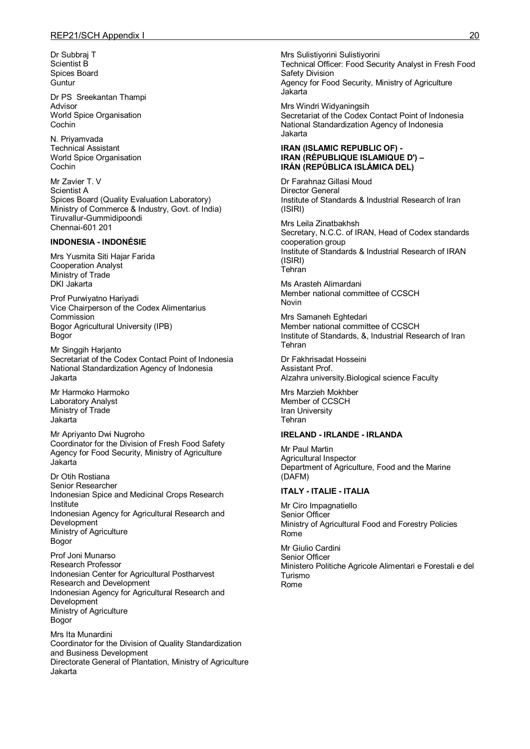Dr Subbraj T
Scientist B
Spices Board
Guntur

Dr PS Sreekantan Thampi
Advisor
World Spice Organisation
Cochin

N. Priyamvada
Technical Assistant
World Spice Organisation
Cochin

Mr Zavier T. V
Scientist A
Spices Board (Quality Evaluation Laboratory)
Ministry of Commerce & Industry, Govt. of India)
Tiruvallur-Gummidipoondi
Chennai-601 201

**INDONESIA - INDONÉSIE**

Mrs Yusmita Siti Hajar Farida
Cooperation Analyst
Ministry of Trade
DKI Jakarta

Prof Purwiyatno Hariyadi
Vice Chairperson of the Codex Alimentarius Commission
Bogor Agricultural University (IPB)
Bogor

Mr Singgih Harjanto
Secretariat of the Codex Contact Point of Indonesia
National Standardization Agency of Indonesia
Jakarta

Mr Harmoko Harmoko
Laboratory Analyst
Ministry of Trade
Jakarta

Mr Apriyanto Dwi Nugroho
Coordinator for the Division of Fresh Food Safety
Agency for Food Security, Ministry of Agriculture
Jakarta

Dr Otih Rostiana
Senior Researcher
Indonesian Spice and Medicinal Crops Research Institute
Indonesian Agency for Agricultural Research and Development
Ministry of Agriculture
Bogor

Prof Joni Munarso
Research Professor
Indonesian Center for Agricultural Postharvest Research and Development
Indonesian Agency for Agricultural Research and Development
Ministry of Agriculture
Bogor

Mrs Ita Munardini
Coordinator for the Division of Quality Standardization and Business Development
Directorate General of Plantation, Ministry of Agriculture
Jakarta

Mrs Sulistiyorini Sulistiyorini
Technical Officer: Food Security Analyst in Fresh Food Safety Division
Agency for Food Security, Ministry of Agriculture
Jakarta

Mrs Windri Widyaningsih
Secretariat of the Codex Contact Point of Indonesia
National Standardization Agency of Indonesia
Jakarta

**IRAN (ISLAMIC REPUBLIC OF) - IRAN (RÉPUBLIQUE ISLAMIQUE D') – IRÁN (REPÚBLICA ISLÁMICA DEL)**

Dr Farahnaz Gillasi Moud
Director General
Institute of Standards & Industrial Research of Iran (ISIRI)

Mrs Leila Zinatbakhsh
Secretary, N.C.C. of IRAN, Head of Codex standards cooperation group
Institute of Standards & Industrial Research of IRAN (ISIRI)
Tehran

Ms Arasteh Alimardani
Member national committee of CCSCH
Novin

Mrs Samaneh Eghtedari
Member national committee of CCSCH
Institute of Standards, &, Industrial Research of Iran
Tehran

Dr Fakhrisadat Hosseini
Assistant Prof.
Alzahra university.Biological science Faculty

Mrs Marzieh Mokhber
Member of CCSCH
Iran University
Tehran

**IRELAND - IRLANDE - IRLANDA**

Mr Paul Martin
Agricultural Inspector
Department of Agriculture, Food and the Marine (DAFM)

**ITALY - ITALIE - ITALIA**

Mr Ciro Impagnatiello
Senior Officer
Ministry of Agricultural Food and Forestry Policies
Rome

Mr Giulio Cardini
Senior Officer
Ministero Politiche Agricole Alimentari e Forestali e del Turismo
Rome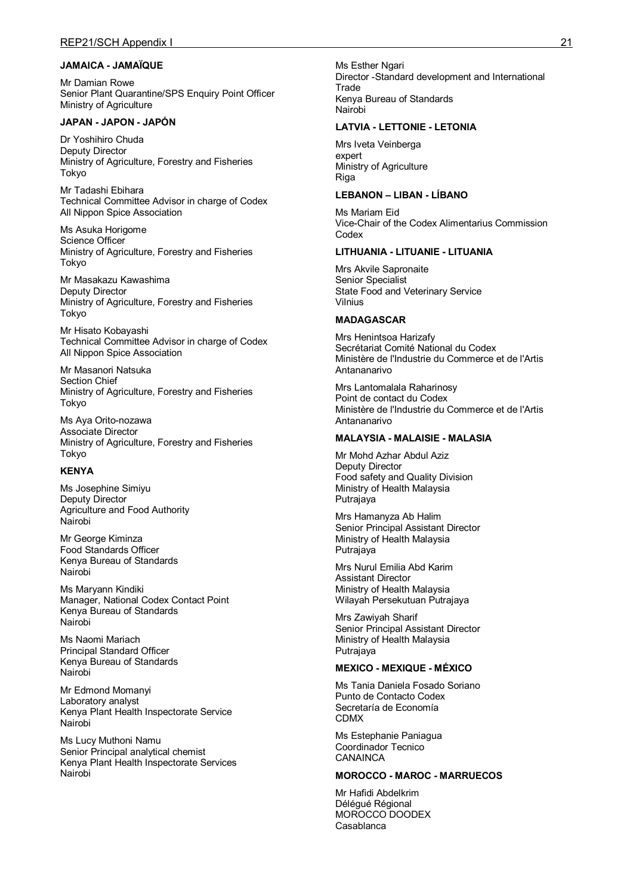**JAMAICA - JAMAÏQUE**

Mr Damian Rowe
Senior Plant Quarantine/SPS Enquiry Point Officer
Ministry of Agriculture

**JAPAN - JAPON - JAPÓN**

Dr Yoshihiro Chuda
Deputy Director
Ministry of Agriculture, Forestry and Fisheries
Tokyo

Mr Tadashi Ebihara
Technical Committee Advisor in charge of Codex
All Nippon Spice Association

Ms Asuka Horigome
Science Officer
Ministry of Agriculture, Forestry and Fisheries
Tokyo

Mr Masakazu Kawashima
Deputy Director
Ministry of Agriculture, Forestry and Fisheries
Tokyo

Mr Hisato Kobayashi
Technical Committee Advisor in charge of Codex
All Nippon Spice Association

Mr Masanori Natsuka
Section Chief
Ministry of Agriculture, Forestry and Fisheries
Tokyo

Ms Aya Orito-nozawa
Associate Director
Ministry of Agriculture, Forestry and Fisheries
Tokyo

**KENYA**

Ms Josephine Simiyu
Deputy Director
Agriculture and Food Authority
Nairobi

Mr George Kiminza
Food Standards Officer
Kenya Bureau of Standards
Nairobi

Ms Maryann Kindiki
Manager, National Codex Contact Point
Kenya Bureau of Standards
Nairobi

Ms Naomi Mariach
Principal Standard Officer
Kenya Bureau of Standards
Nairobi

Mr Edmond Momanyi
Laboratory analyst
Kenya Plant Health Inspectorate Service
Nairobi

Ms Lucy Muthoni Namu
Senior Principal analytical chemist
Kenya Plant Health Inspectorate Services
Nairobi

Ms Esther Ngari
Director -Standard development and International Trade
Kenya Bureau of Standards
Nairobi

**LATVIA - LETTONIE - LETONIA**

Mrs Iveta Veinberga
expert
Ministry of Agriculture
Riga

**LEBANON – LIBAN - LÍBANO**

Ms Mariam Eid
Vice-Chair of the Codex Alimentarius Commission
Codex

**LITHUANIA - LITUANIE - LITUANIA**

Mrs Akvile Sapronaite
Senior Specialist
State Food and Veterinary Service
Vilnius

**MADAGASCAR**

Mrs Henintsoa Harizafy
Secrétariat Comité National du Codex
Ministère de l'Industrie du Commerce et de l'Artis
Antananarivo

Mrs Lantomalala Raharinosy
Point de contact du Codex
Ministère de l'Industrie du Commerce et de l'Artis
Antananarivo

**MALAYSIA - MALAISIE - MALASIA**

Mr Mohd Azhar Abdul Aziz
Deputy Director
Food safety and Quality Division
Ministry of Health Malaysia
Putrajaya

Mrs Hamanyza Ab Halim
Senior Principal Assistant Director
Ministry of Health Malaysia
Putrajaya

Mrs Nurul Emilia Abd Karim
Assistant Director
Ministry of Health Malaysia
Wilayah Persekutuan Putrajaya

Mrs Zawiyah Sharif
Senior Principal Assistant Director
Ministry of Health Malaysia
Putrajaya

**MEXICO - MEXIQUE - MÉXICO**

Ms Tania Daniela Fosado Soriano
Punto de Contacto Codex
Secretaría de Economía
CDMX

Ms Estephanie Paniagua
Coordinador Tecnico
CANAINCA

**MOROCCO - MAROC - MARRUECOS**

Mr Hafidi Abdelkrim
Délégué Régional
MOROCCO DOODEX
Casablanca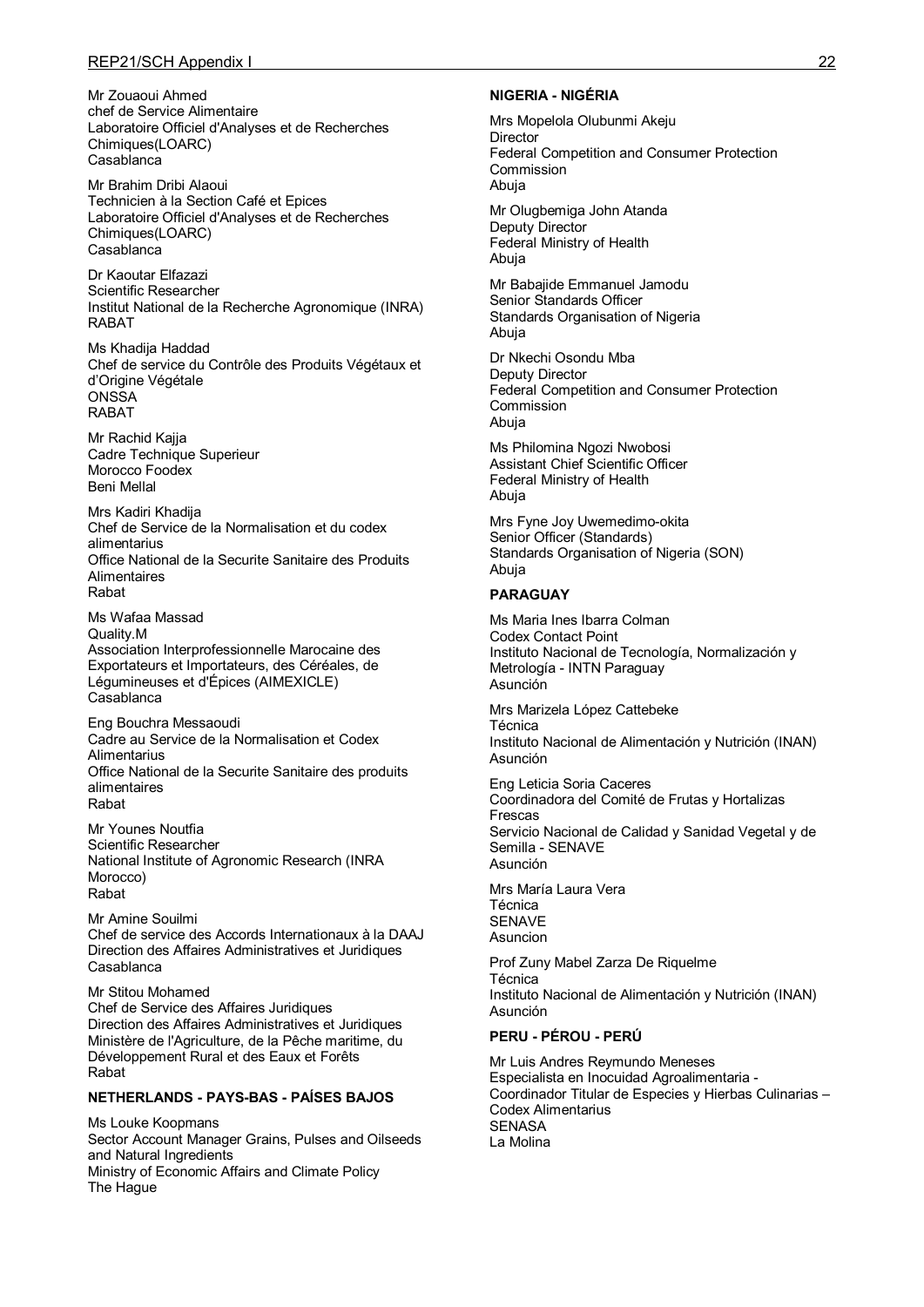Mr Zouaoui Ahmed
chef de Service Alimentaire
Laboratoire Officiel d'Analyses et de Recherches Chimiques(LOARC)
Casablanca

Mr Brahim Dribi Alaoui
Technicien à la Section Café et Epices
Laboratoire Officiel d'Analyses et de Recherches Chimiques(LOARC)
Casablanca

Dr Kaoutar Elfazazi
Scientific Researcher
Institut National de la Recherche Agronomique (INRA)
RABAT

Ms Khadija Haddad
Chef de service du Contrôle des Produits Végétaux et d'Origine Végétale
ONSSA
RABAT

Mr Rachid Kajja
Cadre Technique Superieur
Morocco Foodex
Beni Mellal

Mrs Kadiri Khadija
Chef de Service de la Normalisation et du codex alimentarius
Office National de la Securite Sanitaire des Produits Alimentaires
Rabat

Ms Wafaa Massad
Quality.M
Association Interprofessionnelle Marocaine des Exportateurs et Importateurs, des Céréales, de Légumineuses et d'Épices (AIMEXICLE)
Casablanca

Eng Bouchra Messaoudi
Cadre au Service de la Normalisation et Codex Alimentarius
Office National de la Securite Sanitaire des produits alimentaires
Rabat

Mr Younes Noutfia
Scientific Researcher
National Institute of Agronomic Research (INRA Morocco)
Rabat

Mr Amine Souilmi
Chef de service des Accords Internationaux à la DAAJ
Direction des Affaires Administratives et Juridiques
Casablanca

Mr Stitou Mohamed
Chef de Service des Affaires Juridiques
Direction des Affaires Administratives et Juridiques
Ministère de l'Agriculture, de la Pêche maritime, du Développement Rural et des Eaux et Forêts
Rabat

**NETHERLANDS - PAYS-BAS - PAÍSES BAJOS**

Ms Louke Koopmans
Sector Account Manager Grains, Pulses and Oilseeds and Natural Ingredients
Ministry of Economic Affairs and Climate Policy
The Hague

**NIGERIA - NIGÉRIA**

Mrs Mopelola Olubunmi Akeju
Director
Federal Competition and Consumer Protection Commission
Abuja

Mr Olugbemiga John Atanda
Deputy Director
Federal Ministry of Health
Abuja

Mr Babajide Emmanuel Jamodu
Senior Standards Officer
Standards Organisation of Nigeria
Abuja

Dr Nkechi Osondu Mba
Deputy Director
Federal Competition and Consumer Protection Commission
Abuja

Ms Philomina Ngozi Nwobosi
Assistant Chief Scientific Officer
Federal Ministry of Health
Abuja

Mrs Fyne Joy Uwemedimo-okita
Senior Officer (Standards)
Standards Organisation of Nigeria (SON)
Abuja

**PARAGUAY**

Ms Maria Ines Ibarra Colman
Codex Contact Point
Instituto Nacional de Tecnología, Normalización y Metrología - INTN Paraguay
Asunción

Mrs Marizela López Cattebeke
Técnica
Instituto Nacional de Alimentación y Nutrición (INAN)
Asunción

Eng Leticia Soria Caceres
Coordinadora del Comité de Frutas y Hortalizas Frescas
Servicio Nacional de Calidad y Sanidad Vegetal y de Semilla - SENAVE
Asunción

Mrs María Laura Vera
Técnica
SENAVE
Asuncion

Prof Zuny Mabel Zarza De Riquelme
Técnica
Instituto Nacional de Alimentación y Nutrición (INAN)
Asunción

**PERU - PÉROU - PERÚ**

Mr Luis Andres Reymundo Meneses
Especialista en Inocuidad Agroalimentaria - Coordinador Titular de Especies y Hierbas Culinarias – Codex Alimentarius
SENASA
La Molina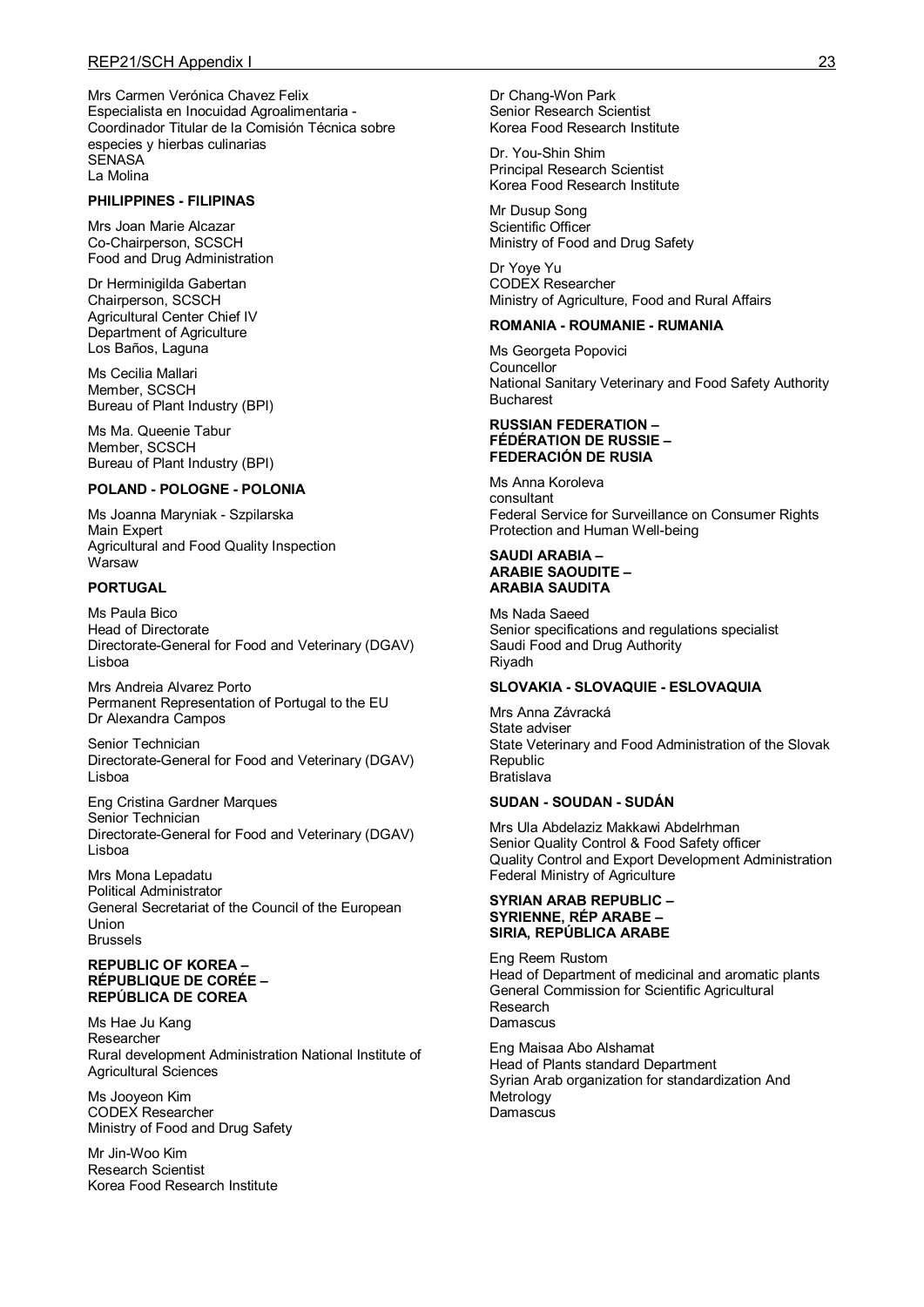Mrs Carmen Verónica Chavez Felix
Especialista en Inocuidad Agroalimentaria - Coordinador Titular de la Comisión Técnica sobre especies y hierbas culinarias
SENASA
La Molina

**PHILIPPINES - FILIPINAS**

Mrs Joan Marie Alcazar
Co-Chairperson, SCSCH
Food and Drug Administration

Dr Herminigilda Gabertan
Chairperson, SCSCH
Agricultural Center Chief IV
Department of Agriculture
Los Baños, Laguna

Ms Cecilia Mallari
Member, SCSCH
Bureau of Plant Industry (BPI)

Ms Ma. Queenie Tabur
Member, SCSCH
Bureau of Plant Industry (BPI)

**POLAND - POLOGNE - POLONIA**

Ms Joanna Maryniak - Szpilarska
Main Expert
Agricultural and Food Quality Inspection
Warsaw

**PORTUGAL**

Ms Paula Bico
Head of Directorate
Directorate-General for Food and Veterinary (DGAV)
Lisboa

Mrs Andreia Alvarez Porto
Permanent Representation of Portugal to the EU
Dr Alexandra Campos

Senior Technician
Directorate-General for Food and Veterinary (DGAV)
Lisboa

Eng Cristina Gardner Marques
Senior Technician
Directorate-General for Food and Veterinary (DGAV)
Lisboa

Mrs Mona Lepadatu
Political Administrator
General Secretariat of the Council of the European Union
Brussels

**REPUBLIC OF KOREA – RÉPUBLIQUE DE CORÉE – REPÚBLICA DE COREA**

Ms Hae Ju Kang
Researcher
Rural development Administration National Institute of Agricultural Sciences

Ms Jooyeon Kim
CODEX Researcher
Ministry of Food and Drug Safety

Mr Jin-Woo Kim
Research Scientist
Korea Food Research Institute

Dr Chang-Won Park
Senior Research Scientist
Korea Food Research Institute

Dr. You-Shin Shim
Principal Research Scientist
Korea Food Research Institute

Mr Dusup Song
Scientific Officer
Ministry of Food and Drug Safety

Dr Yoye Yu
CODEX Researcher
Ministry of Agriculture, Food and Rural Affairs

**ROMANIA - ROUMANIE - RUMANIA**

Ms Georgeta Popovici
Councellor
National Sanitary Veterinary and Food Safety Authority
Bucharest

**RUSSIAN FEDERATION – FÉDÉRATION DE RUSSIE – FEDERACIÓN DE RUSIA**

Ms Anna Koroleva
consultant
Federal Service for Surveillance on Consumer Rights Protection and Human Well-being

**SAUDI ARABIA – ARABIE SAOUDITE – ARABIA SAUDITA**

Ms Nada Saeed
Senior specifications and regulations specialist
Saudi Food and Drug Authority
Riyadh

**SLOVAKIA - SLOVAQUIE - ESLOVAQUIA**

Mrs Anna Závracká
State adviser
State Veterinary and Food Administration of the Slovak Republic
Bratislava

**SUDAN - SOUDAN - SUDÁN**

Mrs Ula Abdelaziz Makkawi Abdelrhman
Senior Quality Control & Food Safety officer
Quality Control and Export Development Administration
Federal Ministry of Agriculture

**SYRIAN ARAB REPUBLIC – SYRIENNE, RÉP ARABE – SIRIA, REPÚBLICA ARABE**

Eng Reem Rustom
Head of Department of medicinal and aromatic plants
General Commission for Scientific Agricultural Research
Damascus

Eng Maisaa Abo Alshamat
Head of Plants standard Department
Syrian Arab organization for standardization And Metrology
Damascus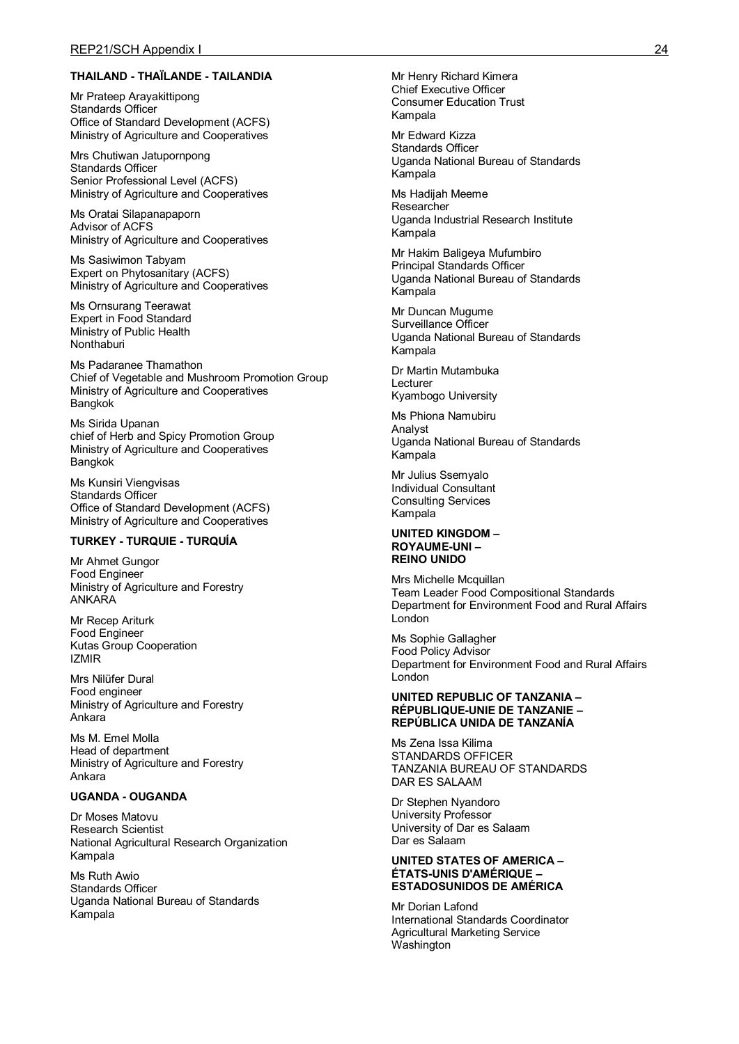**THAILAND - THAÏLANDE - TAILANDIA**

Mr Prateep Arayakittipong
Standards Officer
Office of Standard Development (ACFS)
Ministry of Agriculture and Cooperatives

Mrs Chutiwan Jatupornpong
Standards Officer
Senior Professional Level (ACFS)
Ministry of Agriculture and Cooperatives

Ms Oratai Silapanapaporn
Advisor of ACFS
Ministry of Agriculture and Cooperatives

Ms Sasiwimon Tabyam
Expert on Phytosanitary (ACFS)
Ministry of Agriculture and Cooperatives

Ms Ornsurang Teerawat
Expert in Food Standard
Ministry of Public Health
Nonthaburi

Ms Padaranee Thamathon
Chief of Vegetable and Mushroom Promotion Group
Ministry of Agriculture and Cooperatives
Bangkok

Ms Sirida Upanan
chief of Herb and Spicy Promotion Group
Ministry of Agriculture and Cooperatives
Bangkok

Ms Kunsiri Viengvisas
Standards Officer
Office of Standard Development (ACFS)
Ministry of Agriculture and Cooperatives

**TURKEY - TURQUIE - TURQUÍA**

Mr Ahmet Gungor
Food Engineer
Ministry of Agriculture and Forestry
ANKARA

Mr Recep Ariturk
Food Engineer
Kutas Group Cooperation
IZMIR

Mrs Nilüfer Dural
Food engineer
Ministry of Agriculture and Forestry
Ankara

Ms M. Emel Molla
Head of department
Ministry of Agriculture and Forestry
Ankara

**UGANDA - OUGANDA**

Dr Moses Matovu
Research Scientist
National Agricultural Research Organization
Kampala

Ms Ruth Awio
Standards Officer
Uganda National Bureau of Standards
Kampala

Mr Henry Richard Kimera
Chief Executive Officer
Consumer Education Trust
Kampala

Mr Edward Kizza
Standards Officer
Uganda National Bureau of Standards
Kampala

Ms Hadijah Meeme
Researcher
Uganda Industrial Research Institute
Kampala

Mr Hakim Baligeya Mufumbiro
Principal Standards Officer
Uganda National Bureau of Standards
Kampala

Mr Duncan Mugume
Surveillance Officer
Uganda National Bureau of Standards
Kampala

Dr Martin Mutambuka
Lecturer
Kyambogo University

Ms Phiona Namubiru
Analyst
Uganda National Bureau of Standards
Kampala

Mr Julius Ssemyalo
Individual Consultant
Consulting Services
Kampala

**UNITED KINGDOM – ROYAUME-UNI – REINO UNIDO**

Mrs Michelle Mcquillan
Team Leader Food Compositional Standards
Department for Environment Food and Rural Affairs
London

Ms Sophie Gallagher
Food Policy Advisor
Department for Environment Food and Rural Affairs
London

**UNITED REPUBLIC OF TANZANIA – RÉPUBLIQUE-UNIE DE TANZANIE – REPÚBLICA UNIDA DE TANZANÍA**

Ms Zena Issa Kilima
STANDARDS OFFICER
TANZANIA BUREAU OF STANDARDS
DAR ES SALAAM

Dr Stephen Nyandoro
University Professor
University of Dar es Salaam
Dar es Salaam

**UNITED STATES OF AMERICA – ÉTATS-UNIS D'AMÉRIQUE – ESTADOSUNIDOS DE AMÉRICA**

Mr Dorian Lafond
International Standards Coordinator
Agricultural Marketing Service
Washington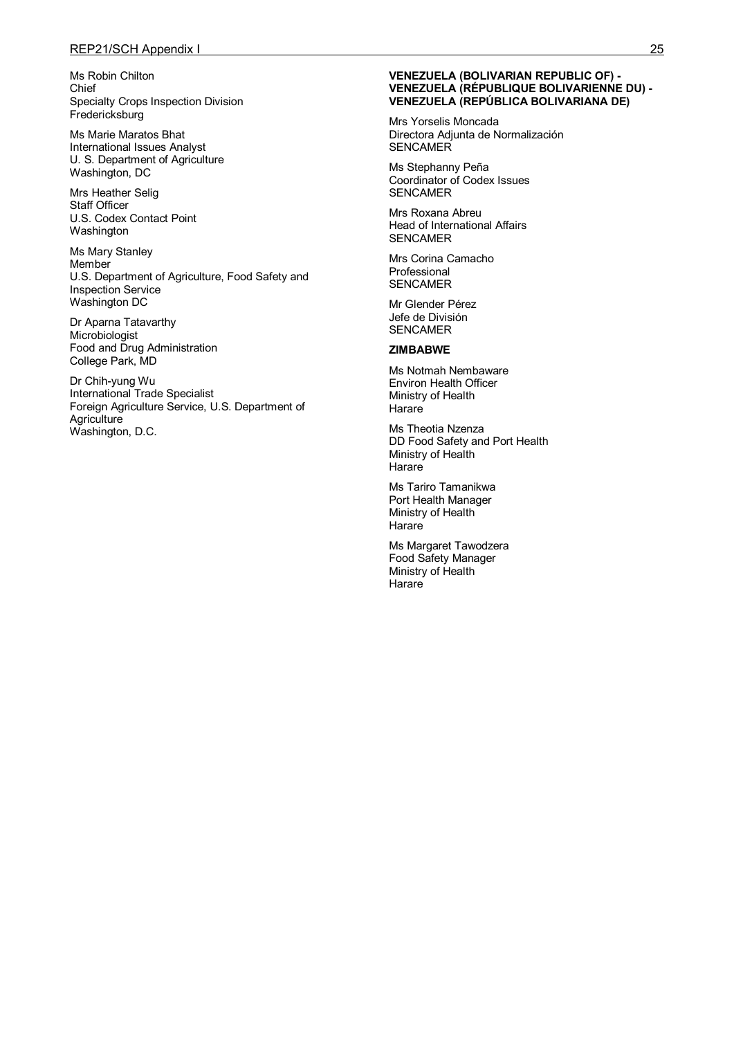Ms Robin Chilton
Chief
Specialty Crops Inspection Division
Fredericksburg

Ms Marie Maratos Bhat
International Issues Analyst
U. S. Department of Agriculture
Washington, DC

Mrs Heather Selig
Staff Officer
U.S. Codex Contact Point
Washington

Ms Mary Stanley
Member
U.S. Department of Agriculture, Food Safety and Inspection Service
Washington DC

Dr Aparna Tatavarthy
Microbiologist
Food and Drug Administration
College Park, MD

Dr Chih-yung Wu
International Trade Specialist
Foreign Agriculture Service, U.S. Department of Agriculture
Washington, D.C.

**VENEZUELA (BOLIVARIAN REPUBLIC OF) - VENEZUELA (RÉPUBLIQUE BOLIVARIENNE DU) - VENEZUELA (REPÚBLICA BOLIVARIANA DE)**

Mrs Yorselis Moncada
Directora Adjunta de Normalización
SENCAMER

Ms Stephanny Peña
Coordinator of Codex Issues
SENCAMER

Mrs Roxana Abreu
Head of International Affairs
SENCAMER

Mrs Corina Camacho
Professional
SENCAMER

Mr Glender Pérez
Jefe de División
SENCAMER

**ZIMBABWE**

Ms Notmah Nembaware
Environ Health Officer
Ministry of Health
Harare

Ms Theotia Nzenza
DD Food Safety and Port Health
Ministry of Health
Harare

Ms Tariro Tamanikwa
Port Health Manager
Ministry of Health
Harare

Ms Margaret Tawodzera
Food Safety Manager
Ministry of Health
Harare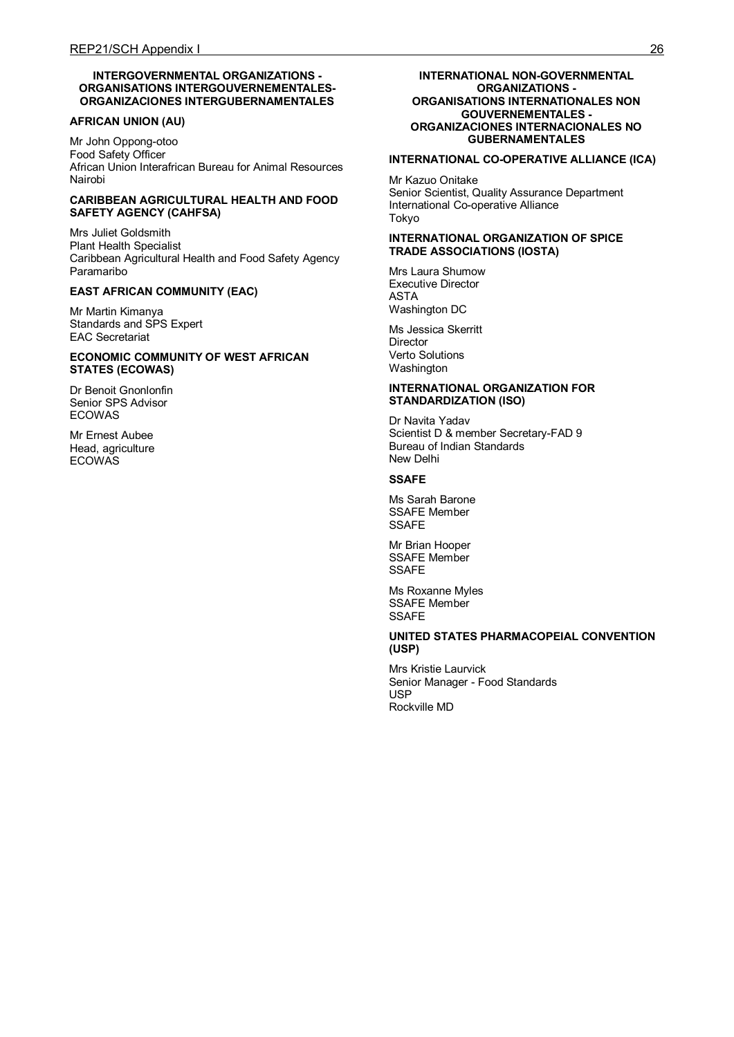## INTERGOVERNMENTAL ORGANIZATIONS - ORGANISATIONS INTERGOUVERNEMENTALES- ORGANIZACIONES INTERGUBERNAMENTALES

**AFRICAN UNION (AU)**

Mr John Oppong-otoo
Food Safety Officer
African Union Interafrican Bureau for Animal Resources
Nairobi

**CARIBBEAN AGRICULTURAL HEALTH AND FOOD SAFETY AGENCY (CAHFSA)**

Mrs Juliet Goldsmith
Plant Health Specialist
Caribbean Agricultural Health and Food Safety Agency
Paramaribo

**EAST AFRICAN COMMUNITY (EAC)**

Mr Martin Kimanya
Standards and SPS Expert
EAC Secretariat

**ECONOMIC COMMUNITY OF WEST AFRICAN STATES (ECOWAS)**

Dr Benoit Gnonlonfin
Senior SPS Advisor
ECOWAS

Mr Ernest Aubee
Head, agriculture
ECOWAS

## INTERNATIONAL NON-GOVERNMENTAL ORGANIZATIONS - ORGANISATIONS INTERNATIONALES NON GOUVERNEMENTALES - ORGANIZACIONES INTERNACIONALES NO GUBERNAMENTALES

**INTERNATIONAL CO-OPERATIVE ALLIANCE (ICA)**

Mr Kazuo Onitake
Senior Scientist, Quality Assurance Department
International Co-operative Alliance
Tokyo

**INTERNATIONAL ORGANIZATION OF SPICE TRADE ASSOCIATIONS (IOSTA)**

Mrs Laura Shumow
Executive Director
ASTA
Washington DC

Ms Jessica Skerritt
Director
Verto Solutions
Washington

**INTERNATIONAL ORGANIZATION FOR STANDARDIZATION (ISO)**

Dr Navita Yadav
Scientist D & member Secretary-FAD 9
Bureau of Indian Standards
New Delhi

**SSAFE**

Ms Sarah Barone
SSAFE Member
SSAFE

Mr Brian Hooper
SSAFE Member
SSAFE

Ms Roxanne Myles
SSAFE Member
SSAFE

**UNITED STATES PHARMACOPEIAL CONVENTION (USP)**

Mrs Kristie Laurvick
Senior Manager - Food Standards
USP
Rockville MD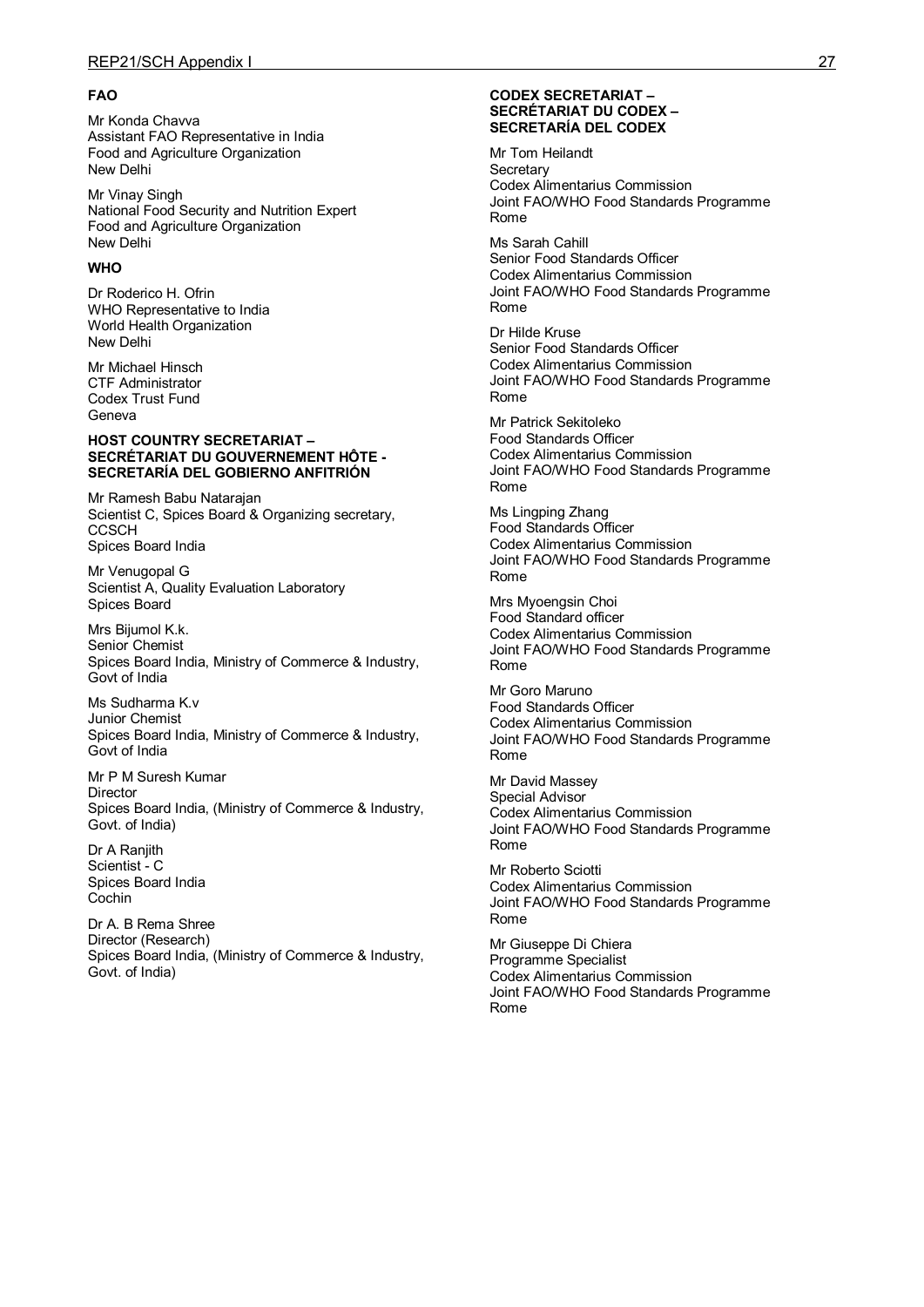**FAO**

Mr Konda Chavva
Assistant FAO Representative in India
Food and Agriculture Organization
New Delhi

Mr Vinay Singh
National Food Security and Nutrition Expert
Food and Agriculture Organization
New Delhi

**WHO**

Dr Roderico H. Ofrin
WHO Representative to India
World Health Organization
New Delhi

Mr Michael Hinsch
CTF Administrator
Codex Trust Fund
Geneva

**HOST COUNTRY SECRETARIAT – SECRÉTARIAT DU GOUVERNEMENT HÔTE - SECRETARÍA DEL GOBIERNO ANFITRIÓN**

Mr Ramesh Babu Natarajan
Scientist C, Spices Board & Organizing secretary, CCSCH
Spices Board India

Mr Venugopal G
Scientist A, Quality Evaluation Laboratory
Spices Board

Mrs Bijumol K.k.
Senior Chemist
Spices Board India, Ministry of Commerce & Industry, Govt of India

Ms Sudharma K.v
Junior Chemist
Spices Board India, Ministry of Commerce & Industry, Govt of India

Mr P M Suresh Kumar
Director
Spices Board India, (Ministry of Commerce & Industry, Govt. of India)

Dr A Ranjith
Scientist - C
Spices Board India
Cochin

Dr A. B Rema Shree
Director (Research)
Spices Board India, (Ministry of Commerce & Industry, Govt. of India)

**CODEX SECRETARIAT – SECRÉTARIAT DU CODEX – SECRETARÍA DEL CODEX**

Mr Tom Heilandt
Secretary
Codex Alimentarius Commission
Joint FAO/WHO Food Standards Programme
Rome

Ms Sarah Cahill
Senior Food Standards Officer
Codex Alimentarius Commission
Joint FAO/WHO Food Standards Programme
Rome

Dr Hilde Kruse
Senior Food Standards Officer
Codex Alimentarius Commission
Joint FAO/WHO Food Standards Programme
Rome

Mr Patrick Sekitoleko
Food Standards Officer
Codex Alimentarius Commission
Joint FAO/WHO Food Standards Programme
Rome

Ms Lingping Zhang
Food Standards Officer
Codex Alimentarius Commission
Joint FAO/WHO Food Standards Programme
Rome

Mrs Myoengsin Choi
Food Standard officer
Codex Alimentarius Commission
Joint FAO/WHO Food Standards Programme
Rome

Mr Goro Maruno
Food Standards Officer
Codex Alimentarius Commission
Joint FAO/WHO Food Standards Programme
Rome

Mr David Massey
Special Advisor
Codex Alimentarius Commission
Joint FAO/WHO Food Standards Programme
Rome

Mr Roberto Sciotti
Codex Alimentarius Commission
Joint FAO/WHO Food Standards Programme
Rome

Mr Giuseppe Di Chiera
Programme Specialist
Codex Alimentarius Commission
Joint FAO/WHO Food Standards Programme
Rome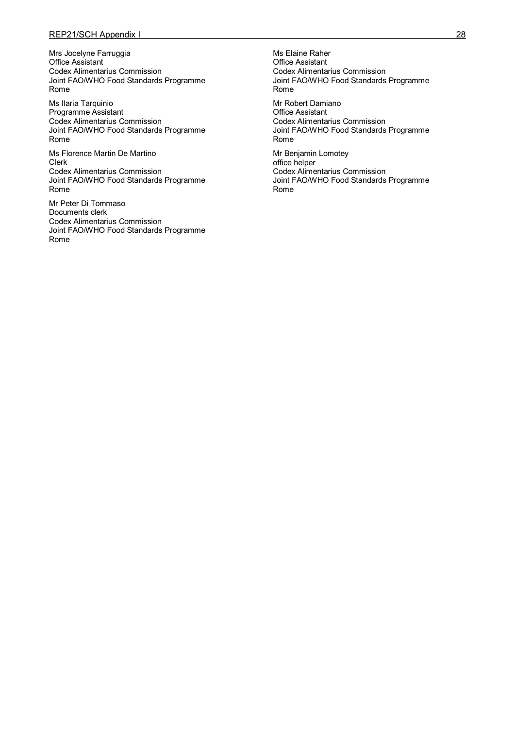Mrs Jocelyne Farruggia
Office Assistant
Codex Alimentarius Commission
Joint FAO/WHO Food Standards Programme
Rome

Ms Ilaria Tarquinio
Programme Assistant
Codex Alimentarius Commission
Joint FAO/WHO Food Standards Programme
Rome

Ms Florence Martin De Martino
Clerk
Codex Alimentarius Commission
Joint FAO/WHO Food Standards Programme
Rome

Mr Peter Di Tommaso
Documents clerk
Codex Alimentarius Commission
Joint FAO/WHO Food Standards Programme
Rome

Ms Elaine Raher
Office Assistant
Codex Alimentarius Commission
Joint FAO/WHO Food Standards Programme
Rome

Mr Robert Damiano
Office Assistant
Codex Alimentarius Commission
Joint FAO/WHO Food Standards Programme
Rome

Mr Benjamin Lomotey
office helper
Codex Alimentarius Commission
Joint FAO/WHO Food Standards Programme
Rome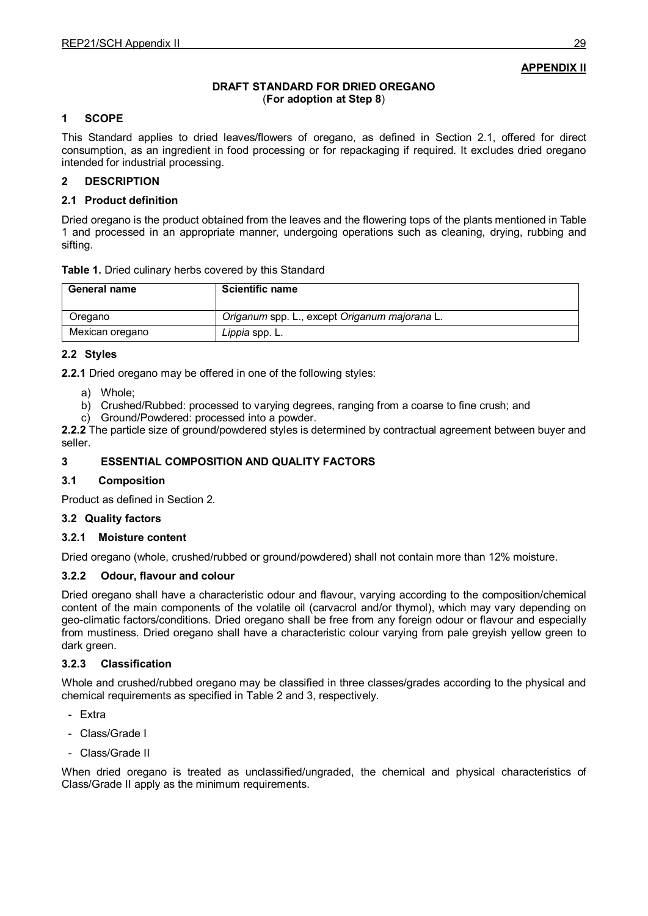**APPENDIX II**

**DRAFT STANDARD FOR DRIED OREGANO**
(**For adoption at Step 8**)

## 1 SCOPE

This Standard applies to dried leaves/flowers of oregano, as defined in Section 2.1, offered for direct consumption, as an ingredient in food processing or for repackaging if required. It excludes dried oregano intended for industrial processing.

## 2 DESCRIPTION

### 2.1 Product definition

Dried oregano is the product obtained from the leaves and the flowering tops of the plants mentioned in Table 1 and processed in an appropriate manner, undergoing operations such as cleaning, drying, rubbing and sifting.

**Table 1.** Dried culinary herbs covered by this Standard

| General name | Scientific name |
|---|---|
| Oregano | *Origanum* spp. L., except *Origanum majorana* L. |
| Mexican oregano | *Lippia* spp. L. |

### 2.2 Styles

**2.2.1** Dried oregano may be offered in one of the following styles:

a) Whole;
b) Crushed/Rubbed: processed to varying degrees, ranging from a coarse to fine crush; and
c) Ground/Powdered: processed into a powder.

**2.2.2** The particle size of ground/powdered styles is determined by contractual agreement between buyer and seller.

## 3 ESSENTIAL COMPOSITION AND QUALITY FACTORS

### 3.1 Composition

Product as defined in Section 2.

### 3.2 Quality factors

#### 3.2.1 Moisture content

Dried oregano (whole, crushed/rubbed or ground/powdered) shall not contain more than 12% moisture.

#### 3.2.2 Odour, flavour and colour

Dried oregano shall have a characteristic odour and flavour, varying according to the composition/chemical content of the main components of the volatile oil (carvacrol and/or thymol), which may vary depending on geo-climatic factors/conditions. Dried oregano shall be free from any foreign odour or flavour and especially from mustiness. Dried oregano shall have a characteristic colour varying from pale greyish yellow green to dark green.

#### 3.2.3 Classification

Whole and crushed/rubbed oregano may be classified in three classes/grades according to the physical and chemical requirements as specified in Table 2 and 3, respectively.

- Extra
- Class/Grade I
- Class/Grade II

When dried oregano is treated as unclassified/ungraded, the chemical and physical characteristics of Class/Grade II apply as the minimum requirements.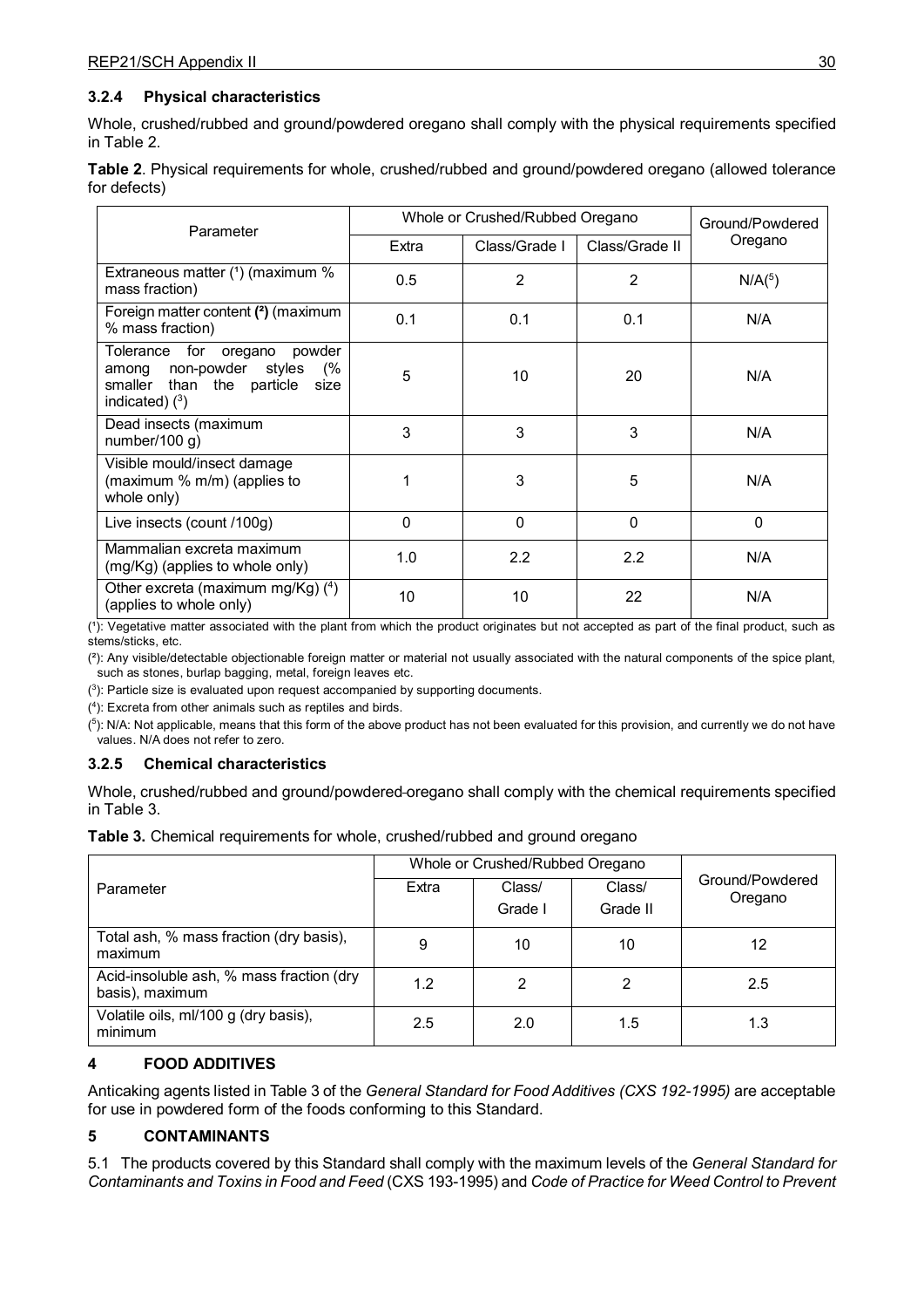### 3.2.4 Physical characteristics

Whole, crushed/rubbed and ground/powdered oregano shall comply with the physical requirements specified in Table 2.

**Table 2**. Physical requirements for whole, crushed/rubbed and ground/powdered oregano (allowed tolerance for defects)

| Parameter | Whole or Crushed/Rubbed Oregano | | | Ground/Powdered Oregano |
|---|---|---|---|---|
| | Extra | Class/Grade I | Class/Grade II | |
| Extraneous matter (1) (maximum % mass fraction) | 0.5 | 2 | 2 | N/A(5) |
| Foreign matter content **(2)** (maximum % mass fraction) | 0.1 | 0.1 | 0.1 | N/A |
| Tolerance for oregano powder among non-powder styles (% smaller than the particle size indicated) (3) | 5 | 10 | 20 | N/A |
| Dead insects (maximum number/100 g) | 3 | 3 | 3 | N/A |
| Visible mould/insect damage (maximum % m/m) (applies to whole only) | 1 | 3 | 5 | N/A |
| Live insects (count /100g) | 0 | 0 | 0 | 0 |
| Mammalian excreta maximum (mg/Kg) (applies to whole only) | 1.0 | 2.2 | 2.2 | N/A |
| Other excreta (maximum mg/Kg) (4) (applies to whole only) | 10 | 10 | 22 | N/A |

(1): Vegetative matter associated with the plant from which the product originates but not accepted as part of the final product, such as stems/sticks, etc.

(2): Any visible/detectable objectionable foreign matter or material not usually associated with the natural components of the spice plant, such as stones, burlap bagging, metal, foreign leaves etc.

(3): Particle size is evaluated upon request accompanied by supporting documents.

(4): Excreta from other animals such as reptiles and birds.

(5): N/A: Not applicable, means that this form of the above product has not been evaluated for this provision, and currently we do not have values. N/A does not refer to zero.

### 3.2.5 Chemical characteristics

Whole, crushed/rubbed and ground/powdered oregano shall comply with the chemical requirements specified in Table 3.

**Table 3.** Chemical requirements for whole, crushed/rubbed and ground oregano

| Parameter | Whole or Crushed/Rubbed Oregano | | | Ground/Powdered Oregano |
|---|---|---|---|---|
| | Extra | Class/ Grade I | Class/ Grade II | |
| Total ash, % mass fraction (dry basis), maximum | 9 | 10 | 10 | 12 |
| Acid-insoluble ash, % mass fraction (dry basis), maximum | 1.2 | 2 | 2 | 2.5 |
| Volatile oils, ml/100 g (dry basis), minimum | 2.5 | 2.0 | 1.5 | 1.3 |

## 4 FOOD ADDITIVES

Anticaking agents listed in Table 3 of the *General Standard for Food Additives (CXS 192-1995)* are acceptable for use in powdered form of the foods conforming to this Standard.

## 5 CONTAMINANTS

5.1 The products covered by this Standard shall comply with the maximum levels of the *General Standard for Contaminants and Toxins in Food and Feed* (CXS 193-1995) and *Code of Practice for Weed Control to Prevent*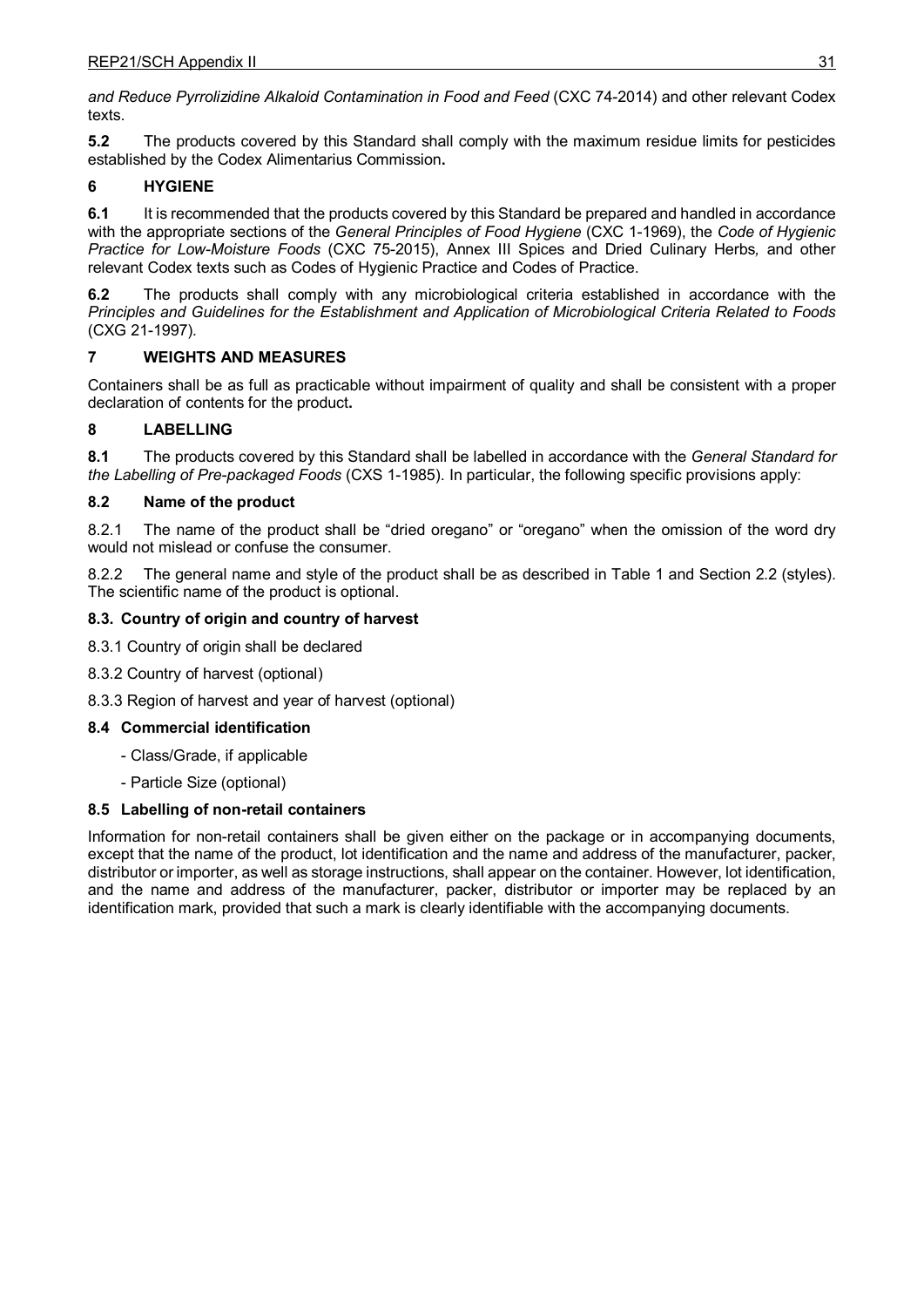*and Reduce Pyrrolizidine Alkaloid Contamination in Food and Feed* (CXC 74-2014) and other relevant Codex texts.

**5.2** The products covered by this Standard shall comply with the maximum residue limits for pesticides established by the Codex Alimentarius Commission**.**

## 6 HYGIENE

**6.1** It is recommended that the products covered by this Standard be prepared and handled in accordance with the appropriate sections of the *General Principles of Food Hygiene* (CXC 1-1969), the *Code of Hygienic Practice for Low-Moisture Foods* (CXC 75-2015), Annex III Spices and Dried Culinary Herbs*,* and other relevant Codex texts such as Codes of Hygienic Practice and Codes of Practice.

**6.2** The products shall comply with any microbiological criteria established in accordance with the *Principles and Guidelines for the Establishment and Application of Microbiological Criteria Related to Foods* (CXG 21-1997)*.*

## 7 WEIGHTS AND MEASURES

Containers shall be as full as practicable without impairment of quality and shall be consistent with a proper declaration of contents for the product**.**

## 8 LABELLING

**8.1** The products covered by this Standard shall be labelled in accordance with the *General Standard for the Labelling of Pre-packaged Foods* (CXS 1-1985). In particular, the following specific provisions apply:

### 8.2 Name of the product

8.2.1 The name of the product shall be "dried oregano" or "oregano" when the omission of the word dry would not mislead or confuse the consumer.

8.2.2 The general name and style of the product shall be as described in Table 1 and Section 2.2 (styles). The scientific name of the product is optional.

### 8.3. Country of origin and country of harvest

8.3.1 Country of origin shall be declared

8.3.2 Country of harvest (optional)

8.3.3 Region of harvest and year of harvest (optional)

### 8.4 Commercial identification

- Class/Grade, if applicable
- Particle Size (optional)

### 8.5 Labelling of non-retail containers

Information for non-retail containers shall be given either on the package or in accompanying documents, except that the name of the product, lot identification and the name and address of the manufacturer, packer, distributor or importer, as well as storage instructions, shall appear on the container. However, lot identification, and the name and address of the manufacturer, packer, distributor or importer may be replaced by an identification mark, provided that such a mark is clearly identifiable with the accompanying documents.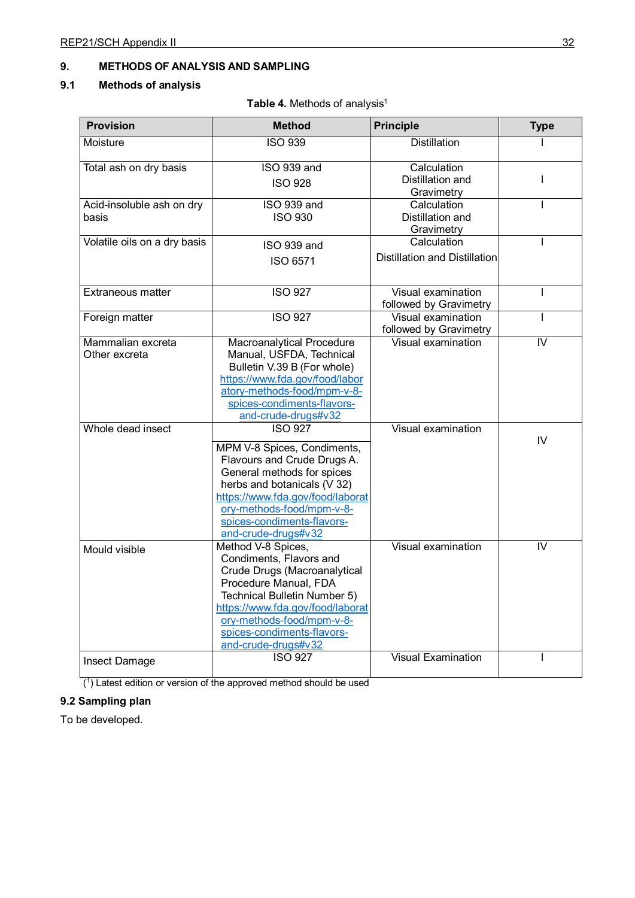## 9. METHODS OF ANALYSIS AND SAMPLING

### 9.1 Methods of analysis

**Table 4.** Methods of analysis[1]

| Provision | Method | Principle | Type |
|---|---|---|---|
| Moisture | ISO 939 | Distillation | I |
| Total ash on dry basis | ISO 939 and ISO 928 | Calculation Distillation and Gravimetry | I |
| Acid-insoluble ash on dry basis | ISO 939 and ISO 930 | Calculation Distillation and Gravimetry | I |
| Volatile oils on a dry basis | ISO 939 and ISO 6571 | Calculation Distillation and Distillation | I |
| Extraneous matter | ISO 927 | Visual examination followed by Gravimetry | I |
| Foreign matter | ISO 927 | Visual examination followed by Gravimetry | I |
| Mammalian excreta Other excreta | Macroanalytical Procedure Manual, USFDA, Technical Bulletin V.39 B (For whole) https://www.fda.gov/food/laboratory-methods-food/mpm-v-8-spices-condiments-flavors-and-crude-drugs#v32 | Visual examination | IV |
| Whole dead insect | ISO 927<br>MPM V-8 Spices, Condiments, Flavours and Crude Drugs A. General methods for spices herbs and botanicals (V 32) https://www.fda.gov/food/laboratory-methods-food/mpm-v-8-spices-condiments-flavors-and-crude-drugs#v32 | Visual examination | IV |
| Mould visible | Method V-8 Spices, Condiments, Flavors and Crude Drugs (Macroanalytical Procedure Manual, FDA Technical Bulletin Number 5) https://www.fda.gov/food/laboratory-methods-food/mpm-v-8-spices-condiments-flavors-and-crude-drugs#v32 | Visual examination | IV |
| Insect Damage | ISO 927 | Visual Examination | I |

([1]) Latest edition or version of the approved method should be used

### 9.2 Sampling plan

To be developed.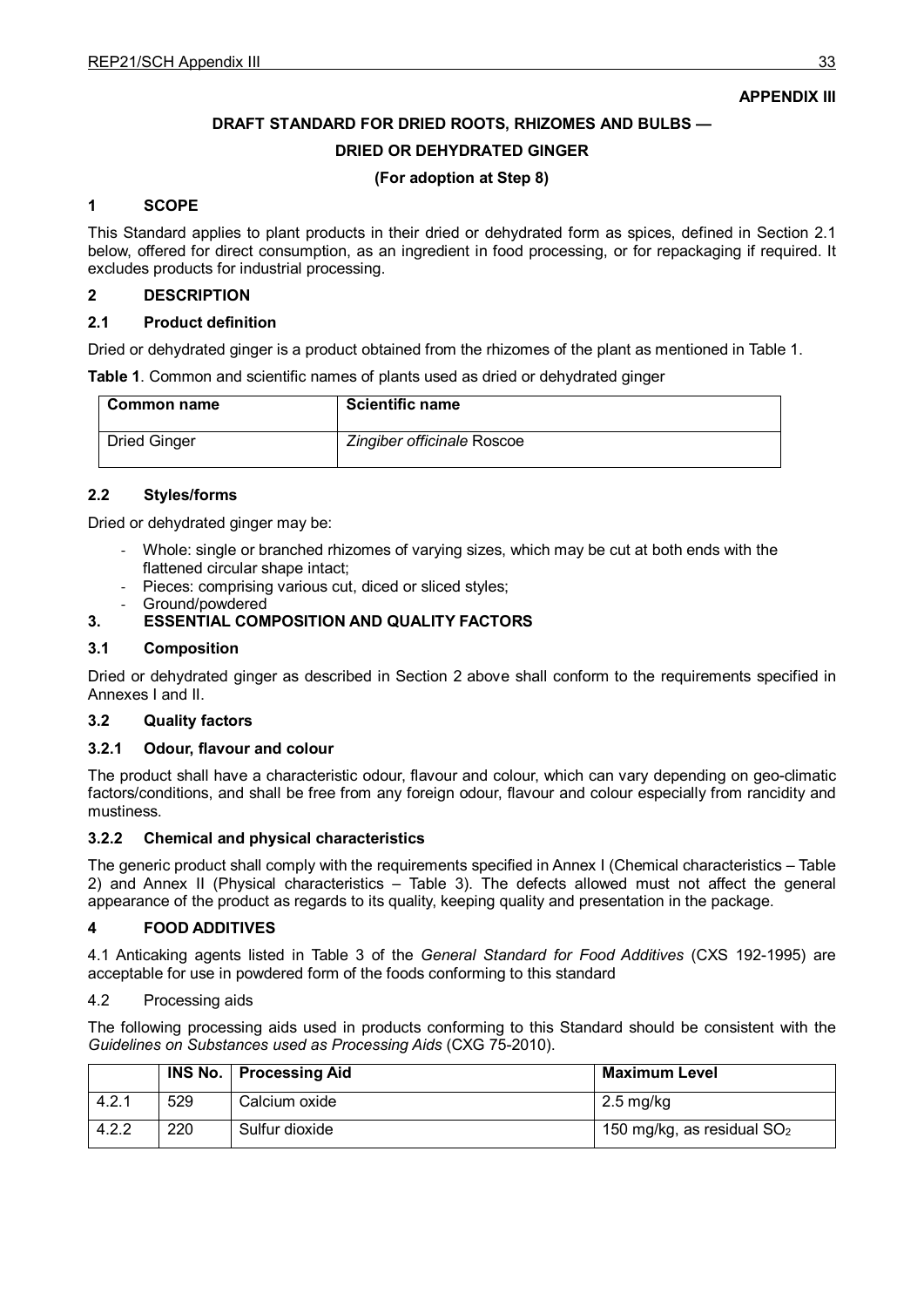**APPENDIX III**

# DRAFT STANDARD FOR DRIED ROOTS, RHIZOMES AND BULBS — DRIED OR DEHYDRATED GINGER

**(For adoption at Step 8)**

## 1 SCOPE

This Standard applies to plant products in their dried or dehydrated form as spices, defined in Section 2.1 below, offered for direct consumption, as an ingredient in food processing, or for repackaging if required. It excludes products for industrial processing.

## 2 DESCRIPTION

### 2.1 Product definition

Dried or dehydrated ginger is a product obtained from the rhizomes of the plant as mentioned in Table 1.

**Table 1**. Common and scientific names of plants used as dried or dehydrated ginger

| Common name | Scientific name |
|---|---|
| Dried Ginger | *Zingiber officinale* Roscoe |

### 2.2 Styles/forms

Dried or dehydrated ginger may be:

- Whole: single or branched rhizomes of varying sizes, which may be cut at both ends with the flattened circular shape intact;
- Pieces: comprising various cut, diced or sliced styles;
- Ground/powdered

## 3. ESSENTIAL COMPOSITION AND QUALITY FACTORS

### 3.1 Composition

Dried or dehydrated ginger as described in Section 2 above shall conform to the requirements specified in Annexes I and II.

### 3.2 Quality factors

#### 3.2.1 Odour, flavour and colour

The product shall have a characteristic odour, flavour and colour, which can vary depending on geo-climatic factors/conditions, and shall be free from any foreign odour, flavour and colour especially from rancidity and mustiness.

#### 3.2.2 Chemical and physical characteristics

The generic product shall comply with the requirements specified in Annex I (Chemical characteristics – Table 2) and Annex II (Physical characteristics – Table 3). The defects allowed must not affect the general appearance of the product as regards to its quality, keeping quality and presentation in the package.

## 4 FOOD ADDITIVES

4.1 Anticaking agents listed in Table 3 of the *General Standard for Food Additives* (CXS 192-1995) are acceptable for use in powdered form of the foods conforming to this standard

4.2 Processing aids

The following processing aids used in products conforming to this Standard should be consistent with the *Guidelines on Substances used as Processing Aids* (CXG 75-2010).

| | INS No. | Processing Aid | Maximum Level |
|---|---|---|---|
| 4.2.1 | 529 | Calcium oxide | 2.5 mg/kg |
| 4.2.2 | 220 | Sulfur dioxide | 150 mg/kg, as residual $SO_2$ |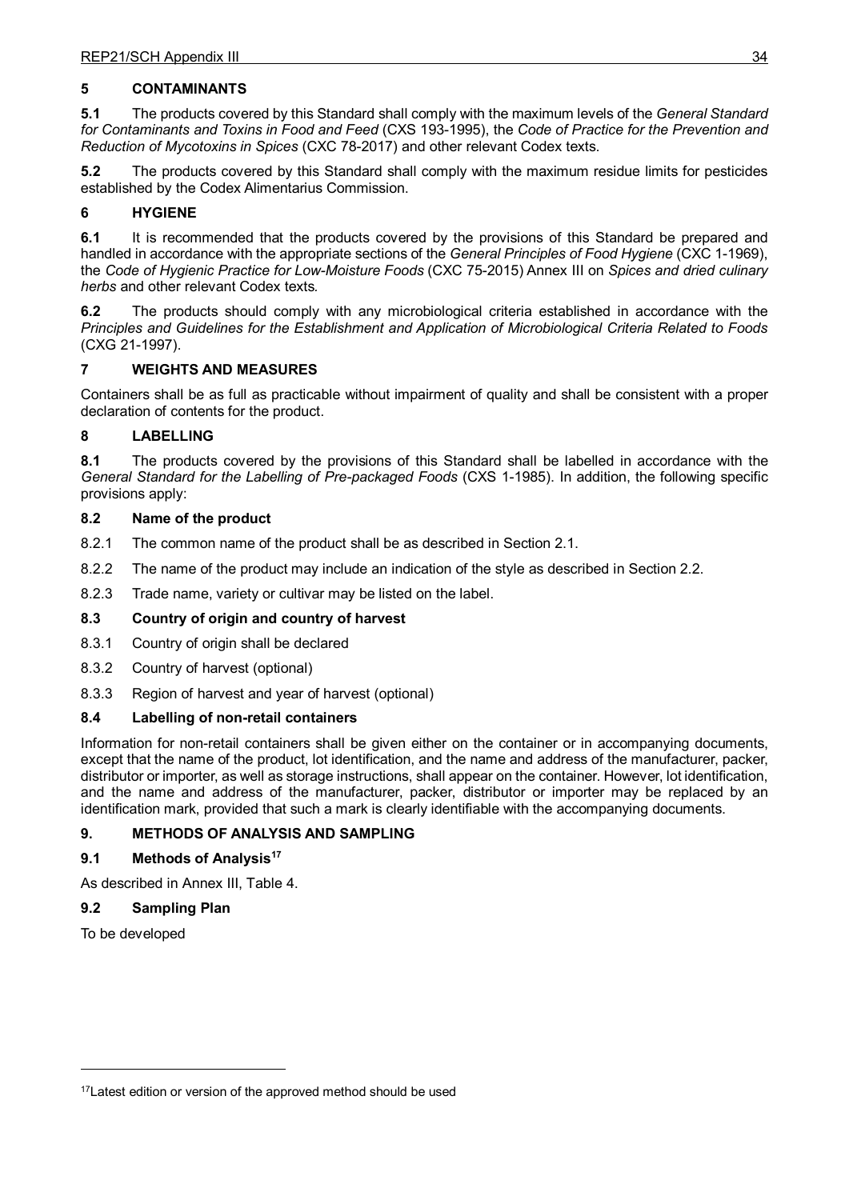## 5 CONTAMINANTS

**5.1** The products covered by this Standard shall comply with the maximum levels of the *General Standard for Contaminants and Toxins in Food and Feed* (CXS 193-1995), the *Code of Practice for the Prevention and Reduction of Mycotoxins in Spices* (CXC 78-2017) and other relevant Codex texts.

**5.2** The products covered by this Standard shall comply with the maximum residue limits for pesticides established by the Codex Alimentarius Commission.

## 6 HYGIENE

**6.1** It is recommended that the products covered by the provisions of this Standard be prepared and handled in accordance with the appropriate sections of the *General Principles of Food Hygiene* (CXC 1-1969), the *Code of Hygienic Practice for Low-Moisture Foods* (CXC 75-2015) Annex III on *Spices and dried culinary herbs* and other relevant Codex texts.

**6.2** The products should comply with any microbiological criteria established in accordance with the *Principles and Guidelines for the Establishment and Application of Microbiological Criteria Related to Foods* (CXG 21-1997).

## 7 WEIGHTS AND MEASURES

Containers shall be as full as practicable without impairment of quality and shall be consistent with a proper declaration of contents for the product.

## 8 LABELLING

**8.1** The products covered by the provisions of this Standard shall be labelled in accordance with the *General Standard for the Labelling of Pre-packaged Foods* (CXS 1-1985). In addition, the following specific provisions apply:

### 8.2 Name of the product

8.2.1 The common name of the product shall be as described in Section 2.1.

8.2.2 The name of the product may include an indication of the style as described in Section 2.2.

8.2.3 Trade name, variety or cultivar may be listed on the label.

### 8.3 Country of origin and country of harvest

8.3.1 Country of origin shall be declared

8.3.2 Country of harvest (optional)

8.3.3 Region of harvest and year of harvest (optional)

### 8.4 Labelling of non-retail containers

Information for non-retail containers shall be given either on the container or in accompanying documents, except that the name of the product, lot identification, and the name and address of the manufacturer, packer, distributor or importer, as well as storage instructions, shall appear on the container. However, lot identification, and the name and address of the manufacturer, packer, distributor or importer may be replaced by an identification mark, provided that such a mark is clearly identifiable with the accompanying documents.

## 9. METHODS OF ANALYSIS AND SAMPLING

### 9.1 Methods of Analysis[17]

As described in Annex III, Table 4.

### 9.2 Sampling Plan

To be developed

---

[17] Latest edition or version of the approved method should be used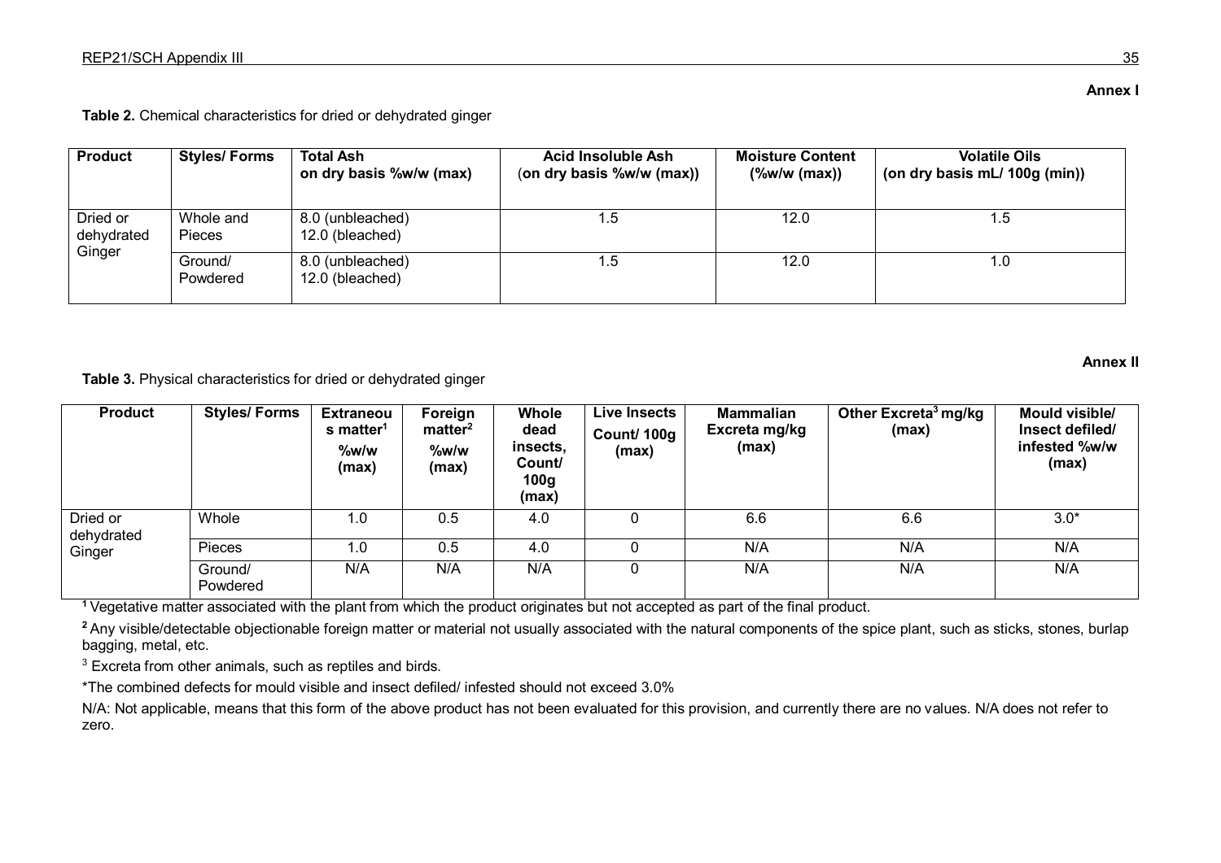**Annex I**

**Table 2.** Chemical characteristics for dried or dehydrated ginger

| Product | Styles/ Forms | Total Ash on dry basis %w/w (max) | Acid Insoluble Ash (on dry basis %w/w (max)) | Moisture Content (%w/w (max)) | Volatile Oils (on dry basis mL/ 100g (min)) |
|---|---|---|---|---|---|
| Dried or dehydrated Ginger | Whole and Pieces | 8.0 (unbleached)<br>12.0 (bleached) | 1.5 | 12.0 | 1.5 |
| | Ground/ Powdered | 8.0 (unbleached)<br>12.0 (bleached) | 1.5 | 12.0 | 1.0 |

**Annex II**

**Table 3.** Physical characteristics for dried or dehydrated ginger

| Product | Styles/ Forms | Extraneous matter[1] %w/w (max) | Foreign matter[2] %w/w (max) | Whole dead insects, Count/ 100g (max) | Live Insects Count/ 100g (max) | Mammalian Excreta mg/kg (max) | Other Excreta[3] mg/kg (max) | Mould visible/ Insect defiled/ infested %w/w (max) |
|---|---|---|---|---|---|---|---|---|
| Dried or dehydrated Ginger | Whole | 1.0 | 0.5 | 4.0 | 0 | 6.6 | 6.6 | 3.0* |
| | Pieces | 1.0 | 0.5 | 4.0 | 0 | N/A | N/A | N/A |
| | Ground/ Powdered | N/A | N/A | N/A | 0 | N/A | N/A | N/A |

[1] Vegetative matter associated with the plant from which the product originates but not accepted as part of the final product.

[2] Any visible/detectable objectionable foreign matter or material not usually associated with the natural components of the spice plant, such as sticks, stones, burlap bagging, metal, etc.

[3] Excreta from other animals, such as reptiles and birds.

*The combined defects for mould visible and insect defiled/ infested should not exceed 3.0%

N/A: Not applicable, means that this form of the above product has not been evaluated for this provision, and currently there are no values. N/A does not refer to zero.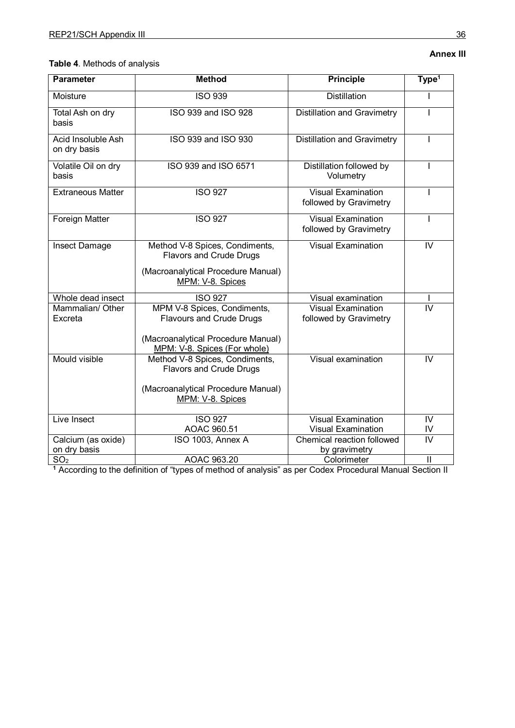**Annex III**

**Table 4**. Methods of analysis

| Parameter | Method | Principle | Type[1] |
|---|---|---|---|
| Moisture | ISO 939 | Distillation | I |
| Total Ash on dry basis | ISO 939 and ISO 928 | Distillation and Gravimetry | I |
| Acid Insoluble Ash on dry basis | ISO 939 and ISO 930 | Distillation and Gravimetry | I |
| Volatile Oil on dry basis | ISO 939 and ISO 6571 | Distillation followed by Volumetry | I |
| Extraneous Matter | ISO 927 | Visual Examination followed by Gravimetry | I |
| Foreign Matter | ISO 927 | Visual Examination followed by Gravimetry | I |
| Insect Damage | Method V-8 Spices, Condiments, Flavors and Crude Drugs<br><br>(Macroanalytical Procedure Manual) MPM: V-8. Spices | Visual Examination | IV |
| Whole dead insect | ISO 927 | Visual examination | I |
| Mammalian/ Other Excreta | MPM V-8 Spices, Condiments, Flavours and Crude Drugs<br><br>(Macroanalytical Procedure Manual) MPM: V-8. Spices (For whole) | Visual Examination followed by Gravimetry | IV |
| Mould visible | Method V-8 Spices, Condiments, Flavors and Crude Drugs<br><br>(Macroanalytical Procedure Manual) MPM: V-8. Spices | Visual examination | IV |
| Live Insect | ISO 927<br>AOAC 960.51 | Visual Examination<br>Visual Examination | IV<br>IV |
| Calcium (as oxide) on dry basis | ISO 1003, Annex A | Chemical reaction followed by gravimetry | IV |
| $SO_2$ | AOAC 963.20 | Colorimeter | II |

[1] According to the definition of "types of method of analysis" as per Codex Procedural Manual Section II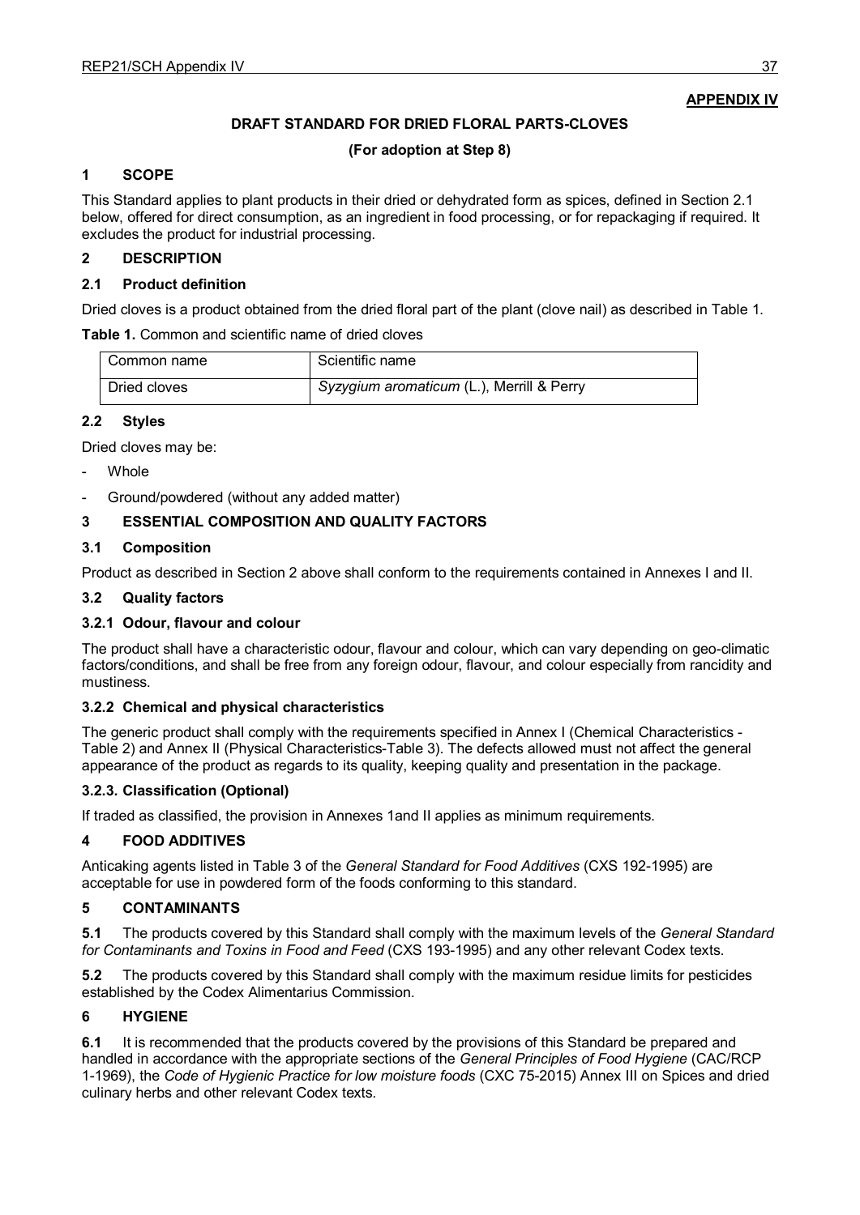**APPENDIX IV**

**DRAFT STANDARD FOR DRIED FLORAL PARTS-CLOVES**

**(For adoption at Step 8)**

## 1 SCOPE

This Standard applies to plant products in their dried or dehydrated form as spices, defined in Section 2.1 below, offered for direct consumption, as an ingredient in food processing, or for repackaging if required. It excludes the product for industrial processing.

## 2 DESCRIPTION

### 2.1 Product definition

Dried cloves is a product obtained from the dried floral part of the plant (clove nail) as described in Table 1.

**Table 1.** Common and scientific name of dried cloves

| Common name | Scientific name |
|---|---|
| Dried cloves | *Syzygium aromaticum* (L.), Merrill & Perry |

### 2.2 Styles

Dried cloves may be:

- Whole
- Ground/powdered (without any added matter)

## 3 ESSENTIAL COMPOSITION AND QUALITY FACTORS

### 3.1 Composition

Product as described in Section 2 above shall conform to the requirements contained in Annexes I and II.

### 3.2 Quality factors

#### 3.2.1 Odour, flavour and colour

The product shall have a characteristic odour, flavour and colour, which can vary depending on geo-climatic factors/conditions, and shall be free from any foreign odour, flavour, and colour especially from rancidity and mustiness.

#### 3.2.2 Chemical and physical characteristics

The generic product shall comply with the requirements specified in Annex I (Chemical Characteristics - Table 2) and Annex II (Physical Characteristics-Table 3). The defects allowed must not affect the general appearance of the product as regards to its quality, keeping quality and presentation in the package.

#### 3.2.3. Classification (Optional)

If traded as classified, the provision in Annexes 1and II applies as minimum requirements.

## 4 FOOD ADDITIVES

Anticaking agents listed in Table 3 of the *General Standard for Food Additives* (CXS 192-1995) are acceptable for use in powdered form of the foods conforming to this standard.

## 5 CONTAMINANTS

**5.1** The products covered by this Standard shall comply with the maximum levels of the *General Standard for Contaminants and Toxins in Food and Feed* (CXS 193-1995) and any other relevant Codex texts.

**5.2** The products covered by this Standard shall comply with the maximum residue limits for pesticides established by the Codex Alimentarius Commission.

## 6 HYGIENE

**6.1** It is recommended that the products covered by the provisions of this Standard be prepared and handled in accordance with the appropriate sections of the *General Principles of Food Hygiene* (CAC/RCP 1-1969), the *Code of Hygienic Practice for low moisture foods* (CXC 75-2015) Annex III on Spices and dried culinary herbs and other relevant Codex texts.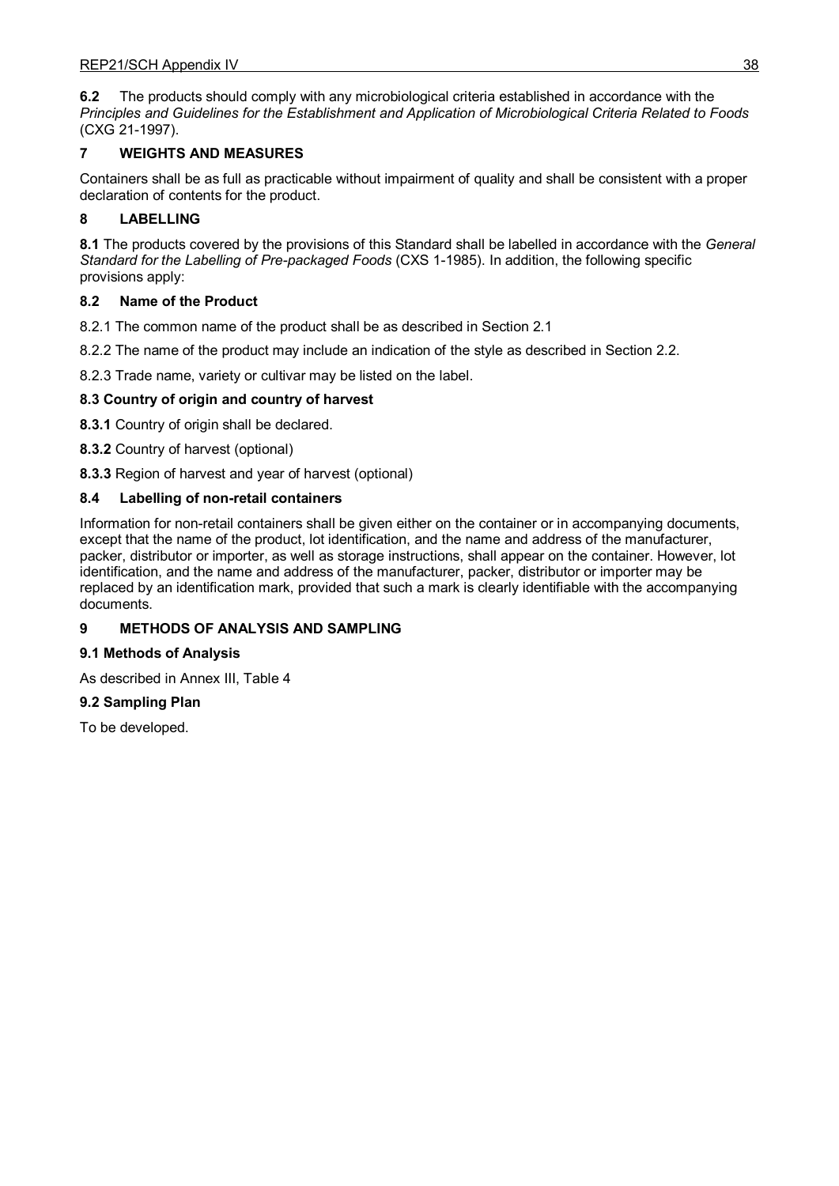**6.2** The products should comply with any microbiological criteria established in accordance with the *Principles and Guidelines for the Establishment and Application of Microbiological Criteria Related to Foods* (CXG 21-1997).

## 7 WEIGHTS AND MEASURES

Containers shall be as full as practicable without impairment of quality and shall be consistent with a proper declaration of contents for the product.

## 8 LABELLING

**8.1** The products covered by the provisions of this Standard shall be labelled in accordance with the *General Standard for the Labelling of Pre-packaged Foods* (CXS 1-1985). In addition, the following specific provisions apply:

### 8.2 Name of the Product

8.2.1 The common name of the product shall be as described in Section 2.1

8.2.2 The name of the product may include an indication of the style as described in Section 2.2.

8.2.3 Trade name, variety or cultivar may be listed on the label.

### 8.3 Country of origin and country of harvest

**8.3.1** Country of origin shall be declared.

**8.3.2** Country of harvest (optional)

**8.3.3** Region of harvest and year of harvest (optional)

### 8.4 Labelling of non-retail containers

Information for non-retail containers shall be given either on the container or in accompanying documents, except that the name of the product, lot identification, and the name and address of the manufacturer, packer, distributor or importer, as well as storage instructions, shall appear on the container. However, lot identification, and the name and address of the manufacturer, packer, distributor or importer may be replaced by an identification mark, provided that such a mark is clearly identifiable with the accompanying documents.

## 9 METHODS OF ANALYSIS AND SAMPLING

### 9.1 Methods of Analysis

As described in Annex III, Table 4

### 9.2 Sampling Plan

To be developed.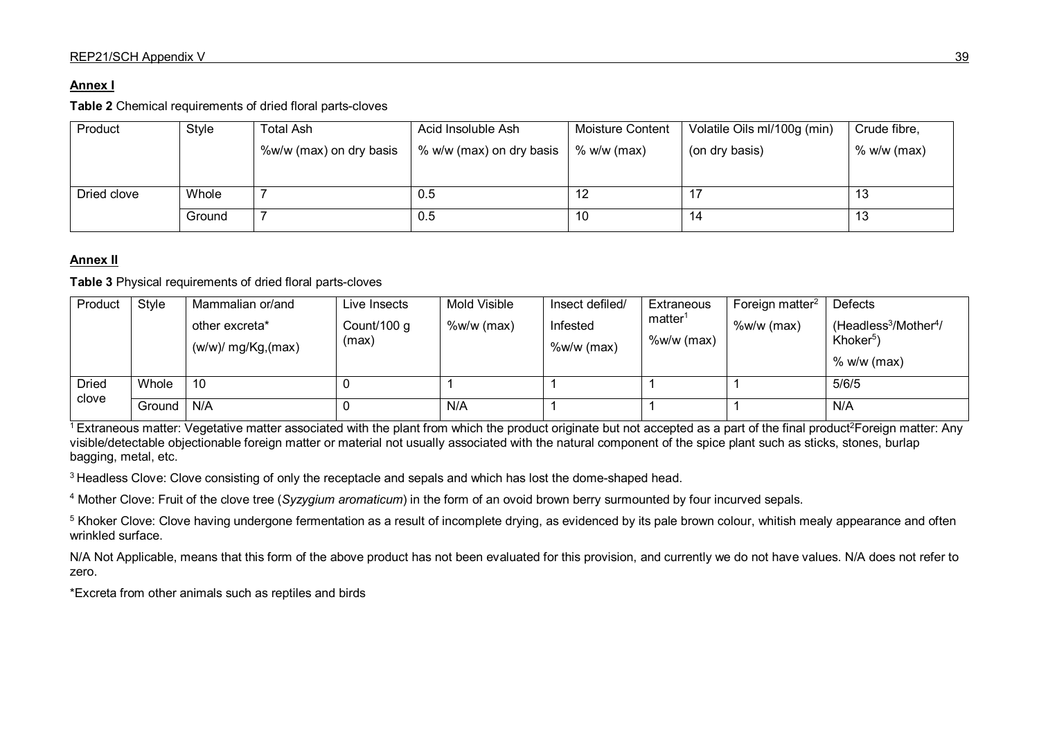**Annex I**

**Table 2** Chemical requirements of dried floral parts-cloves

| Product | Style | Total Ash %w/w (max) on dry basis | Acid Insoluble Ash % w/w (max) on dry basis | Moisture Content % w/w (max) | Volatile Oils ml/100g (min) (on dry basis) | Crude fibre, % w/w (max) |
|---|---|---|---|---|---|---|
| Dried clove | Whole | 7 | 0.5 | 12 | 17 | 13 |
| | Ground | 7 | 0.5 | 10 | 14 | 13 |

**Annex II**

**Table 3** Physical requirements of dried floral parts-cloves

| Product | Style | Mammalian or/and other excreta* (w/w)/ mg/Kg,(max) | Live Insects Count/100 g (max) | Mold Visible %w/w (max) | Insect defiled/ Infested %w/w (max) | Extraneous matter[1] %w/w (max) | Foreign matter[2] %w/w (max) | Defects (Headless[3]/Mother[4]/ Khoker[5]) % w/w (max) |
|---|---|---|---|---|---|---|---|---|
| Dried clove | Whole | 10 | 0 | 1 | 1 | 1 | 1 | 5/6/5 |
| | Ground | N/A | 0 | N/A | 1 | 1 | 1 | N/A |

[1] Extraneous matter: Vegetative matter associated with the plant from which the product originate but not accepted as a part of the final product[2]Foreign matter: Any visible/detectable objectionable foreign matter or material not usually associated with the natural component of the spice plant such as sticks, stones, burlap bagging, metal, etc.

[3] Headless Clove: Clove consisting of only the receptacle and sepals and which has lost the dome-shaped head.

[4] Mother Clove: Fruit of the clove tree (*Syzygium aromaticum*) in the form of an ovoid brown berry surmounted by four incurved sepals.

[5] Khoker Clove: Clove having undergone fermentation as a result of incomplete drying, as evidenced by its pale brown colour, whitish mealy appearance and often wrinkled surface.

N/A Not Applicable, means that this form of the above product has not been evaluated for this provision, and currently we do not have values. N/A does not refer to zero.

*Excreta from other animals such as reptiles and birds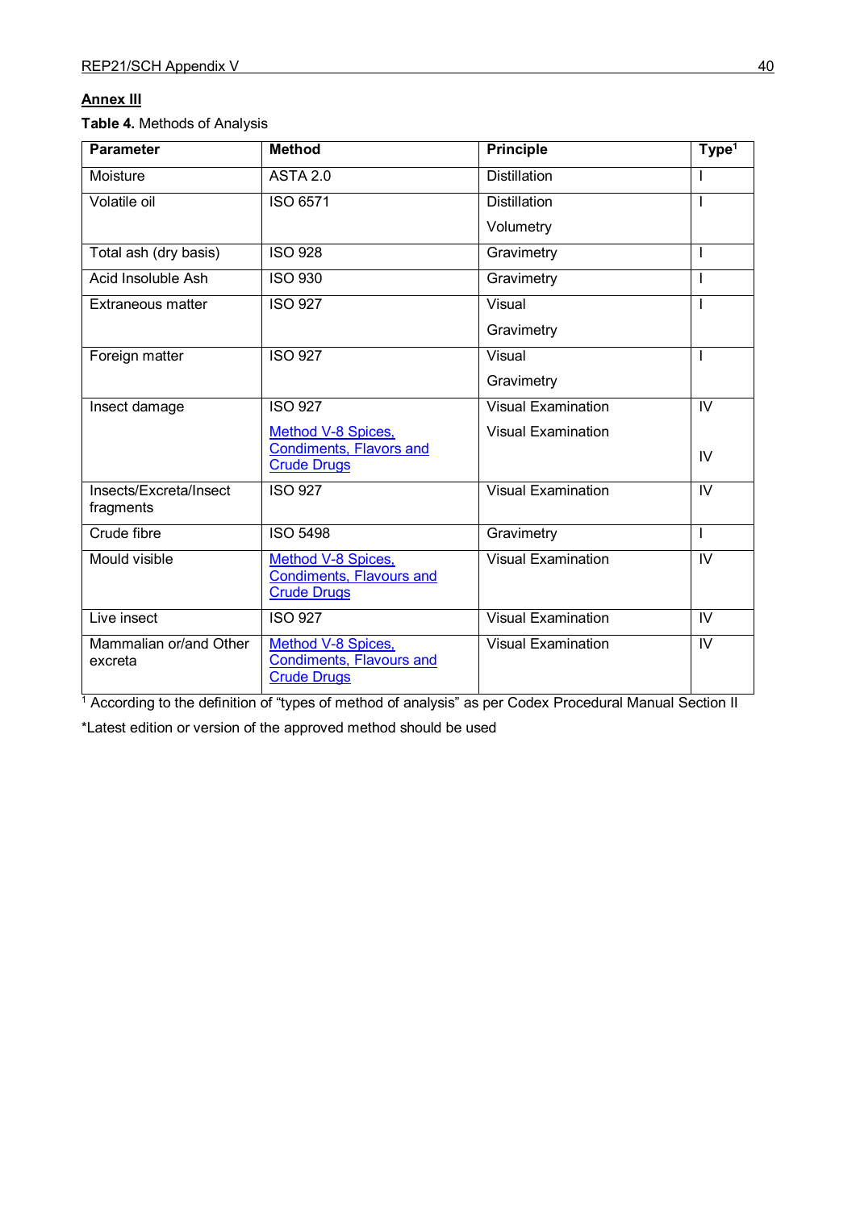**Annex III**

**Table 4.** Methods of Analysis

| Parameter | Method | Principle | Type[1] |
|---|---|---|---|
| Moisture | ASTA 2.0 | Distillation | I |
| Volatile oil | ISO 6571 | Distillation<br>Volumetry | I |
| Total ash (dry basis) | ISO 928 | Gravimetry | I |
| Acid Insoluble Ash | ISO 930 | Gravimetry | I |
| Extraneous matter | ISO 927 | Visual<br>Gravimetry | I |
| Foreign matter | ISO 927 | Visual<br>Gravimetry | I |
| Insect damage | ISO 927<br>Method V-8 Spices, Condiments, Flavors and Crude Drugs | Visual Examination<br>Visual Examination | IV<br>IV |
| Insects/Excreta/Insect fragments | ISO 927 | Visual Examination | IV |
| Crude fibre | ISO 5498 | Gravimetry | I |
| Mould visible | Method V-8 Spices, Condiments, Flavours and Crude Drugs | Visual Examination | IV |
| Live insect | ISO 927 | Visual Examination | IV |
| Mammalian or/and Other excreta | Method V-8 Spices, Condiments, Flavours and Crude Drugs | Visual Examination | IV |

[1] According to the definition of "types of method of analysis" as per Codex Procedural Manual Section II

*Latest edition or version of the approved method should be used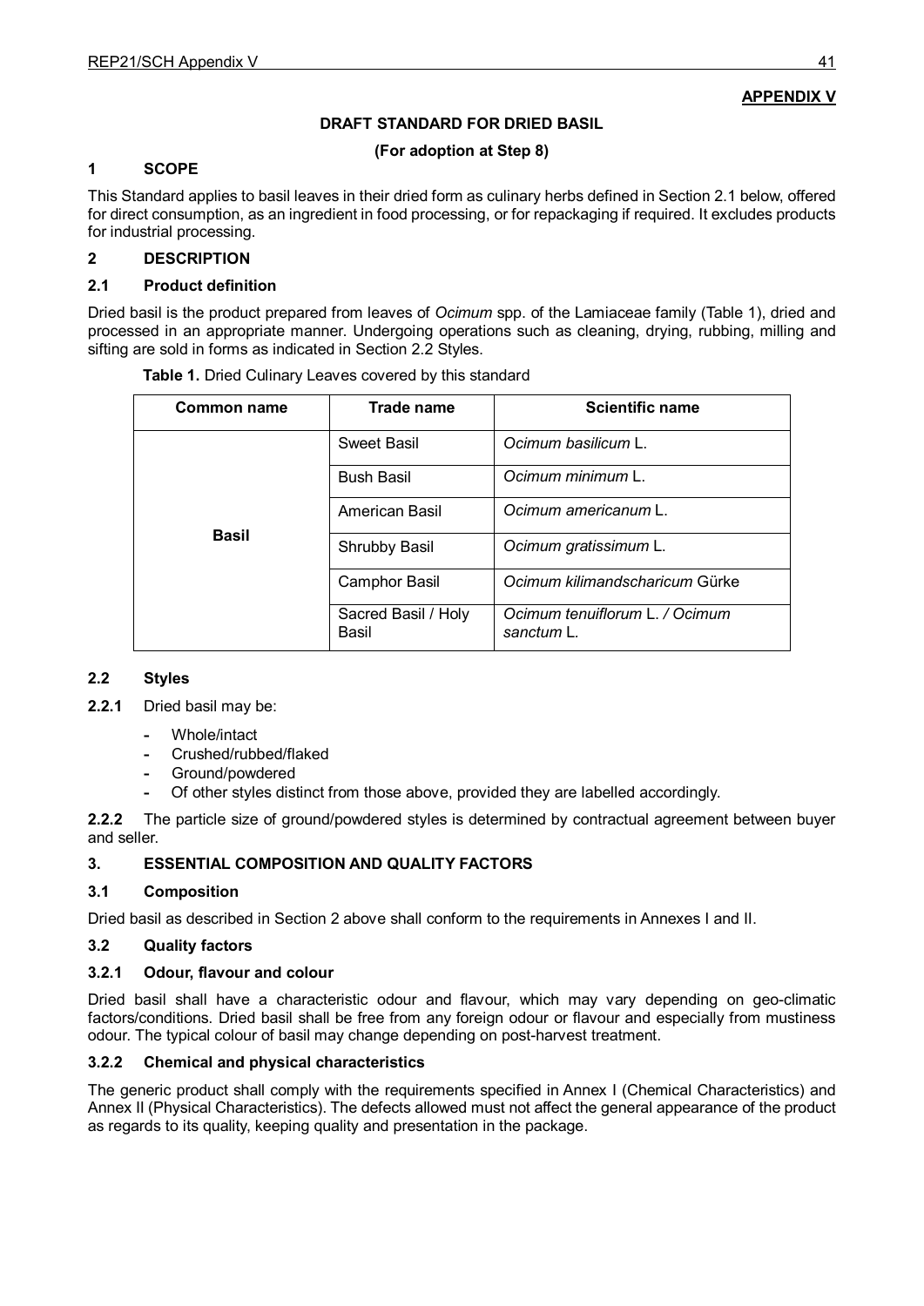**APPENDIX V**

**DRAFT STANDARD FOR DRIED BASIL**

**(For adoption at Step 8)**

## 1 SCOPE

This Standard applies to basil leaves in their dried form as culinary herbs defined in Section 2.1 below, offered for direct consumption, as an ingredient in food processing, or for repackaging if required. It excludes products for industrial processing.

## 2 DESCRIPTION

### 2.1 Product definition

Dried basil is the product prepared from leaves of *Ocimum* spp. of the Lamiaceae family (Table 1), dried and processed in an appropriate manner. Undergoing operations such as cleaning, drying, rubbing, milling and sifting are sold in forms as indicated in Section 2.2 Styles.

**Table 1.** Dried Culinary Leaves covered by this standard

| Common name | Trade name | Scientific name |
|---|---|---|
| **Basil** | Sweet Basil | *Ocimum basilicum* L. |
| | Bush Basil | *Ocimum minimum* L. |
| | American Basil | *Ocimum americanum* L. |
| | Shrubby Basil | *Ocimum gratissimum* L. |
| | Camphor Basil | *Ocimum kilimandscharicum* Gürke |
| | Sacred Basil / Holy Basil | *Ocimum tenuiflorum* L. / *Ocimum sanctum* L. |

### 2.2 Styles

**2.2.1** Dried basil may be:

- Whole/intact
- Crushed/rubbed/flaked
- Ground/powdered
- Of other styles distinct from those above, provided they are labelled accordingly.

**2.2.2** The particle size of ground/powdered styles is determined by contractual agreement between buyer and seller.

## 3. ESSENTIAL COMPOSITION AND QUALITY FACTORS

### 3.1 Composition

Dried basil as described in Section 2 above shall conform to the requirements in Annexes I and II.

### 3.2 Quality factors

#### 3.2.1 Odour, flavour and colour

Dried basil shall have a characteristic odour and flavour, which may vary depending on geo-climatic factors/conditions. Dried basil shall be free from any foreign odour or flavour and especially from mustiness odour. The typical colour of basil may change depending on post-harvest treatment.

#### 3.2.2 Chemical and physical characteristics

The generic product shall comply with the requirements specified in Annex I (Chemical Characteristics) and Annex II (Physical Characteristics). The defects allowed must not affect the general appearance of the product as regards to its quality, keeping quality and presentation in the package.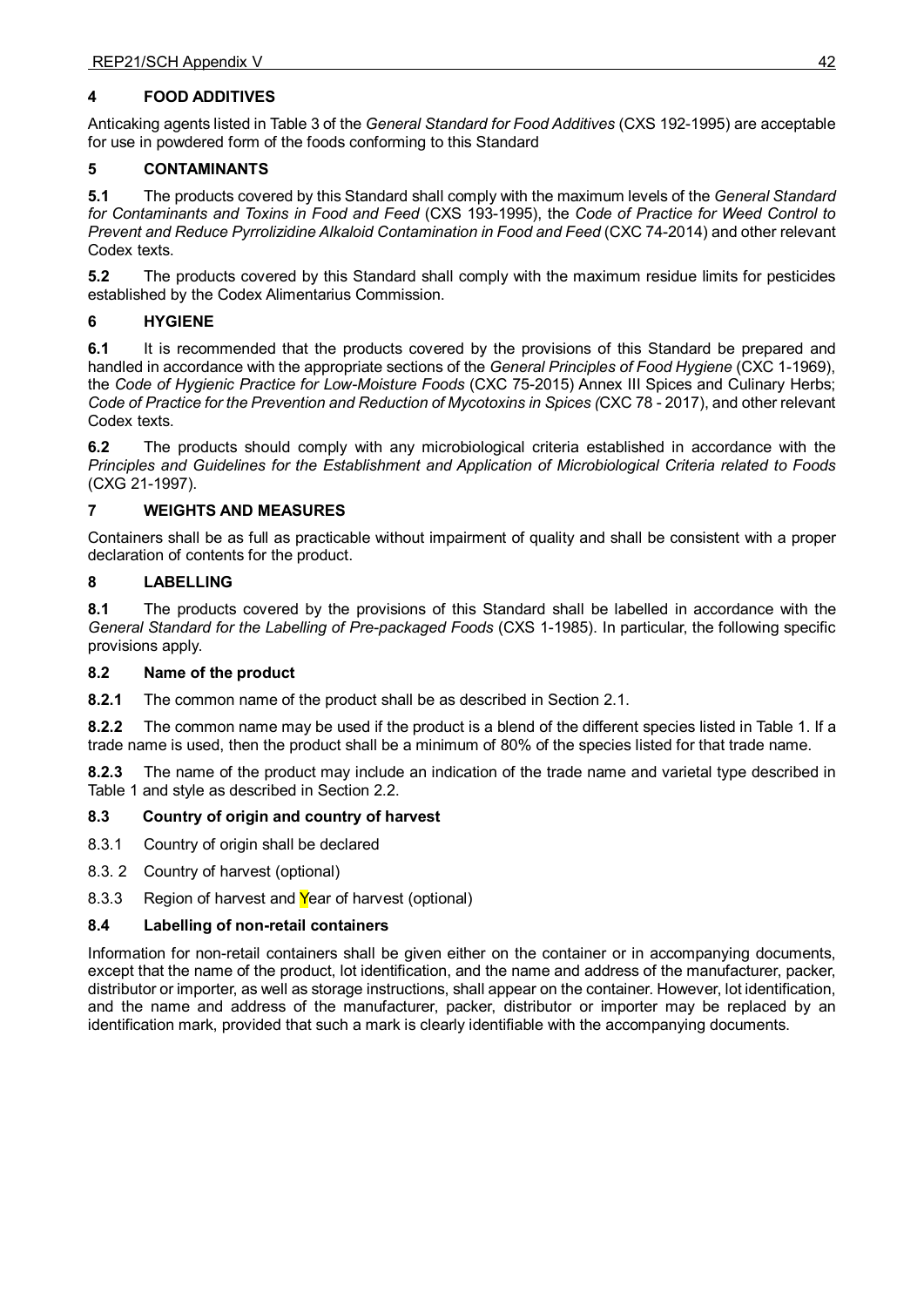## 4 FOOD ADDITIVES

Anticaking agents listed in Table 3 of the *General Standard for Food Additives* (CXS 192-1995) are acceptable for use in powdered form of the foods conforming to this Standard

## 5 CONTAMINANTS

**5.1** The products covered by this Standard shall comply with the maximum levels of the *General Standard for Contaminants and Toxins in Food and Feed* (CXS 193-1995), the *Code of Practice for Weed Control to Prevent and Reduce Pyrrolizidine Alkaloid Contamination in Food and Feed* (CXC 74-2014) and other relevant Codex texts.

**5.2** The products covered by this Standard shall comply with the maximum residue limits for pesticides established by the Codex Alimentarius Commission.

## 6 HYGIENE

**6.1** It is recommended that the products covered by the provisions of this Standard be prepared and handled in accordance with the appropriate sections of the *General Principles of Food Hygiene* (CXC 1-1969), the *Code of Hygienic Practice for Low-Moisture Foods* (CXC 75-2015) Annex III Spices and Culinary Herbs; *Code of Practice for the Prevention and Reduction of Mycotoxins in Spices (*CXC 78 - 2017), and other relevant Codex texts.

**6.2** The products should comply with any microbiological criteria established in accordance with the *Principles and Guidelines for the Establishment and Application of Microbiological Criteria related to Foods* (CXG 21-1997).

## 7 WEIGHTS AND MEASURES

Containers shall be as full as practicable without impairment of quality and shall be consistent with a proper declaration of contents for the product.

## 8 LABELLING

**8.1** The products covered by the provisions of this Standard shall be labelled in accordance with the *General Standard for the Labelling of Pre-packaged Foods* (CXS 1-1985). In particular, the following specific provisions apply.

### 8.2 Name of the product

**8.2.1** The common name of the product shall be as described in Section 2.1.

**8.2.2** The common name may be used if the product is a blend of the different species listed in Table 1. If a trade name is used, then the product shall be a minimum of 80% of the species listed for that trade name.

**8.2.3** The name of the product may include an indication of the trade name and varietal type described in Table 1 and style as described in Section 2.2.

### 8.3 Country of origin and country of harvest

8.3.1 Country of origin shall be declared

8.3. 2 Country of harvest (optional)

8.3.3 Region of harvest and Year of harvest (optional)

### 8.4 Labelling of non-retail containers

Information for non-retail containers shall be given either on the container or in accompanying documents, except that the name of the product, lot identification, and the name and address of the manufacturer, packer, distributor or importer, as well as storage instructions, shall appear on the container. However, lot identification, and the name and address of the manufacturer, packer, distributor or importer may be replaced by an identification mark, provided that such a mark is clearly identifiable with the accompanying documents.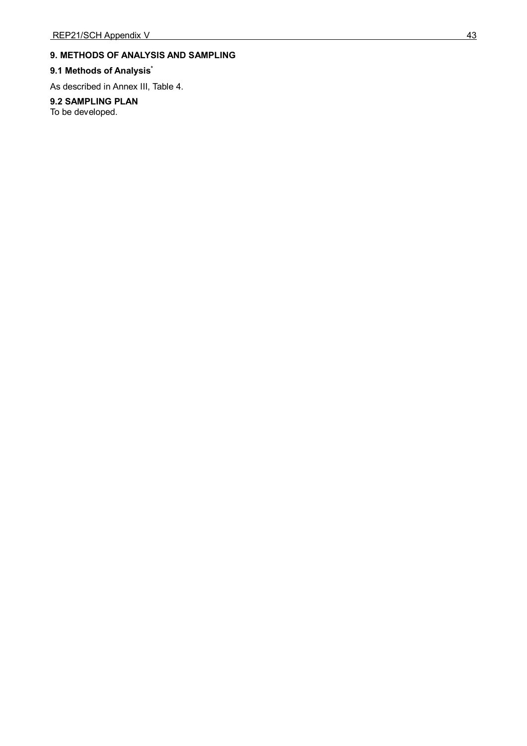## 9. METHODS OF ANALYSIS AND SAMPLING

### 9.1 Methods of Analysis*

As described in Annex III, Table 4.

### 9.2 SAMPLING PLAN

To be developed.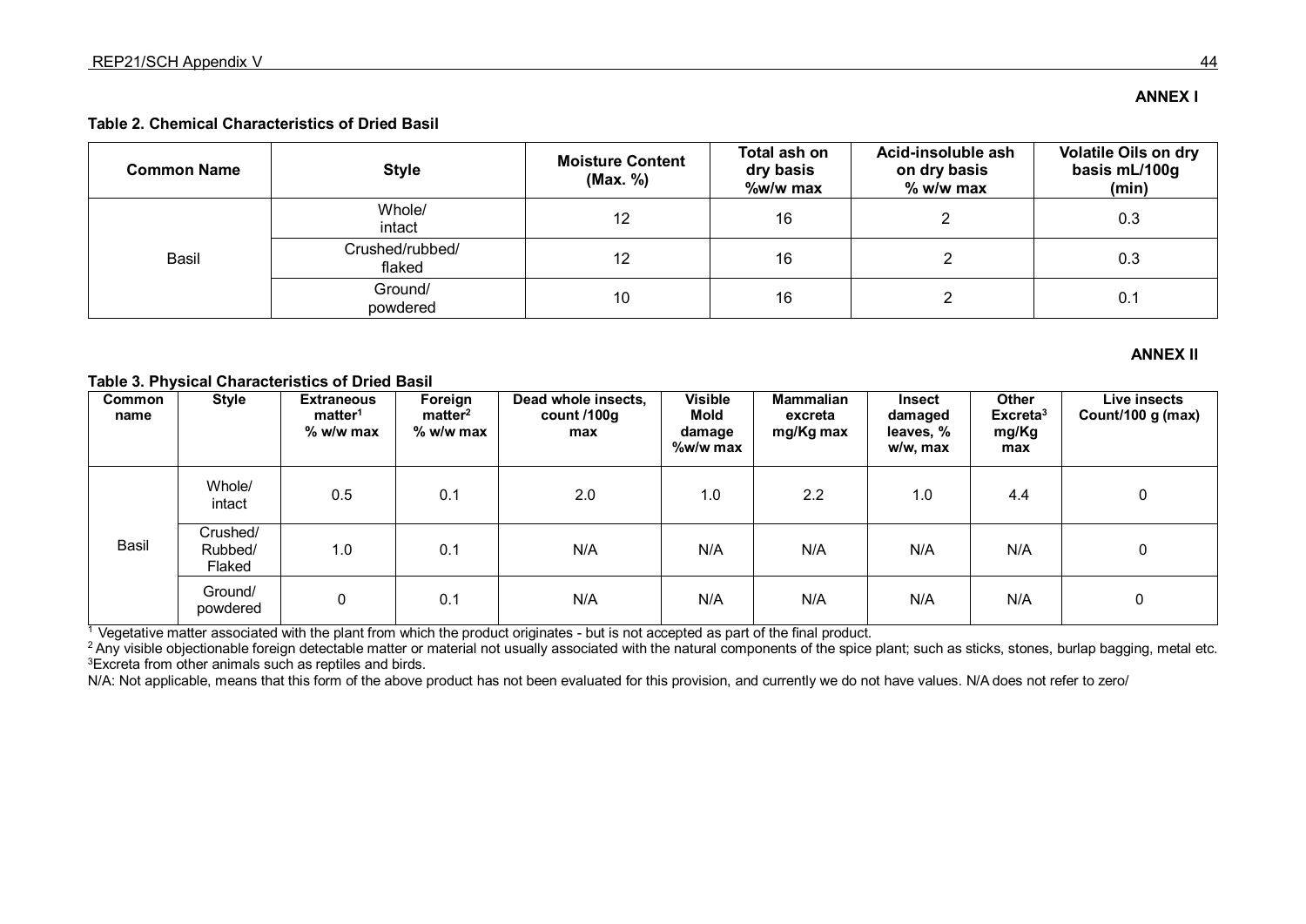**ANNEX I**

**Table 2. Chemical Characteristics of Dried Basil**

| Common Name | Style | Moisture Content (Max. %) | Total ash on dry basis %w/w max | Acid-insoluble ash on dry basis % w/w max | Volatile Oils on dry basis mL/100g (min) |
|---|---|---|---|---|---|
| Basil | Whole/ intact | 12 | 16 | 2 | 0.3 |
| | Crushed/rubbed/ flaked | 12 | 16 | 2 | 0.3 |
| | Ground/ powdered | 10 | 16 | 2 | 0.1 |

**ANNEX II**

**Table 3. Physical Characteristics of Dried Basil**

| Common name | Style | Extraneous matter[1] % w/w max | Foreign matter[2] % w/w max | Dead whole insects, count /100g max | Visible Mold damage %w/w max | Mammalian excreta mg/Kg max | Insect damaged leaves, % w/w, max | Other Excreta[3] mg/Kg max | Live insects Count/100 g (max) |
|---|---|---|---|---|---|---|---|---|---|
| Basil | Whole/ intact | 0.5 | 0.1 | 2.0 | 1.0 | 2.2 | 1.0 | 4.4 | 0 |
| | Crushed/ Rubbed/ Flaked | 1.0 | 0.1 | N/A | N/A | N/A | N/A | N/A | 0 |
| | Ground/ powdered | 0 | 0.1 | N/A | N/A | N/A | N/A | N/A | 0 |

[1] Vegetative matter associated with the plant from which the product originates - but is not accepted as part of the final product.

[2] Any visible objectionable foreign detectable matter or material not usually associated with the natural components of the spice plant; such as sticks, stones, burlap bagging, metal etc.

[3] Excreta from other animals such as reptiles and birds.

N/A: Not applicable, means that this form of the above product has not been evaluated for this provision, and currently we do not have values. N/A does not refer to zero/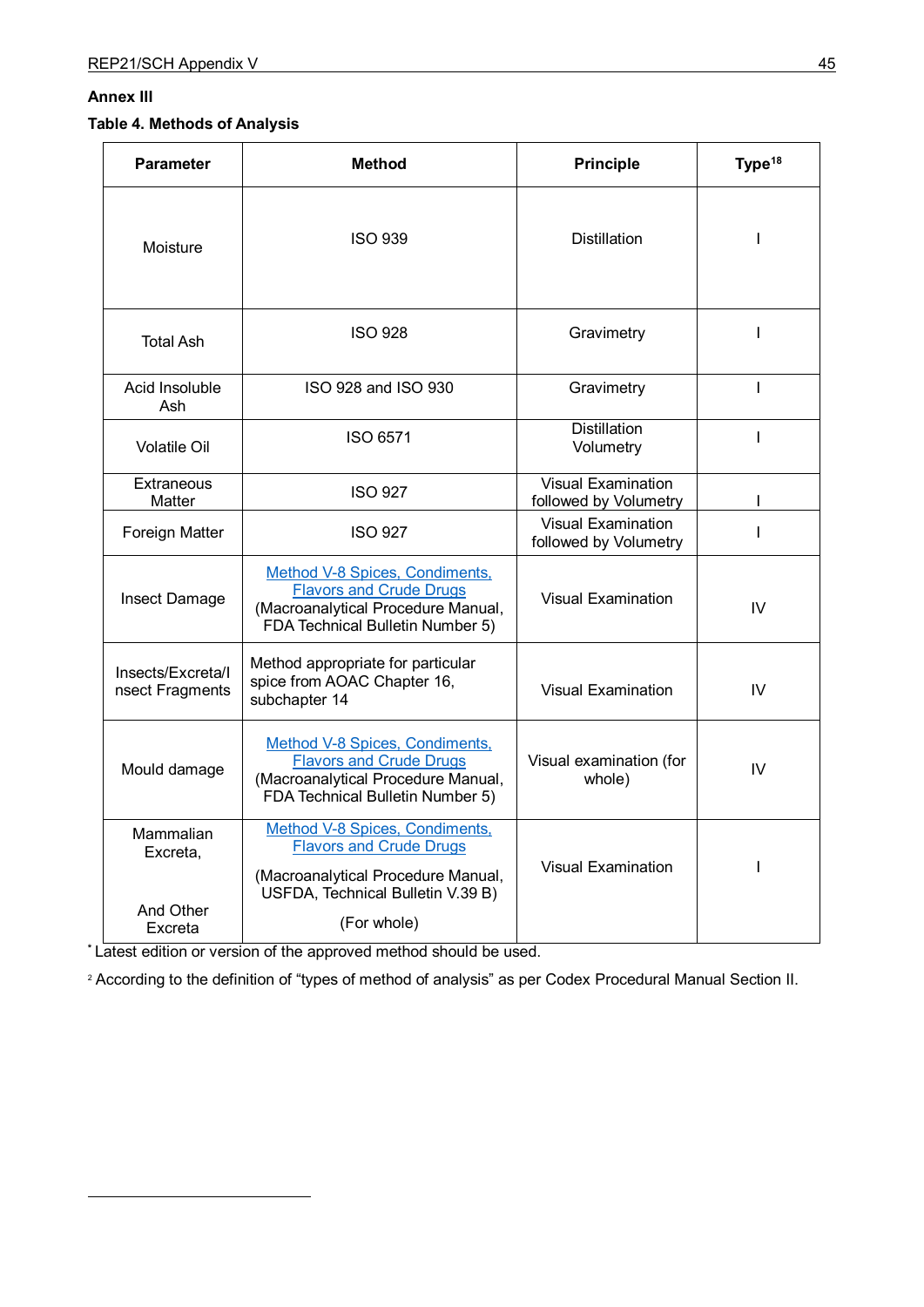**Annex III**

**Table 4. Methods of Analysis**

| Parameter | Method | Principle | Type[18] |
|---|---|---|---|
| Moisture | ISO 939 | Distillation | I |
| Total Ash | ISO 928 | Gravimetry | I |
| Acid Insoluble Ash | ISO 928 and ISO 930 | Gravimetry | I |
| Volatile Oil | ISO 6571 | Distillation Volumetry | I |
| Extraneous Matter | ISO 927 | Visual Examination followed by Volumetry | I |
| Foreign Matter | ISO 927 | Visual Examination followed by Volumetry | I |
| Insect Damage | Method V-8 Spices, Condiments, Flavors and Crude Drugs (Macroanalytical Procedure Manual, FDA Technical Bulletin Number 5) | Visual Examination | IV |
| Insects/Excreta/Insect Fragments | Method appropriate for particular spice from AOAC Chapter 16, subchapter 14 | Visual Examination | IV |
| Mould damage | Method V-8 Spices, Condiments, Flavors and Crude Drugs (Macroanalytical Procedure Manual, FDA Technical Bulletin Number 5) | Visual examination (for whole) | IV |
| Mammalian Excreta, And Other Excreta | Method V-8 Spices, Condiments, Flavors and Crude Drugs (Macroanalytical Procedure Manual, USFDA, Technical Bulletin V.39 B) (For whole) | Visual Examination | I |

[*] Latest edition or version of the approved method should be used.

[2] According to the definition of "types of method of analysis" as per Codex Procedural Manual Section II.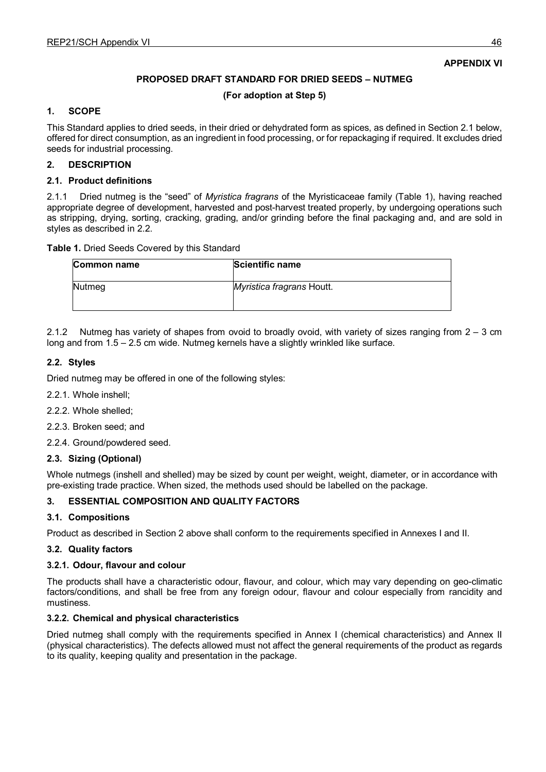**APPENDIX VI**

**PROPOSED DRAFT STANDARD FOR DRIED SEEDS – NUTMEG**

**(For adoption at Step 5)**

## 1. SCOPE

This Standard applies to dried seeds, in their dried or dehydrated form as spices, as defined in Section 2.1 below, offered for direct consumption, as an ingredient in food processing, or for repackaging if required. It excludes dried seeds for industrial processing.

## 2. DESCRIPTION

### 2.1. Product definitions

2.1.1 Dried nutmeg is the "seed" of *Myristica fragrans* of the Myristicaceae family (Table 1), having reached appropriate degree of development, harvested and post-harvest treated properly, by undergoing operations such as stripping, drying, sorting, cracking, grading, and/or grinding before the final packaging and, and are sold in styles as described in 2.2.

**Table 1.** Dried Seeds Covered by this Standard

| Common name | Scientific name |
|---|---|
| Nutmeg | *Myristica fragrans* Houtt. |

2.1.2 Nutmeg has variety of shapes from ovoid to broadly ovoid, with variety of sizes ranging from 2 – 3 cm long and from 1.5 – 2.5 cm wide. Nutmeg kernels have a slightly wrinkled like surface.

### 2.2. Styles

Dried nutmeg may be offered in one of the following styles:

2.2.1. Whole inshell;

2.2.2. Whole shelled;

2.2.3. Broken seed; and

2.2.4. Ground/powdered seed.

### 2.3. Sizing (Optional)

Whole nutmegs (inshell and shelled) may be sized by count per weight, weight, diameter, or in accordance with pre-existing trade practice. When sized, the methods used should be labelled on the package.

## 3. ESSENTIAL COMPOSITION AND QUALITY FACTORS

### 3.1. Compositions

Product as described in Section 2 above shall conform to the requirements specified in Annexes I and II.

### 3.2. Quality factors

#### 3.2.1. Odour, flavour and colour

The products shall have a characteristic odour, flavour, and colour, which may vary depending on geo-climatic factors/conditions, and shall be free from any foreign odour, flavour and colour especially from rancidity and mustiness.

#### 3.2.2. Chemical and physical characteristics

Dried nutmeg shall comply with the requirements specified in Annex I (chemical characteristics) and Annex II (physical characteristics). The defects allowed must not affect the general requirements of the product as regards to its quality, keeping quality and presentation in the package.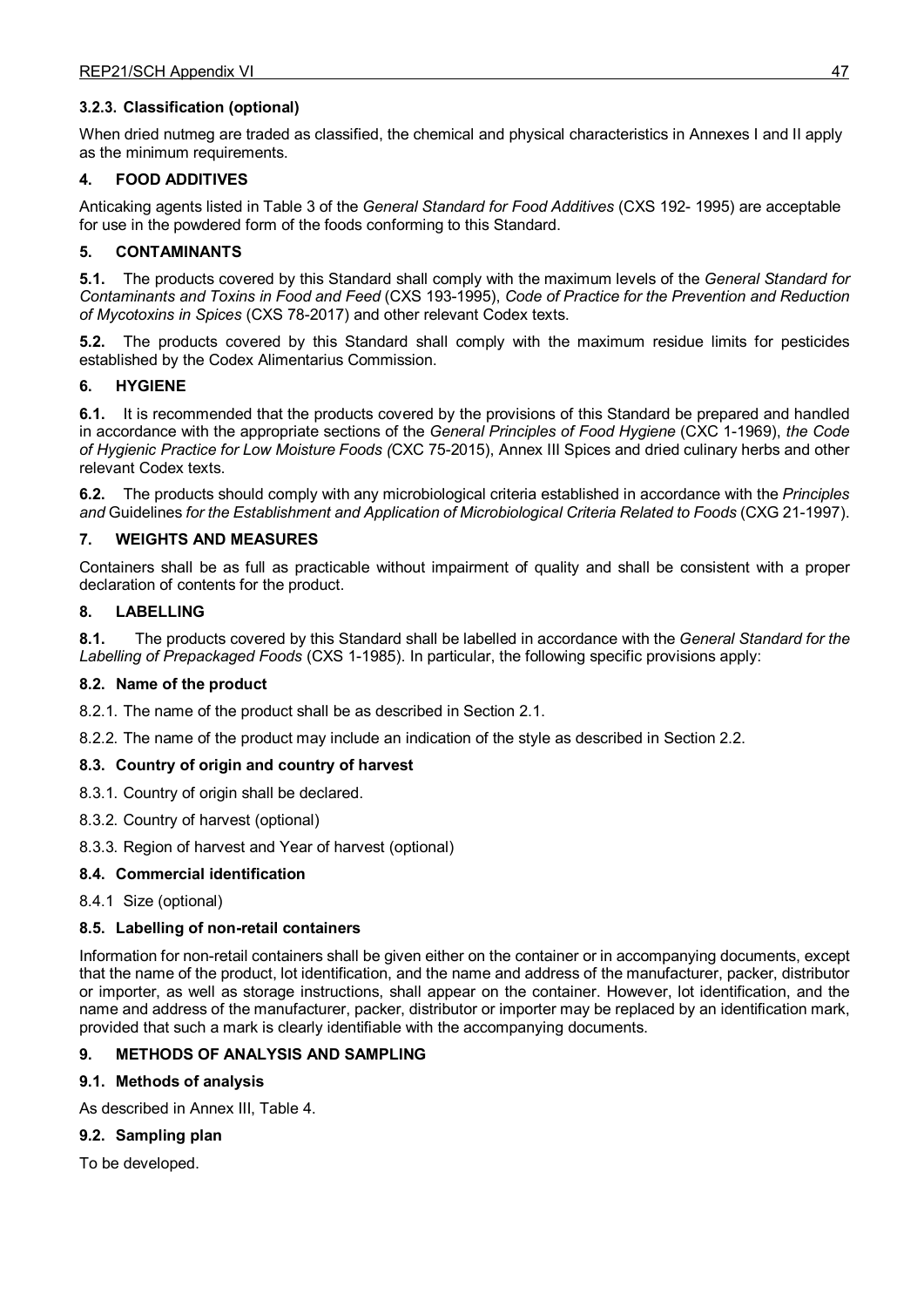### 3.2.3. Classification (optional)

When dried nutmeg are traded as classified, the chemical and physical characteristics in Annexes I and II apply as the minimum requirements.

## 4. FOOD ADDITIVES

Anticaking agents listed in Table 3 of the *General Standard for Food Additives* (CXS 192- 1995) are acceptable for use in the powdered form of the foods conforming to this Standard.

## 5. CONTAMINANTS

**5.1.** The products covered by this Standard shall comply with the maximum levels of the *General Standard for Contaminants and Toxins in Food and Feed* (CXS 193-1995), *Code of Practice for the Prevention and Reduction of Mycotoxins in Spices* (CXS 78-2017) and other relevant Codex texts.

**5.2.** The products covered by this Standard shall comply with the maximum residue limits for pesticides established by the Codex Alimentarius Commission.

## 6. HYGIENE

**6.1.** It is recommended that the products covered by the provisions of this Standard be prepared and handled in accordance with the appropriate sections of the *General Principles of Food Hygiene* (CXC 1-1969), *the Code of Hygienic Practice for Low Moisture Foods (*CXC 75-2015), Annex III Spices and dried culinary herbs and other relevant Codex texts.

**6.2.** The products should comply with any microbiological criteria established in accordance with the *Principles and* Guidelines *for the Establishment and Application of Microbiological Criteria Related to Foods* (CXG 21-1997).

## 7. WEIGHTS AND MEASURES

Containers shall be as full as practicable without impairment of quality and shall be consistent with a proper declaration of contents for the product.

## 8. LABELLING

**8.1.** The products covered by this Standard shall be labelled in accordance with the *General Standard for the Labelling of Prepackaged Foods* (CXS 1-1985). In particular, the following specific provisions apply:

### 8.2. Name of the product

8.2.1. The name of the product shall be as described in Section 2.1.

8.2.2. The name of the product may include an indication of the style as described in Section 2.2.

### 8.3. Country of origin and country of harvest

8.3.1. Country of origin shall be declared.

8.3.2. Country of harvest (optional)

8.3.3. Region of harvest and Year of harvest (optional)

### 8.4. Commercial identification

8.4.1 Size (optional)

### 8.5. Labelling of non-retail containers

Information for non-retail containers shall be given either on the container or in accompanying documents, except that the name of the product, lot identification, and the name and address of the manufacturer, packer, distributor or importer, as well as storage instructions, shall appear on the container. However, lot identification, and the name and address of the manufacturer, packer, distributor or importer may be replaced by an identification mark, provided that such a mark is clearly identifiable with the accompanying documents.

## 9. METHODS OF ANALYSIS AND SAMPLING

### 9.1. Methods of analysis

As described in Annex III, Table 4.

### 9.2. Sampling plan

To be developed.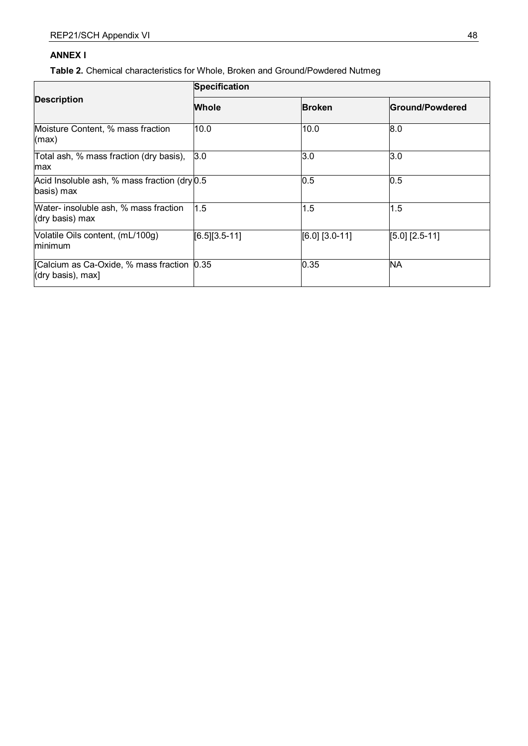**ANNEX I**

**Table 2.** Chemical characteristics for Whole, Broken and Ground/Powdered Nutmeg

| Description | Specification | | |
|---|---|---|---|
| | **Whole** | **Broken** | **Ground/Powdered** |
| Moisture Content, % mass fraction (max) | 10.0 | 10.0 | 8.0 |
| Total ash, % mass fraction (dry basis), max | 3.0 | 3.0 | 3.0 |
| Acid Insoluble ash, % mass fraction (dry basis) max | 0.5 | 0.5 | 0.5 |
| Water- insoluble ash, % mass fraction (dry basis) max | 1.5 | 1.5 | 1.5 |
| Volatile Oils content, (mL/100g) minimum | [6.5][3.5-11] | [6.0] [3.0-11] | [5.0] [2.5-11] |
| [Calcium as Ca-Oxide, % mass fraction (dry basis), max] | 0.35 | 0.35 | NA |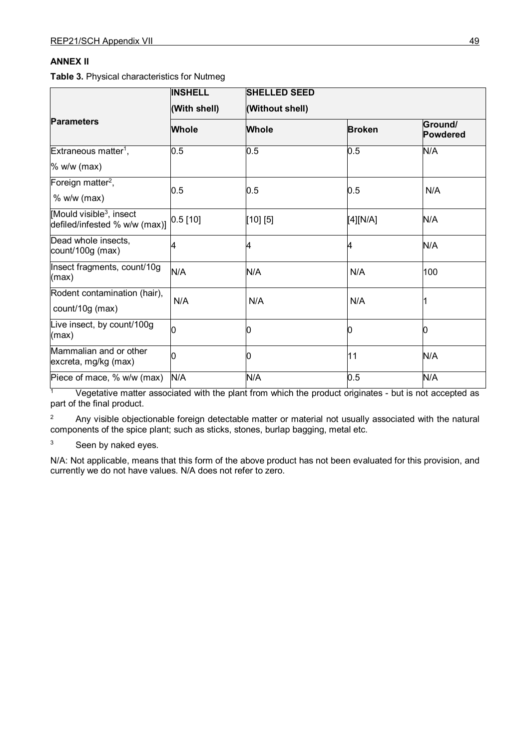**ANNEX II**

**Table 3.** Physical characteristics for Nutmeg

| Parameters | INSHELL (With shell) | SHELLED SEED (Without shell) | | |
|---|---|---|---|---|
| | Whole | Whole | Broken | Ground/ Powdered |
| Extraneous matter[1], % w/w (max) | 0.5 | 0.5 | 0.5 | N/A |
| Foreign matter[2], % w/w (max) | 0.5 | 0.5 | 0.5 | N/A |
| [Mould visible[3], insect defiled/infested % w/w (max)] | 0.5 [10] | [10] [5] | [4][N/A] | N/A |
| Dead whole insects, count/100g (max) | 4 | 4 | 4 | N/A |
| Insect fragments, count/10g (max) | N/A | N/A | N/A | 100 |
| Rodent contamination (hair), count/10g (max) | N/A | N/A | N/A | 1 |
| Live insect, by count/100g (max) | 0 | 0 | 0 | 0 |
| Mammalian and or other excreta, mg/kg (max) | 0 | 0 | 11 | N/A |
| Piece of mace, % w/w (max) | N/A | N/A | 0.5 | N/A |

[1] Vegetative matter associated with the plant from which the product originates - but is not accepted as part of the final product.

[2] Any visible objectionable foreign detectable matter or material not usually associated with the natural components of the spice plant; such as sticks, stones, burlap bagging, metal etc.

[3] Seen by naked eyes.

N/A: Not applicable, means that this form of the above product has not been evaluated for this provision, and currently we do not have values. N/A does not refer to zero.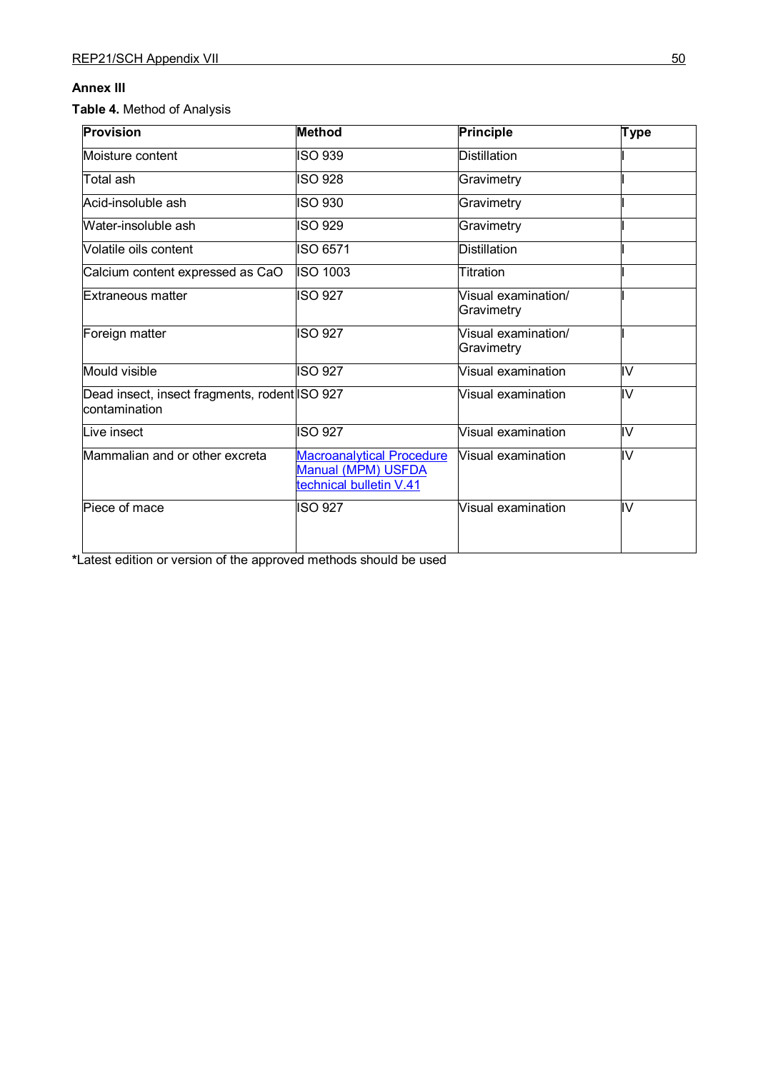**Annex III**

**Table 4.** Method of Analysis

| Provision | Method | Principle | Type |
|---|---|---|---|
| Moisture content | ISO 939 | Distillation | I |
| Total ash | ISO 928 | Gravimetry | I |
| Acid-insoluble ash | ISO 930 | Gravimetry | I |
| Water-insoluble ash | ISO 929 | Gravimetry | I |
| Volatile oils content | ISO 6571 | Distillation | I |
| Calcium content expressed as CaO | ISO 1003 | Titration | I |
| Extraneous matter | ISO 927 | Visual examination/ Gravimetry | I |
| Foreign matter | ISO 927 | Visual examination/ Gravimetry | I |
| Mould visible | ISO 927 | Visual examination | IV |
| Dead insect, insect fragments, rodent contamination | ISO 927 | Visual examination | IV |
| Live insect | ISO 927 | Visual examination | IV |
| Mammalian and or other excreta | Macroanalytical Procedure Manual (MPM) USFDA technical bulletin V.41 | Visual examination | IV |
| Piece of mace | ISO 927 | Visual examination | IV |

***Latest edition or version of the approved methods should be used**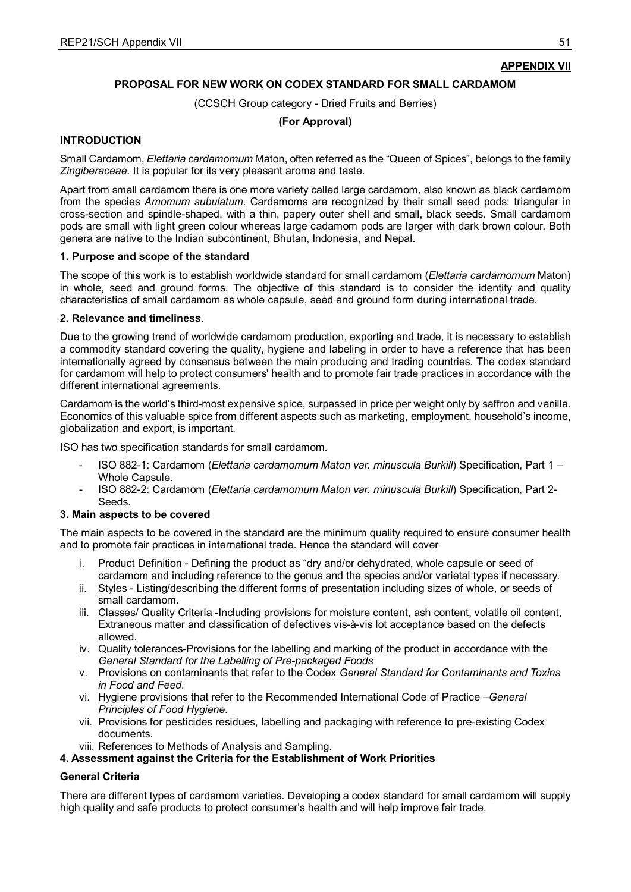**APPENDIX VII**

## PROPOSAL FOR NEW WORK ON CODEX STANDARD FOR SMALL CARDAMOM

(CCSCH Group category - Dried Fruits and Berries)

**(For Approval)**

### INTRODUCTION

Small Cardamom, *Elettaria cardamomum* Maton, often referred as the "Queen of Spices", belongs to the family *Zingiberaceae*. It is popular for its very pleasant aroma and taste.

Apart from small cardamom there is one more variety called large cardamom, also known as black cardamom from the species *Amomum subulatum.* Cardamoms are recognized by their small seed pods: triangular in cross-section and spindle-shaped, with a thin, papery outer shell and small, black seeds. Small cardamom pods are small with light green colour whereas large cadamom pods are larger with dark brown colour. Both genera are native to the Indian subcontinent, Bhutan, Indonesia, and Nepal.

### 1. Purpose and scope of the standard

The scope of this work is to establish worldwide standard for small cardamom (*Elettaria cardamomum* Maton) in whole, seed and ground forms. The objective of this standard is to consider the identity and quality characteristics of small cardamom as whole capsule, seed and ground form during international trade.

### 2. Relevance and timeliness.

Due to the growing trend of worldwide cardamom production, exporting and trade, it is necessary to establish a commodity standard covering the quality, hygiene and labeling in order to have a reference that has been internationally agreed by consensus between the main producing and trading countries. The codex standard for cardamom will help to protect consumers' health and to promote fair trade practices in accordance with the different international agreements.

Cardamom is the world's third-most expensive spice, surpassed in price per weight only by saffron and vanilla. Economics of this valuable spice from different aspects such as marketing, employment, household's income, globalization and export, is important.

ISO has two specification standards for small cardamom.

- ISO 882-1: Cardamom (*Elettaria cardamomum Maton var. minuscula Burkill*) Specification, Part 1 – Whole Capsule.
- ISO 882-2: Cardamom (*Elettaria cardamomum Maton var. minuscula Burkill*) Specification, Part 2- Seeds.

### 3. Main aspects to be covered

The main aspects to be covered in the standard are the minimum quality required to ensure consumer health and to promote fair practices in international trade. Hence the standard will cover

i. Product Definition - Defining the product as "dry and/or dehydrated, whole capsule or seed of cardamom and including reference to the genus and the species and/or varietal types if necessary.
ii. Styles - Listing/describing the different forms of presentation including sizes of whole, or seeds of small cardamom.
iii. Classes/ Quality Criteria -Including provisions for moisture content, ash content, volatile oil content, Extraneous matter and classification of defectives vis-à-vis lot acceptance based on the defects allowed.
iv. Quality tolerances-Provisions for the labelling and marking of the product in accordance with the *General Standard for the Labelling of Pre-packaged Foods*
v. Provisions on contaminants that refer to the Codex *General Standard for Contaminants and Toxins in Food and Feed.*
vi. Hygiene provisions that refer to the Recommended International Code of Practice –*General Principles of Food Hygiene*.
vii. Provisions for pesticides residues, labelling and packaging with reference to pre-existing Codex documents.
viii. References to Methods of Analysis and Sampling.

### 4. Assessment against the Criteria for the Establishment of Work Priorities

**General Criteria**

There are different types of cardamom varieties. Developing a codex standard for small cardamom will supply high quality and safe products to protect consumer's health and will help improve fair trade.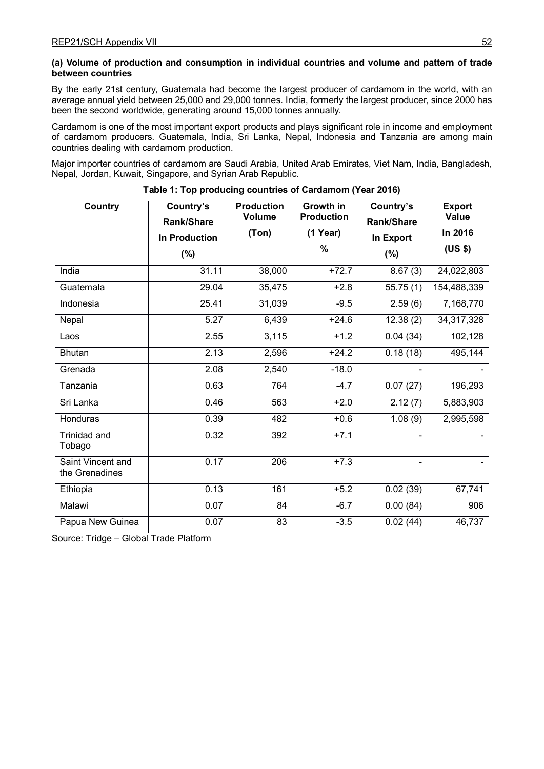**(a) Volume of production and consumption in individual countries and volume and pattern of trade between countries**

By the early 21st century, Guatemala had become the largest producer of cardamom in the world, with an average annual yield between 25,000 and 29,000 tonnes. India, formerly the largest producer, since 2000 has been the second worldwide, generating around 15,000 tonnes annually.

Cardamom is one of the most important export products and plays significant role in income and employment of cardamom producers. Guatemala, India, Sri Lanka, Nepal, Indonesia and Tanzania are among main countries dealing with cardamom production.

Major importer countries of cardamom are Saudi Arabia, United Arab Emirates, Viet Nam, India, Bangladesh, Nepal, Jordan, Kuwait, Singapore, and Syrian Arab Republic.

**Table 1: Top producing countries of Cardamom (Year 2016)**

| Country | Country's Rank/Share In Production (%) | Production Volume (Ton) | Growth in Production (1 Year) % | Country's Rank/Share In Export (%) | Export Value In 2016 (US $) |
|---|---|---|---|---|---|
| India | 31.11 | 38,000 | +72.7 | 8.67 (3) | 24,022,803 |
| Guatemala | 29.04 | 35,475 | +2.8 | 55.75 (1) | 154,488,339 |
| Indonesia | 25.41 | 31,039 | -9.5 | 2.59 (6) | 7,168,770 |
| Nepal | 5.27 | 6,439 | +24.6 | 12.38 (2) | 34,317,328 |
| Laos | 2.55 | 3,115 | +1.2 | 0.04 (34) | 102,128 |
| Bhutan | 2.13 | 2,596 | +24.2 | 0.18 (18) | 495,144 |
| Grenada | 2.08 | 2,540 | -18.0 | - | - |
| Tanzania | 0.63 | 764 | -4.7 | 0.07 (27) | 196,293 |
| Sri Lanka | 0.46 | 563 | +2.0 | 2.12 (7) | 5,883,903 |
| Honduras | 0.39 | 482 | +0.6 | 1.08 (9) | 2,995,598 |
| Trinidad and Tobago | 0.32 | 392 | +7.1 | - | - |
| Saint Vincent and the Grenadines | 0.17 | 206 | +7.3 | - | - |
| Ethiopia | 0.13 | 161 | +5.2 | 0.02 (39) | 67,741 |
| Malawi | 0.07 | 84 | -6.7 | 0.00 (84) | 906 |
| Papua New Guinea | 0.07 | 83 | -3.5 | 0.02 (44) | 46,737 |

Source: Tridge – Global Trade Platform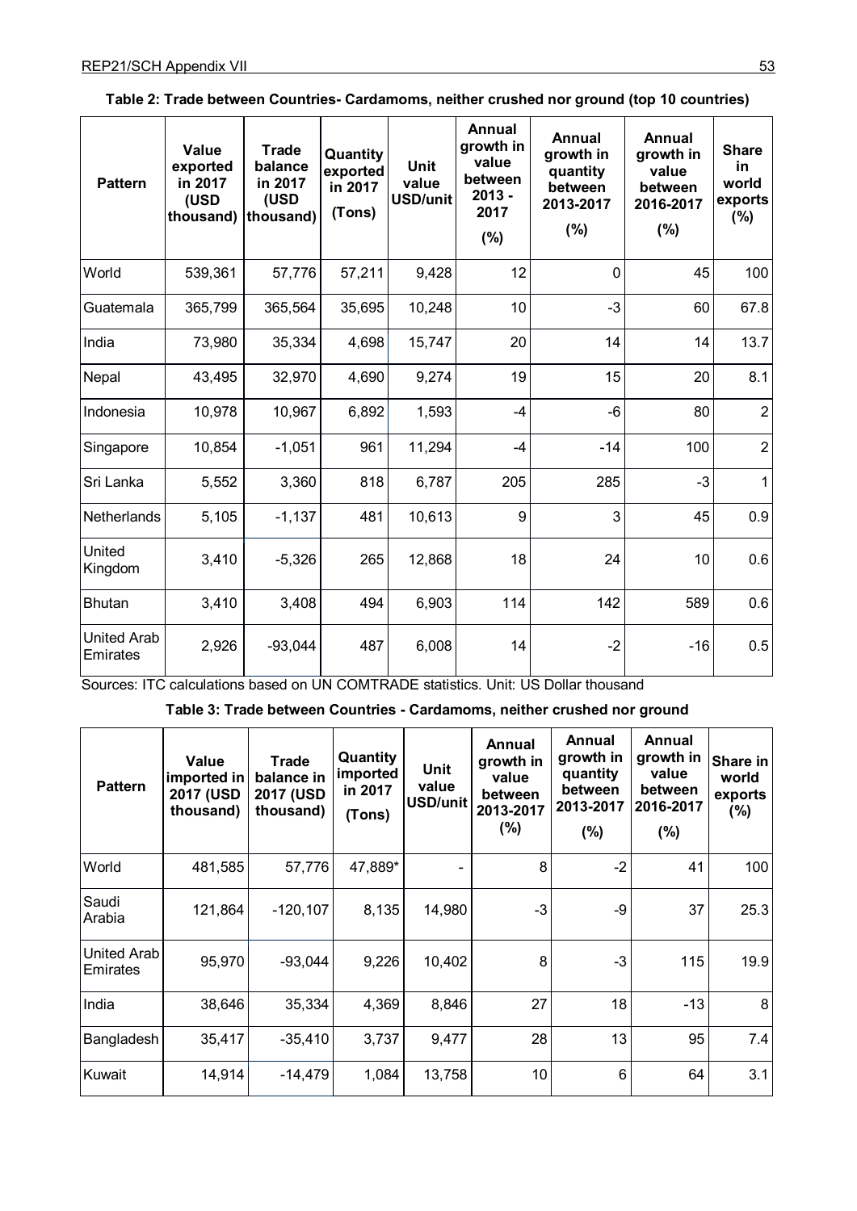**Table 2: Trade between Countries- Cardamoms, neither crushed nor ground (top 10 countries)**

| Pattern | Value exported in 2017 (USD thousand) | Trade balance in 2017 (USD thousand) | Quantity exported in 2017 (Tons) | Unit value USD/unit | Annual growth in value between 2013 - 2017 (%) | Annual growth in quantity between 2013-2017 (%) | Annual growth in value between 2016-2017 (%) | Share in world exports (%) |
|---|---|---|---|---|---|---|---|---|
| World | 539,361 | 57,776 | 57,211 | 9,428 | 12 | 0 | 45 | 100 |
| Guatemala | 365,799 | 365,564 | 35,695 | 10,248 | 10 | -3 | 60 | 67.8 |
| India | 73,980 | 35,334 | 4,698 | 15,747 | 20 | 14 | 14 | 13.7 |
| Nepal | 43,495 | 32,970 | 4,690 | 9,274 | 19 | 15 | 20 | 8.1 |
| Indonesia | 10,978 | 10,967 | 6,892 | 1,593 | -4 | -6 | 80 | 2 |
| Singapore | 10,854 | -1,051 | 961 | 11,294 | -4 | -14 | 100 | 2 |
| Sri Lanka | 5,552 | 3,360 | 818 | 6,787 | 205 | 285 | -3 | 1 |
| Netherlands | 5,105 | -1,137 | 481 | 10,613 | 9 | 3 | 45 | 0.9 |
| United Kingdom | 3,410 | -5,326 | 265 | 12,868 | 18 | 24 | 10 | 0.6 |
| Bhutan | 3,410 | 3,408 | 494 | 6,903 | 114 | 142 | 589 | 0.6 |
| United Arab Emirates | 2,926 | -93,044 | 487 | 6,008 | 14 | -2 | -16 | 0.5 |

Sources: ITC calculations based on UN COMTRADE statistics. Unit: US Dollar thousand

**Table 3: Trade between Countries - Cardamoms, neither crushed nor ground**

| Pattern | Value imported in 2017 (USD thousand) | Trade balance in 2017 (USD thousand) | Quantity imported in 2017 (Tons) | Unit value USD/unit | Annual growth in value between 2013-2017 (%) | Annual growth in quantity between 2013-2017 (%) | Annual growth in value between 2016-2017 (%) | Share in world exports (%) |
|---|---|---|---|---|---|---|---|---|
| World | 481,585 | 57,776 | 47,889* | - | 8 | -2 | 41 | 100 |
| Saudi Arabia | 121,864 | -120,107 | 8,135 | 14,980 | -3 | -9 | 37 | 25.3 |
| United Arab Emirates | 95,970 | -93,044 | 9,226 | 10,402 | 8 | -3 | 115 | 19.9 |
| India | 38,646 | 35,334 | 4,369 | 8,846 | 27 | 18 | -13 | 8 |
| Bangladesh | 35,417 | -35,410 | 3,737 | 9,477 | 28 | 13 | 95 | 7.4 |
| Kuwait | 14,914 | -14,479 | 1,084 | 13,758 | 10 | 6 | 64 | 3.1 |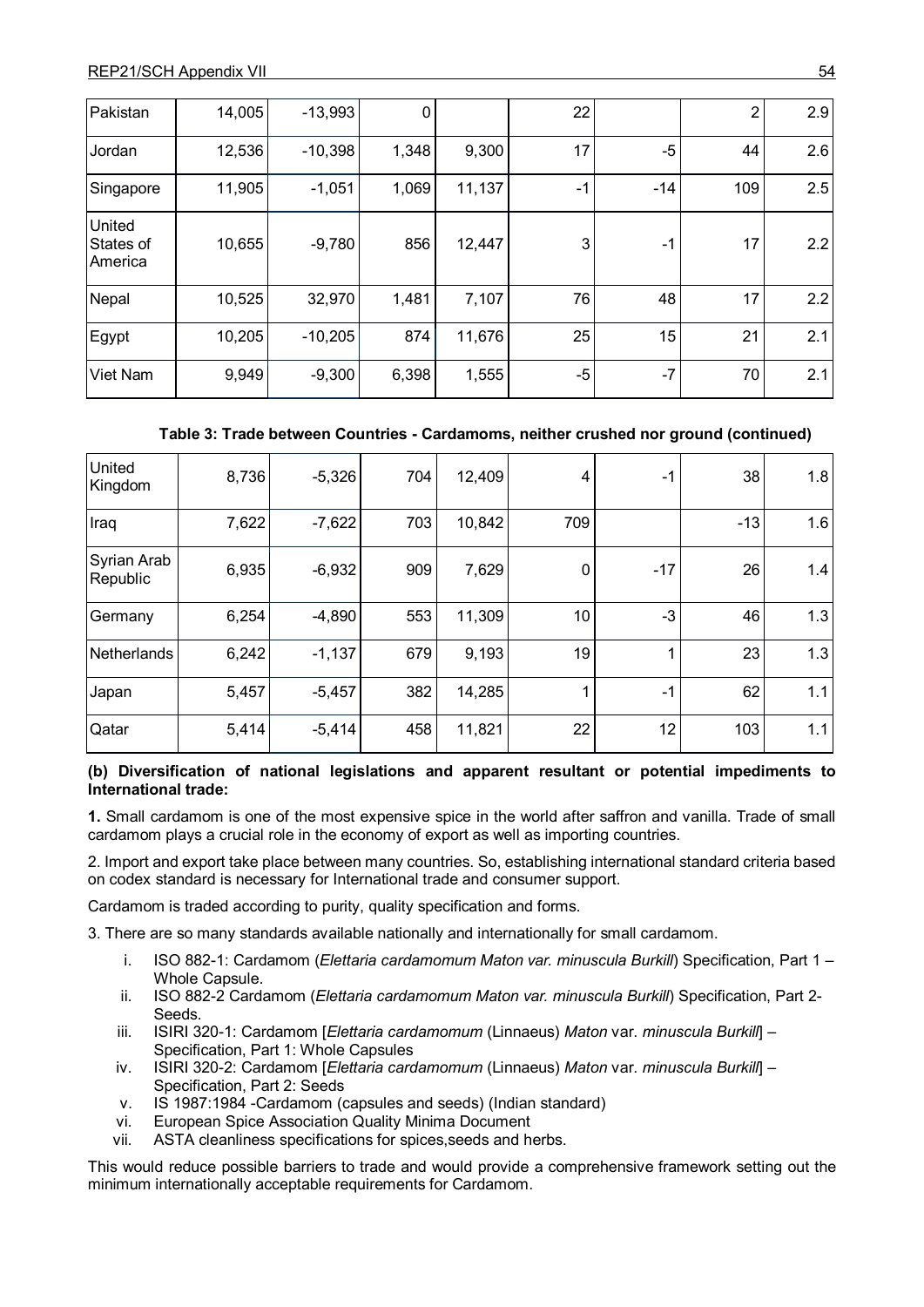| | | | | | | | | |
|---|---|---|---|---|---|---|---|---|
| Pakistan | 14,005 | -13,993 | 0 | | 22 | | 2 | 2.9 |
| Jordan | 12,536 | -10,398 | 1,348 | 9,300 | 17 | -5 | 44 | 2.6 |
| Singapore | 11,905 | -1,051 | 1,069 | 11,137 | -1 | -14 | 109 | 2.5 |
| United States of America | 10,655 | -9,780 | 856 | 12,447 | 3 | -1 | 17 | 2.2 |
| Nepal | 10,525 | 32,970 | 1,481 | 7,107 | 76 | 48 | 17 | 2.2 |
| Egypt | 10,205 | -10,205 | 874 | 11,676 | 25 | 15 | 21 | 2.1 |
| Viet Nam | 9,949 | -9,300 | 6,398 | 1,555 | -5 | -7 | 70 | 2.1 |

**Table 3: Trade between Countries - Cardamoms, neither crushed nor ground (continued)**

| | | | | | | | | |
|---|---|---|---|---|---|---|---|---|
| United Kingdom | 8,736 | -5,326 | 704 | 12,409 | 4 | -1 | 38 | 1.8 |
| Iraq | 7,622 | -7,622 | 703 | 10,842 | 709 | | -13 | 1.6 |
| Syrian Arab Republic | 6,935 | -6,932 | 909 | 7,629 | 0 | -17 | 26 | 1.4 |
| Germany | 6,254 | -4,890 | 553 | 11,309 | 10 | -3 | 46 | 1.3 |
| Netherlands | 6,242 | -1,137 | 679 | 9,193 | 19 | 1 | 23 | 1.3 |
| Japan | 5,457 | -5,457 | 382 | 14,285 | 1 | -1 | 62 | 1.1 |
| Qatar | 5,414 | -5,414 | 458 | 11,821 | 22 | 12 | 103 | 1.1 |

**(b) Diversification of national legislations and apparent resultant or potential impediments to International trade:**

**1.** Small cardamom is one of the most expensive spice in the world after saffron and vanilla. Trade of small cardamom plays a crucial role in the economy of export as well as importing countries.

2. Import and export take place between many countries. So, establishing international standard criteria based on codex standard is necessary for International trade and consumer support.

Cardamom is traded according to purity, quality specification and forms.

3. There are so many standards available nationally and internationally for small cardamom.

i. ISO 882-1: Cardamom (*Elettaria cardamomum Maton var. minuscula Burkill*) Specification, Part 1 – Whole Capsule.
ii. ISO 882-2 Cardamom (*Elettaria cardamomum Maton var. minuscula Burkill*) Specification, Part 2- Seeds.
iii. ISIRI 320-1: Cardamom [*Elettaria cardamomum* (Linnaeus) *Maton* var. *minuscula Burkill*] – Specification, Part 1: Whole Capsules
iv. ISIRI 320-2: Cardamom [*Elettaria cardamomum* (Linnaeus) *Maton* var. *minuscula Burkill*] – Specification, Part 2: Seeds
v. IS 1987:1984 -Cardamom (capsules and seeds) (Indian standard)
vi. European Spice Association Quality Minima Document
vii. ASTA cleanliness specifications for spices,seeds and herbs.

This would reduce possible barriers to trade and would provide a comprehensive framework setting out the minimum internationally acceptable requirements for Cardamom.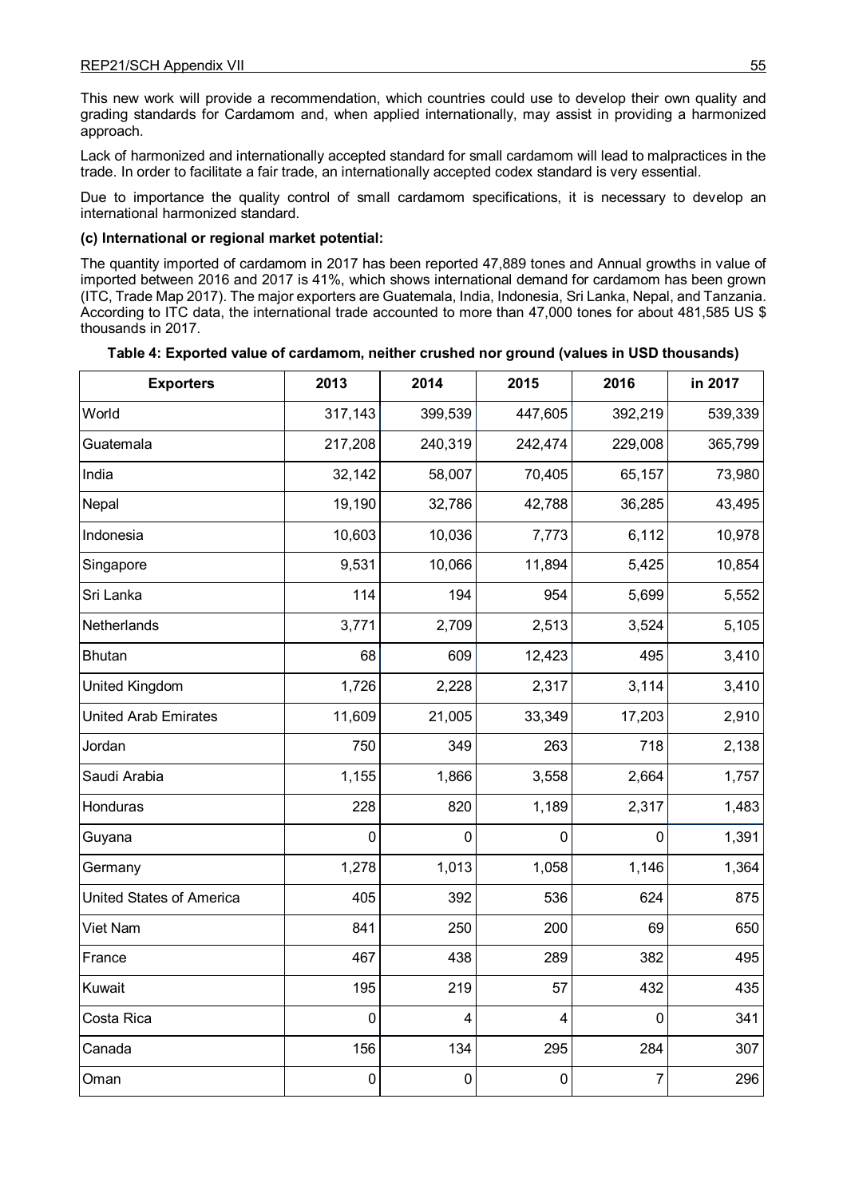This new work will provide a recommendation, which countries could use to develop their own quality and grading standards for Cardamom and, when applied internationally, may assist in providing a harmonized approach.

Lack of harmonized and internationally accepted standard for small cardamom will lead to malpractices in the trade. In order to facilitate a fair trade, an internationally accepted codex standard is very essential.

Due to importance the quality control of small cardamom specifications, it is necessary to develop an international harmonized standard.

**(c) International or regional market potential:**

The quantity imported of cardamom in 2017 has been reported 47,889 tones and Annual growths in value of imported between 2016 and 2017 is 41%, which shows international demand for cardamom has been grown (ITC, Trade Map 2017). The major exporters are Guatemala, India, Indonesia, Sri Lanka, Nepal, and Tanzania. According to ITC data, the international trade accounted to more than 47,000 tones for about 481,585 US $ thousands in 2017.

**Table 4: Exported value of cardamom, neither crushed nor ground (values in USD thousands)**

| Exporters | 2013 | 2014 | 2015 | 2016 | in 2017 |
|---|---|---|---|---|---|
| World | 317,143 | 399,539 | 447,605 | 392,219 | 539,339 |
| Guatemala | 217,208 | 240,319 | 242,474 | 229,008 | 365,799 |
| India | 32,142 | 58,007 | 70,405 | 65,157 | 73,980 |
| Nepal | 19,190 | 32,786 | 42,788 | 36,285 | 43,495 |
| Indonesia | 10,603 | 10,036 | 7,773 | 6,112 | 10,978 |
| Singapore | 9,531 | 10,066 | 11,894 | 5,425 | 10,854 |
| Sri Lanka | 114 | 194 | 954 | 5,699 | 5,552 |
| Netherlands | 3,771 | 2,709 | 2,513 | 3,524 | 5,105 |
| Bhutan | 68 | 609 | 12,423 | 495 | 3,410 |
| United Kingdom | 1,726 | 2,228 | 2,317 | 3,114 | 3,410 |
| United Arab Emirates | 11,609 | 21,005 | 33,349 | 17,203 | 2,910 |
| Jordan | 750 | 349 | 263 | 718 | 2,138 |
| Saudi Arabia | 1,155 | 1,866 | 3,558 | 2,664 | 1,757 |
| Honduras | 228 | 820 | 1,189 | 2,317 | 1,483 |
| Guyana | 0 | 0 | 0 | 0 | 1,391 |
| Germany | 1,278 | 1,013 | 1,058 | 1,146 | 1,364 |
| United States of America | 405 | 392 | 536 | 624 | 875 |
| Viet Nam | 841 | 250 | 200 | 69 | 650 |
| France | 467 | 438 | 289 | 382 | 495 |
| Kuwait | 195 | 219 | 57 | 432 | 435 |
| Costa Rica | 0 | 4 | 4 | 0 | 341 |
| Canada | 156 | 134 | 295 | 284 | 307 |
| Oman | 0 | 0 | 0 | 7 | 296 |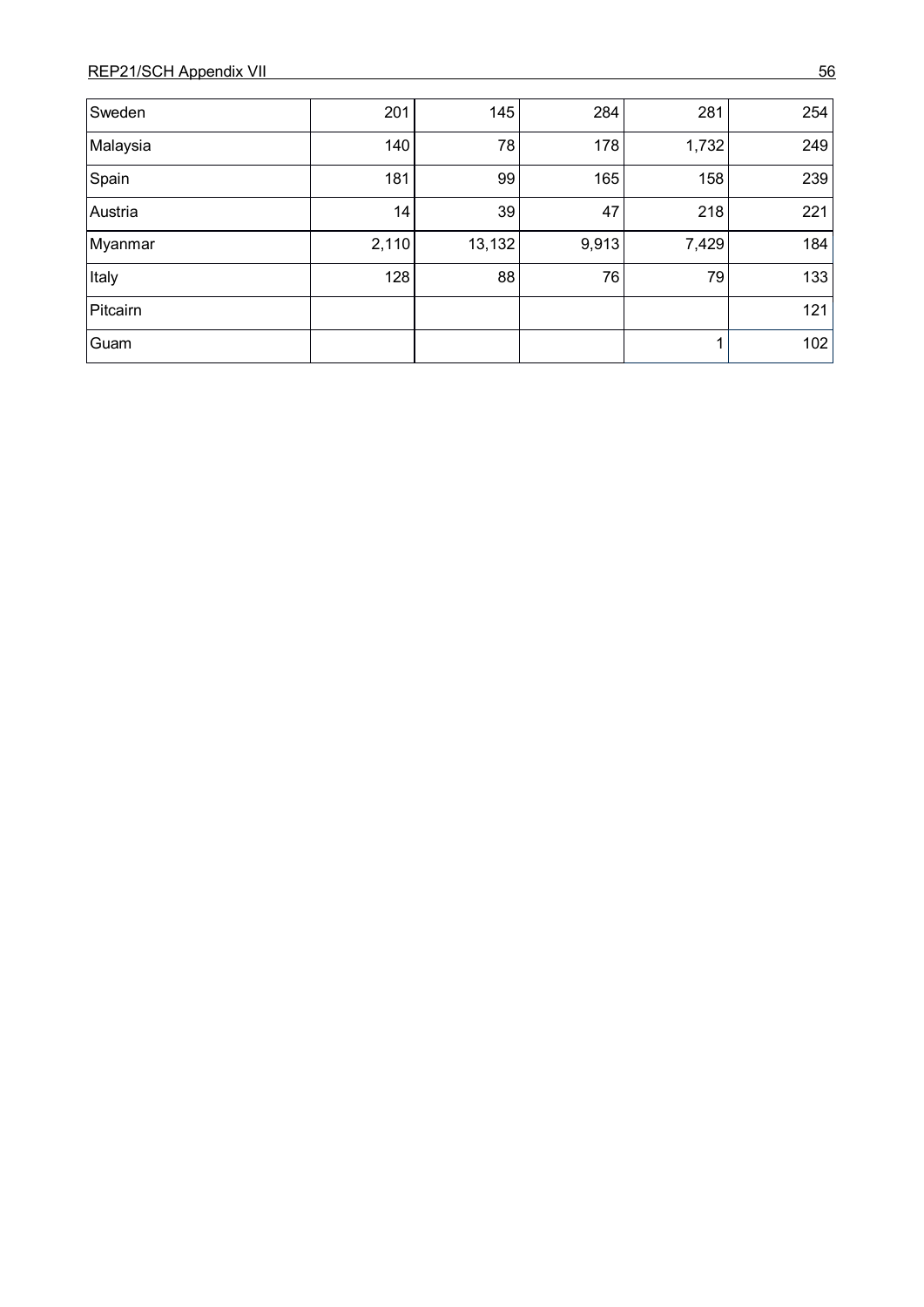| | | | | | |
|---|---|---|---|---|---|
| Sweden | 201 | 145 | 284 | 281 | 254 |
| Malaysia | 140 | 78 | 178 | 1,732 | 249 |
| Spain | 181 | 99 | 165 | 158 | 239 |
| Austria | 14 | 39 | 47 | 218 | 221 |
| Myanmar | 2,110 | 13,132 | 9,913 | 7,429 | 184 |
| Italy | 128 | 88 | 76 | 79 | 133 |
| Pitcairn | | | | | 121 |
| Guam | | | | 1 | 102 |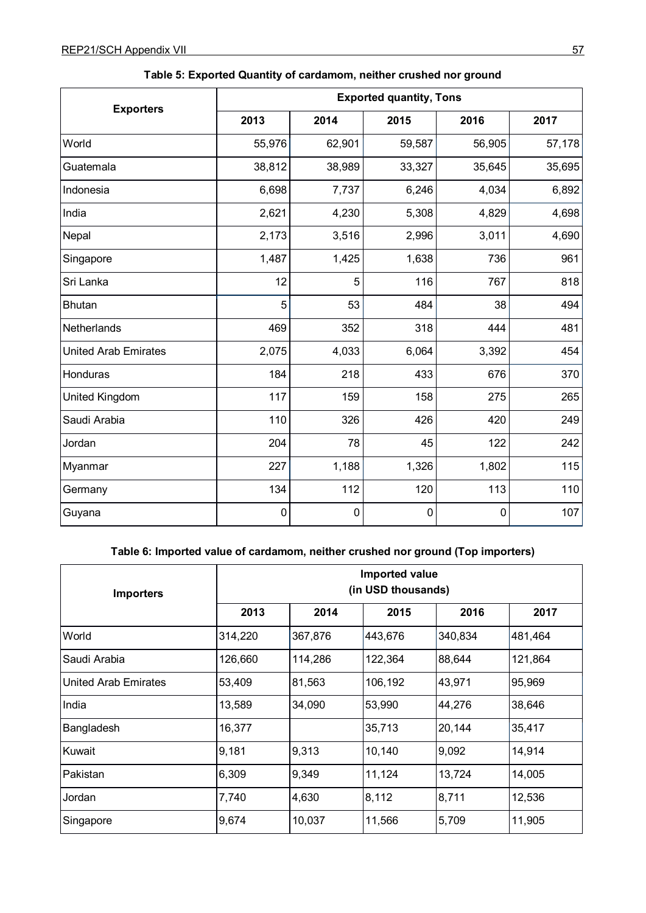**Table 5: Exported Quantity of cardamom, neither crushed nor ground**

| Exporters | Exported quantity, Tons | | | | |
|---|---|---|---|---|---|
| | 2013 | 2014 | 2015 | 2016 | 2017 |
| World | 55,976 | 62,901 | 59,587 | 56,905 | 57,178 |
| Guatemala | 38,812 | 38,989 | 33,327 | 35,645 | 35,695 |
| Indonesia | 6,698 | 7,737 | 6,246 | 4,034 | 6,892 |
| India | 2,621 | 4,230 | 5,308 | 4,829 | 4,698 |
| Nepal | 2,173 | 3,516 | 2,996 | 3,011 | 4,690 |
| Singapore | 1,487 | 1,425 | 1,638 | 736 | 961 |
| Sri Lanka | 12 | 5 | 116 | 767 | 818 |
| Bhutan | 5 | 53 | 484 | 38 | 494 |
| Netherlands | 469 | 352 | 318 | 444 | 481 |
| United Arab Emirates | 2,075 | 4,033 | 6,064 | 3,392 | 454 |
| Honduras | 184 | 218 | 433 | 676 | 370 |
| United Kingdom | 117 | 159 | 158 | 275 | 265 |
| Saudi Arabia | 110 | 326 | 426 | 420 | 249 |
| Jordan | 204 | 78 | 45 | 122 | 242 |
| Myanmar | 227 | 1,188 | 1,326 | 1,802 | 115 |
| Germany | 134 | 112 | 120 | 113 | 110 |
| Guyana | 0 | 0 | 0 | 0 | 107 |

**Table 6: Imported value of cardamom, neither crushed nor ground (Top importers)**

| Importers | Imported value (in USD thousands) | | | | |
|---|---|---|---|---|---|
| | 2013 | 2014 | 2015 | 2016 | 2017 |
| World | 314,220 | 367,876 | 443,676 | 340,834 | 481,464 |
| Saudi Arabia | 126,660 | 114,286 | 122,364 | 88,644 | 121,864 |
| United Arab Emirates | 53,409 | 81,563 | 106,192 | 43,971 | 95,969 |
| India | 13,589 | 34,090 | 53,990 | 44,276 | 38,646 |
| Bangladesh | 16,377 | | 35,713 | 20,144 | 35,417 |
| Kuwait | 9,181 | 9,313 | 10,140 | 9,092 | 14,914 |
| Pakistan | 6,309 | 9,349 | 11,124 | 13,724 | 14,005 |
| Jordan | 7,740 | 4,630 | 8,112 | 8,711 | 12,536 |
| Singapore | 9,674 | 10,037 | 11,566 | 5,709 | 11,905 |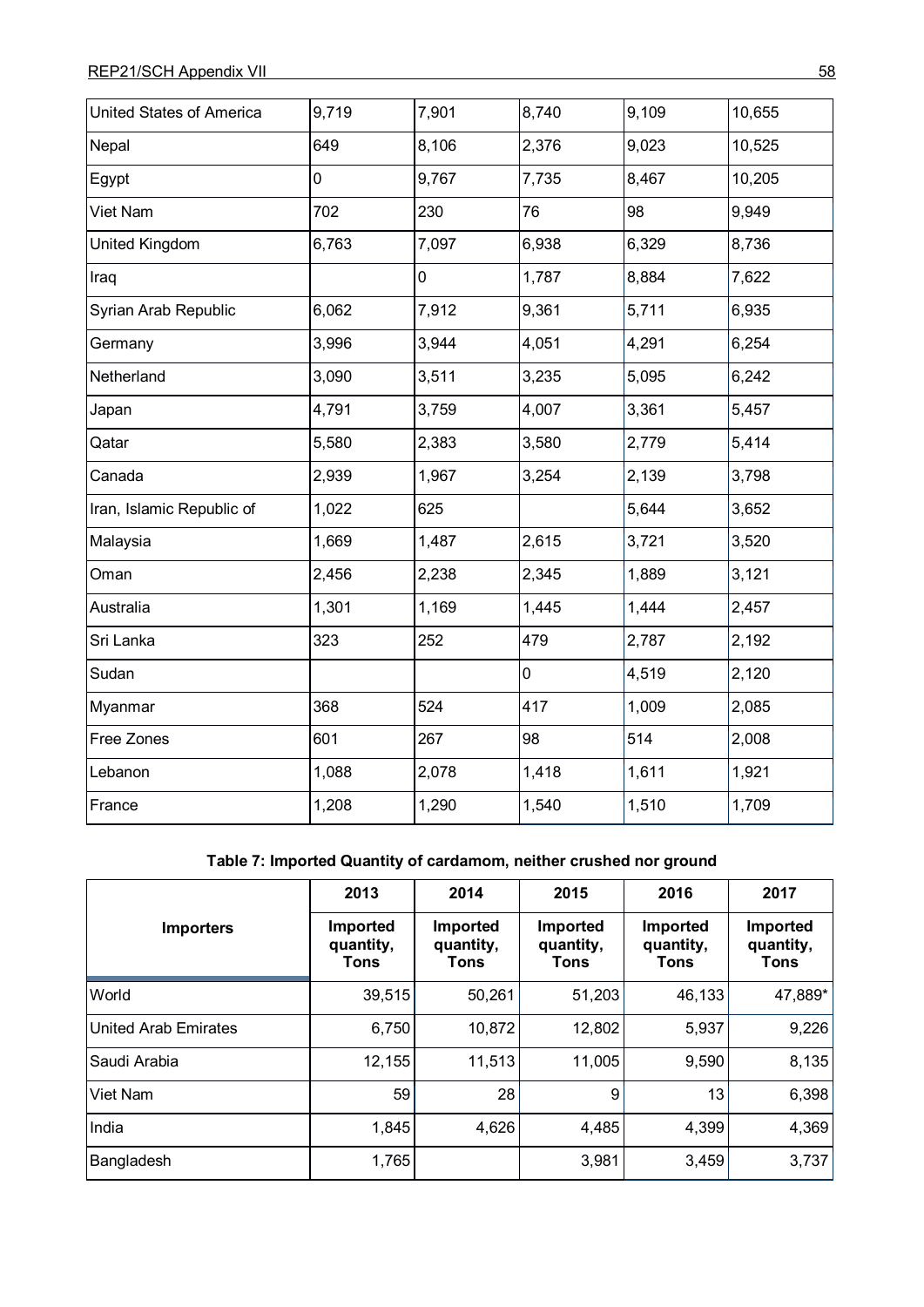| | | | | | |
|---|---|---|---|---|---|
| United States of America | 9,719 | 7,901 | 8,740 | 9,109 | 10,655 |
| Nepal | 649 | 8,106 | 2,376 | 9,023 | 10,525 |
| Egypt | 0 | 9,767 | 7,735 | 8,467 | 10,205 |
| Viet Nam | 702 | 230 | 76 | 98 | 9,949 |
| United Kingdom | 6,763 | 7,097 | 6,938 | 6,329 | 8,736 |
| Iraq | | 0 | 1,787 | 8,884 | 7,622 |
| Syrian Arab Republic | 6,062 | 7,912 | 9,361 | 5,711 | 6,935 |
| Germany | 3,996 | 3,944 | 4,051 | 4,291 | 6,254 |
| Netherland | 3,090 | 3,511 | 3,235 | 5,095 | 6,242 |
| Japan | 4,791 | 3,759 | 4,007 | 3,361 | 5,457 |
| Qatar | 5,580 | 2,383 | 3,580 | 2,779 | 5,414 |
| Canada | 2,939 | 1,967 | 3,254 | 2,139 | 3,798 |
| Iran, Islamic Republic of | 1,022 | 625 | | 5,644 | 3,652 |
| Malaysia | 1,669 | 1,487 | 2,615 | 3,721 | 3,520 |
| Oman | 2,456 | 2,238 | 2,345 | 1,889 | 3,121 |
| Australia | 1,301 | 1,169 | 1,445 | 1,444 | 2,457 |
| Sri Lanka | 323 | 252 | 479 | 2,787 | 2,192 |
| Sudan | | | 0 | 4,519 | 2,120 |
| Myanmar | 368 | 524 | 417 | 1,009 | 2,085 |
| Free Zones | 601 | 267 | 98 | 514 | 2,008 |
| Lebanon | 1,088 | 2,078 | 1,418 | 1,611 | 1,921 |
| France | 1,208 | 1,290 | 1,540 | 1,510 | 1,709 |

**Table 7: Imported Quantity of cardamom, neither crushed nor ground**

| Importers | 2013 | 2014 | 2015 | 2016 | 2017 |
|---|---|---|---|---|---|
| | Imported quantity, Tons | Imported quantity, Tons | Imported quantity, Tons | Imported quantity, Tons | Imported quantity, Tons |
| World | 39,515 | 50,261 | 51,203 | 46,133 | 47,889* |
| United Arab Emirates | 6,750 | 10,872 | 12,802 | 5,937 | 9,226 |
| Saudi Arabia | 12,155 | 11,513 | 11,005 | 9,590 | 8,135 |
| Viet Nam | 59 | 28 | 9 | 13 | 6,398 |
| India | 1,845 | 4,626 | 4,485 | 4,399 | 4,369 |
| Bangladesh | 1,765 | | 3,981 | 3,459 | 3,737 |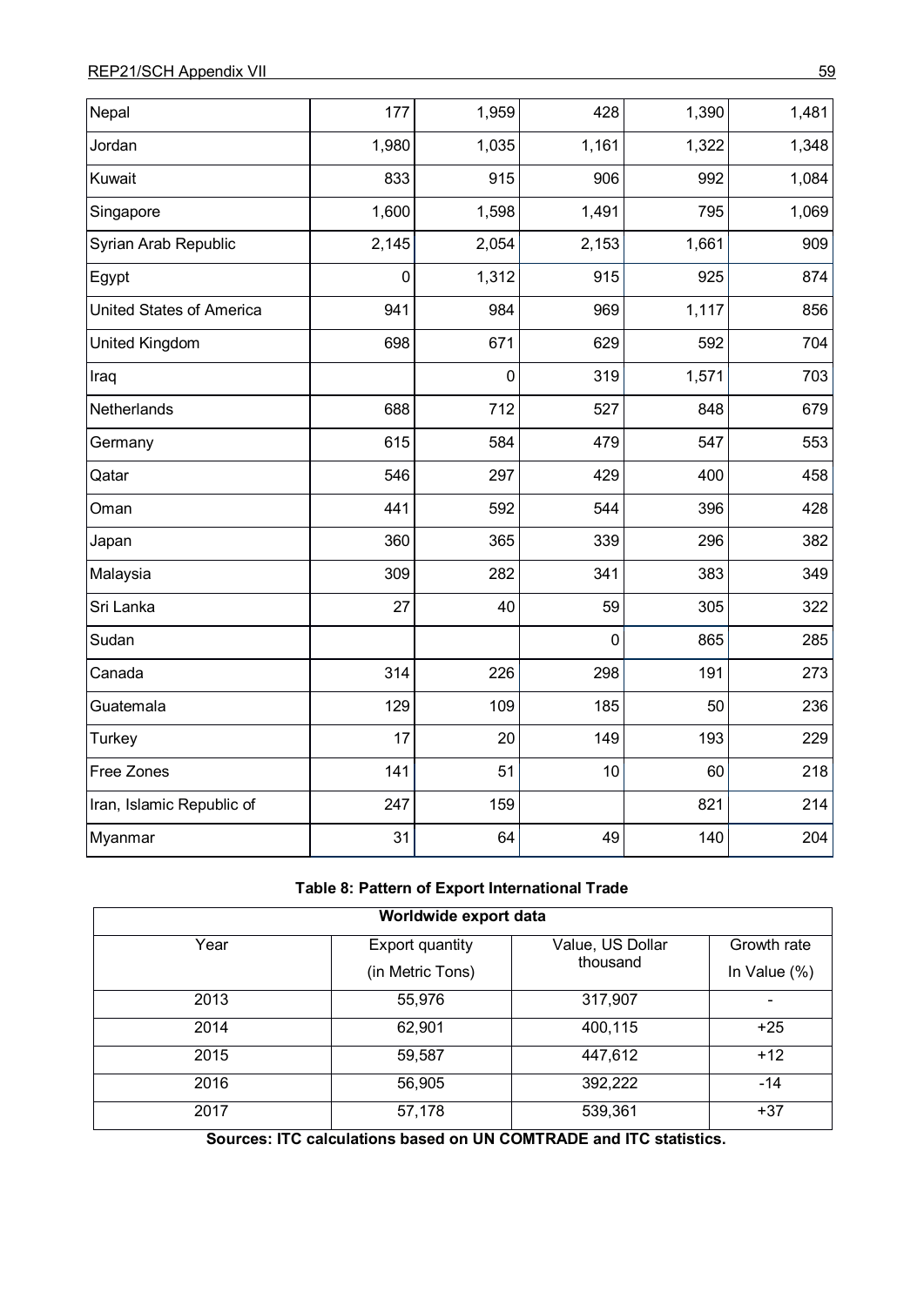| | | | | | |
|---|---|---|---|---|---|
| Nepal | 177 | 1,959 | 428 | 1,390 | 1,481 |
| Jordan | 1,980 | 1,035 | 1,161 | 1,322 | 1,348 |
| Kuwait | 833 | 915 | 906 | 992 | 1,084 |
| Singapore | 1,600 | 1,598 | 1,491 | 795 | 1,069 |
| Syrian Arab Republic | 2,145 | 2,054 | 2,153 | 1,661 | 909 |
| Egypt | 0 | 1,312 | 915 | 925 | 874 |
| United States of America | 941 | 984 | 969 | 1,117 | 856 |
| United Kingdom | 698 | 671 | 629 | 592 | 704 |
| Iraq | | 0 | 319 | 1,571 | 703 |
| Netherlands | 688 | 712 | 527 | 848 | 679 |
| Germany | 615 | 584 | 479 | 547 | 553 |
| Qatar | 546 | 297 | 429 | 400 | 458 |
| Oman | 441 | 592 | 544 | 396 | 428 |
| Japan | 360 | 365 | 339 | 296 | 382 |
| Malaysia | 309 | 282 | 341 | 383 | 349 |
| Sri Lanka | 27 | 40 | 59 | 305 | 322 |
| Sudan | | | 0 | 865 | 285 |
| Canada | 314 | 226 | 298 | 191 | 273 |
| Guatemala | 129 | 109 | 185 | 50 | 236 |
| Turkey | 17 | 20 | 149 | 193 | 229 |
| Free Zones | 141 | 51 | 10 | 60 | 218 |
| Iran, Islamic Republic of | 247 | 159 | | 821 | 214 |
| Myanmar | 31 | 64 | 49 | 140 | 204 |

**Table 8: Pattern of Export International Trade**

| Worldwide export data | | | |
|---|---|---|---|
| Year | Export quantity (in Metric Tons) | Value, US Dollar thousand | Growth rate In Value (%) |
| 2013 | 55,976 | 317,907 | - |
| 2014 | 62,901 | 400,115 | +25 |
| 2015 | 59,587 | 447,612 | +12 |
| 2016 | 56,905 | 392,222 | -14 |
| 2017 | 57,178 | 539,361 | +37 |

**Sources: ITC calculations based on UN COMTRADE and ITC statistics.**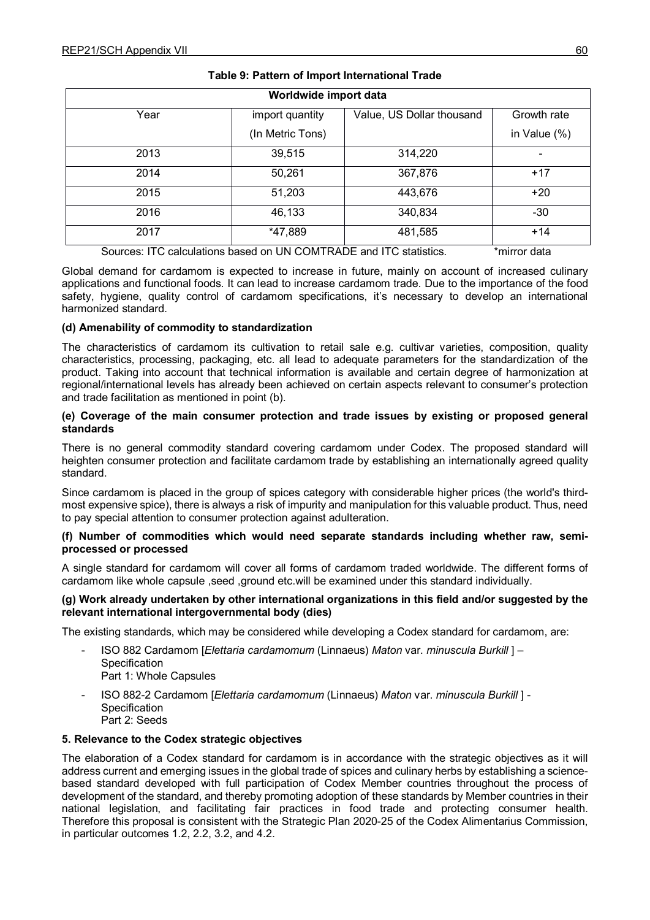**Table 9: Pattern of Import International Trade**

| Worldwide import data | | | |
|---|---|---|---|
| Year | import quantity (In Metric Tons) | Value, US Dollar thousand | Growth rate in Value (%) |
| 2013 | 39,515 | 314,220 | - |
| 2014 | 50,261 | 367,876 | +17 |
| 2015 | 51,203 | 443,676 | +20 |
| 2016 | 46,133 | 340,834 | -30 |
| 2017 | *47,889 | 481,585 | +14 |

Sources: ITC calculations based on UN COMTRADE and ITC statistics. *mirror data

Global demand for cardamom is expected to increase in future, mainly on account of increased culinary applications and functional foods. It can lead to increase cardamom trade. Due to the importance of the food safety, hygiene, quality control of cardamom specifications, it's necessary to develop an international harmonized standard.

**(d) Amenability of commodity to standardization**

The characteristics of cardamom its cultivation to retail sale e.g. cultivar varieties, composition, quality characteristics, processing, packaging, etc. all lead to adequate parameters for the standardization of the product. Taking into account that technical information is available and certain degree of harmonization at regional/international levels has already been achieved on certain aspects relevant to consumer's protection and trade facilitation as mentioned in point (b).

**(e) Coverage of the main consumer protection and trade issues by existing or proposed general standards**

There is no general commodity standard covering cardamom under Codex. The proposed standard will heighten consumer protection and facilitate cardamom trade by establishing an internationally agreed quality standard.

Since cardamom is placed in the group of spices category with considerable higher prices (the world's third-most expensive spice), there is always a risk of impurity and manipulation for this valuable product. Thus, need to pay special attention to consumer protection against adulteration.

**(f) Number of commodities which would need separate standards including whether raw, semi-processed or processed**

A single standard for cardamom will cover all forms of cardamom traded worldwide. The different forms of cardamom like whole capsule ,seed ,ground etc.will be examined under this standard individually.

**(g) Work already undertaken by other international organizations in this field and/or suggested by the relevant international intergovernmental body (dies)**

The existing standards, which may be considered while developing a Codex standard for cardamom, are:

- ISO 882 Cardamom [*Elettaria cardamomum* (Linnaeus) *Maton* var. *minuscula Burkill* ] – Specification
  Part 1: Whole Capsules
- ISO 882-2 Cardamom [*Elettaria cardamomum* (Linnaeus) *Maton* var. *minuscula Burkill* ] - Specification
  Part 2: Seeds

**5. Relevance to the Codex strategic objectives**

The elaboration of a Codex standard for cardamom is in accordance with the strategic objectives as it will address current and emerging issues in the global trade of spices and culinary herbs by establishing a science-based standard developed with full participation of Codex Member countries throughout the process of development of the standard, and thereby promoting adoption of these standards by Member countries in their national legislation, and facilitating fair practices in food trade and protecting consumer health. Therefore this proposal is consistent with the Strategic Plan 2020-25 of the Codex Alimentarius Commission, in particular outcomes 1.2, 2.2, 3.2, and 4.2.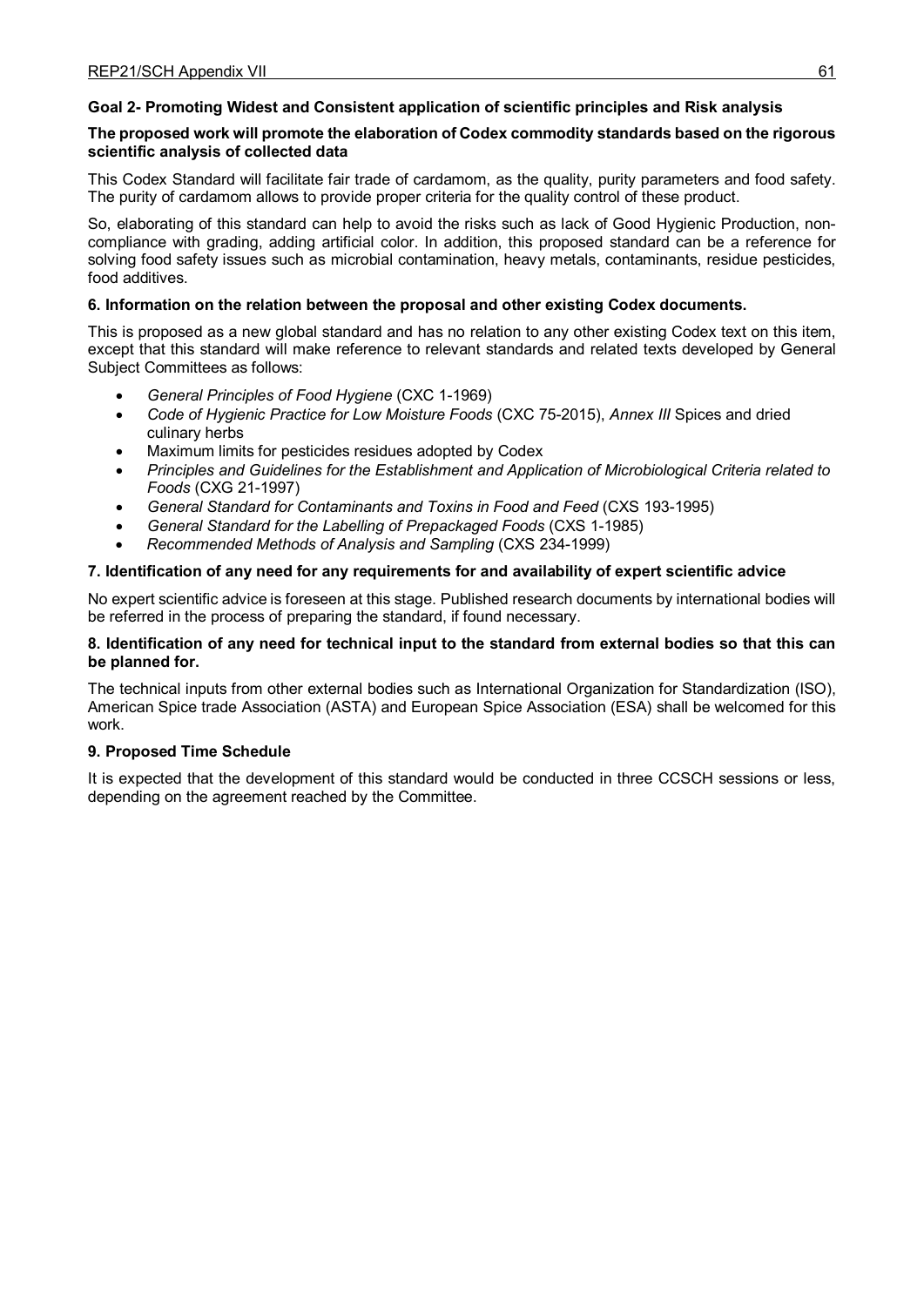**Goal 2- Promoting Widest and Consistent application of scientific principles and Risk analysis**

**The proposed work will promote the elaboration of Codex commodity standards based on the rigorous scientific analysis of collected data**

This Codex Standard will facilitate fair trade of cardamom, as the quality, purity parameters and food safety. The purity of cardamom allows to provide proper criteria for the quality control of these product.

So, elaborating of this standard can help to avoid the risks such as lack of Good Hygienic Production, non-compliance with grading, adding artificial color. In addition, this proposed standard can be a reference for solving food safety issues such as microbial contamination, heavy metals, contaminants, residue pesticides, food additives.

**6. Information on the relation between the proposal and other existing Codex documents.**

This is proposed as a new global standard and has no relation to any other existing Codex text on this item, except that this standard will make reference to relevant standards and related texts developed by General Subject Committees as follows:

- *General Principles of Food Hygiene* (CXC 1-1969)
- *Code of Hygienic Practice for Low Moisture Foods* (CXC 75-2015), *Annex III* Spices and dried culinary herbs
- Maximum limits for pesticides residues adopted by Codex
- *Principles and Guidelines for the Establishment and Application of Microbiological Criteria related to Foods* (CXG 21-1997)
- *General Standard for Contaminants and Toxins in Food and Feed* (CXS 193-1995)
- *General Standard for the Labelling of Prepackaged Foods* (CXS 1-1985)
- *Recommended Methods of Analysis and Sampling* (CXS 234-1999)

**7. Identification of any need for any requirements for and availability of expert scientific advice**

No expert scientific advice is foreseen at this stage. Published research documents by international bodies will be referred in the process of preparing the standard, if found necessary.

**8. Identification of any need for technical input to the standard from external bodies so that this can be planned for.**

The technical inputs from other external bodies such as International Organization for Standardization (ISO), American Spice trade Association (ASTA) and European Spice Association (ESA) shall be welcomed for this work.

**9. Proposed Time Schedule**

It is expected that the development of this standard would be conducted in three CCSCH sessions or less, depending on the agreement reached by the Committee.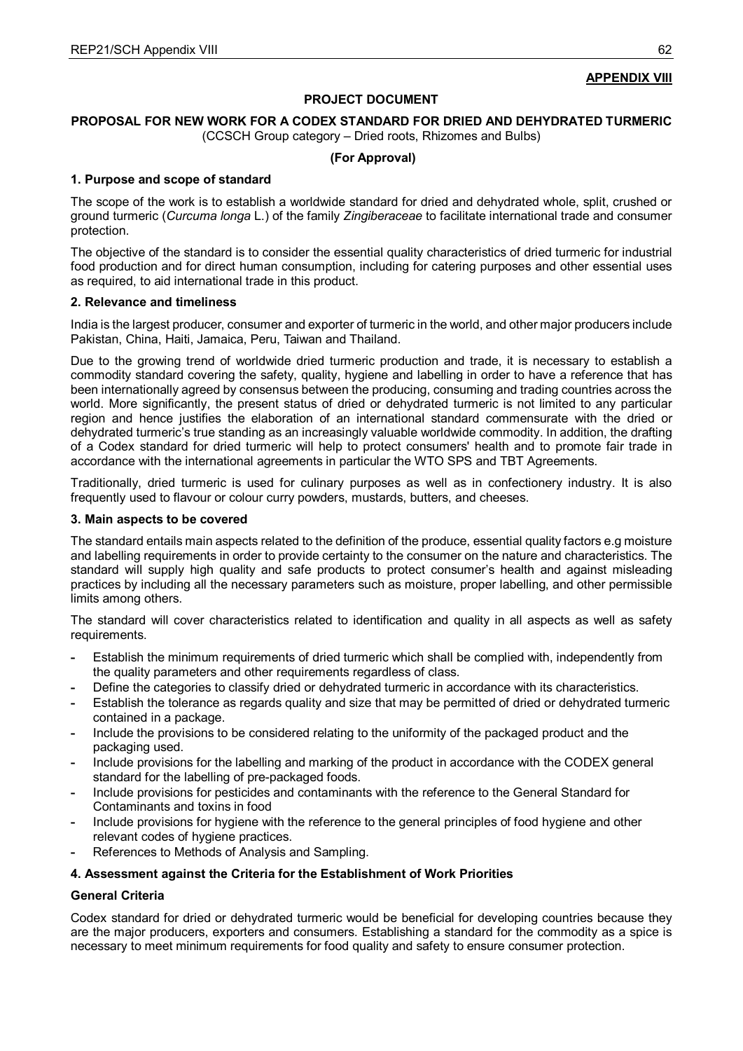**APPENDIX VIII**

**PROJECT DOCUMENT**

**PROPOSAL FOR NEW WORK FOR A CODEX STANDARD FOR DRIED AND DEHYDRATED TURMERIC**
(CCSCH Group category – Dried roots, Rhizomes and Bulbs)

**(For Approval)**

**1. Purpose and scope of standard**

The scope of the work is to establish a worldwide standard for dried and dehydrated whole, split, crushed or ground turmeric (*Curcuma longa* L.) of the family *Zingiberaceae* to facilitate international trade and consumer protection.

The objective of the standard is to consider the essential quality characteristics of dried turmeric for industrial food production and for direct human consumption, including for catering purposes and other essential uses as required, to aid international trade in this product.

**2. Relevance and timeliness**

India is the largest producer, consumer and exporter of turmeric in the world, and other major producers include Pakistan, China, Haiti, Jamaica, Peru, Taiwan and Thailand.

Due to the growing trend of worldwide dried turmeric production and trade, it is necessary to establish a commodity standard covering the safety, quality, hygiene and labelling in order to have a reference that has been internationally agreed by consensus between the producing, consuming and trading countries across the world. More significantly, the present status of dried or dehydrated turmeric is not limited to any particular region and hence justifies the elaboration of an international standard commensurate with the dried or dehydrated turmeric's true standing as an increasingly valuable worldwide commodity. In addition, the drafting of a Codex standard for dried turmeric will help to protect consumers' health and to promote fair trade in accordance with the international agreements in particular the WTO SPS and TBT Agreements.

Traditionally, dried turmeric is used for culinary purposes as well as in confectionery industry. It is also frequently used to flavour or colour curry powders, mustards, butters, and cheeses.

**3. Main aspects to be covered**

The standard entails main aspects related to the definition of the produce, essential quality factors e.g moisture and labelling requirements in order to provide certainty to the consumer on the nature and characteristics. The standard will supply high quality and safe products to protect consumer's health and against misleading practices by including all the necessary parameters such as moisture, proper labelling, and other permissible limits among others.

The standard will cover characteristics related to identification and quality in all aspects as well as safety requirements.

- Establish the minimum requirements of dried turmeric which shall be complied with, independently from the quality parameters and other requirements regardless of class.
- Define the categories to classify dried or dehydrated turmeric in accordance with its characteristics.
- Establish the tolerance as regards quality and size that may be permitted of dried or dehydrated turmeric contained in a package.
- Include the provisions to be considered relating to the uniformity of the packaged product and the packaging used.
- Include provisions for the labelling and marking of the product in accordance with the CODEX general standard for the labelling of pre-packaged foods.
- Include provisions for pesticides and contaminants with the reference to the General Standard for Contaminants and toxins in food
- Include provisions for hygiene with the reference to the general principles of food hygiene and other relevant codes of hygiene practices.
- References to Methods of Analysis and Sampling.

**4. Assessment against the Criteria for the Establishment of Work Priorities**

**General Criteria**

Codex standard for dried or dehydrated turmeric would be beneficial for developing countries because they are the major producers, exporters and consumers. Establishing a standard for the commodity as a spice is necessary to meet minimum requirements for food quality and safety to ensure consumer protection.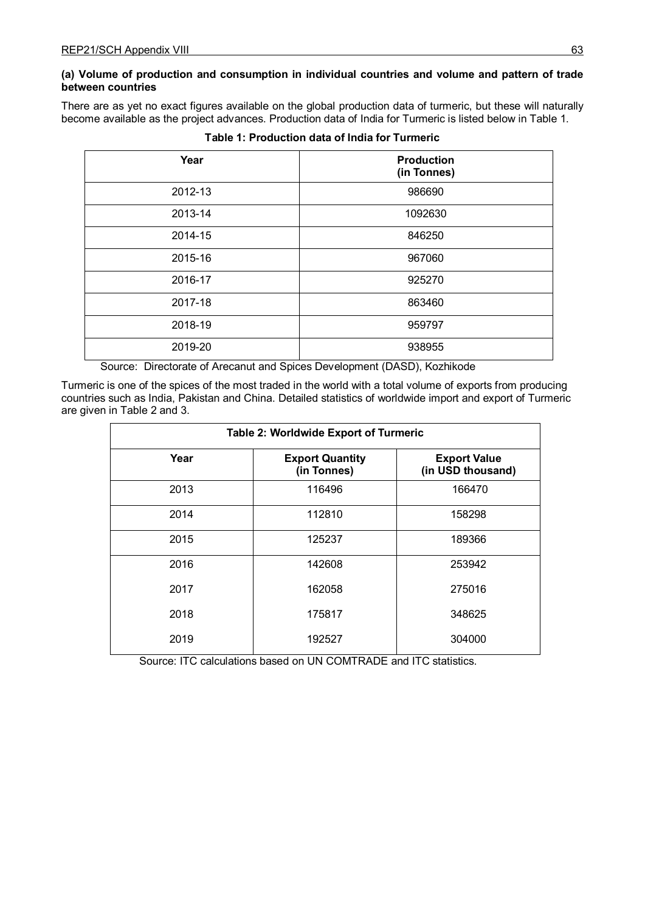**(a) Volume of production and consumption in individual countries and volume and pattern of trade between countries**

There are as yet no exact figures available on the global production data of turmeric, but these will naturally become available as the project advances. Production data of India for Turmeric is listed below in Table 1.

**Table 1: Production data of India for Turmeric**

| Year | Production (in Tonnes) |
|---|---|
| 2012-13 | 986690 |
| 2013-14 | 1092630 |
| 2014-15 | 846250 |
| 2015-16 | 967060 |
| 2016-17 | 925270 |
| 2017-18 | 863460 |
| 2018-19 | 959797 |
| 2019-20 | 938955 |

Source: Directorate of Arecanut and Spices Development (DASD), Kozhikode

Turmeric is one of the spices of the most traded in the world with a total volume of exports from producing countries such as India, Pakistan and China. Detailed statistics of worldwide import and export of Turmeric are given in Table 2 and 3.

**Table 2: Worldwide Export of Turmeric**

| Year | Export Quantity (in Tonnes) | Export Value (in USD thousand) |
|---|---|---|
| 2013 | 116496 | 166470 |
| 2014 | 112810 | 158298 |
| 2015 | 125237 | 189366 |
| 2016 | 142608 | 253942 |
| 2017 | 162058 | 275016 |
| 2018 | 175817 | 348625 |
| 2019 | 192527 | 304000 |

Source: ITC calculations based on UN COMTRADE and ITC statistics.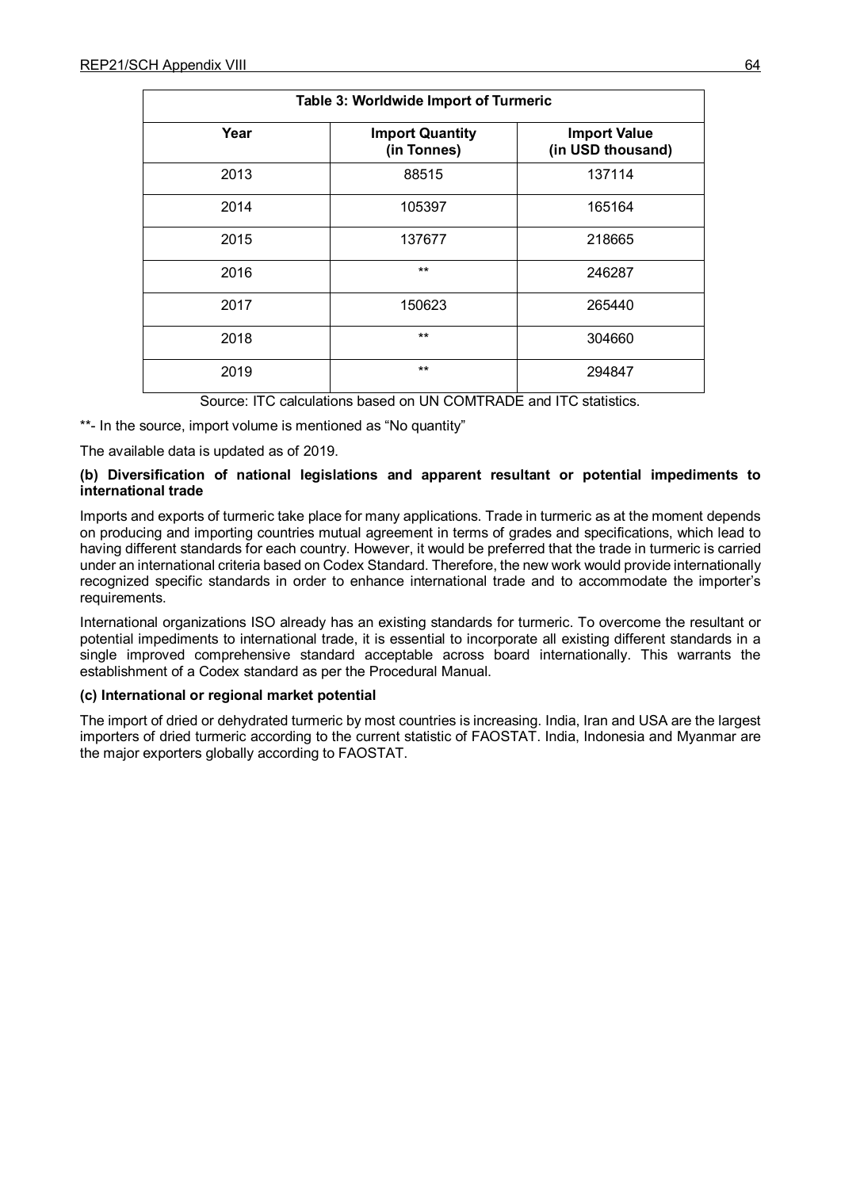| Table 3: Worldwide Import of Turmeric | | |
|---|---|---|
| **Year** | **Import Quantity (in Tonnes)** | **Import Value (in USD thousand)** |
| 2013 | 88515 | 137114 |
| 2014 | 105397 | 165164 |
| 2015 | 137677 | 218665 |
| 2016 | ** | 246287 |
| 2017 | 150623 | 265440 |
| 2018 | ** | 304660 |
| 2019 | ** | 294847 |

Source: ITC calculations based on UN COMTRADE and ITC statistics.

**- In the source, import volume is mentioned as "No quantity"

The available data is updated as of 2019.

**(b) Diversification of national legislations and apparent resultant or potential impediments to international trade**

Imports and exports of turmeric take place for many applications. Trade in turmeric as at the moment depends on producing and importing countries mutual agreement in terms of grades and specifications, which lead to having different standards for each country. However, it would be preferred that the trade in turmeric is carried under an international criteria based on Codex Standard. Therefore, the new work would provide internationally recognized specific standards in order to enhance international trade and to accommodate the importer's requirements.

International organizations ISO already has an existing standards for turmeric. To overcome the resultant or potential impediments to international trade, it is essential to incorporate all existing different standards in a single improved comprehensive standard acceptable across board internationally. This warrants the establishment of a Codex standard as per the Procedural Manual.

**(c) International or regional market potential**

The import of dried or dehydrated turmeric by most countries is increasing. India, Iran and USA are the largest importers of dried turmeric according to the current statistic of FAOSTAT. India, Indonesia and Myanmar are the major exporters globally according to FAOSTAT.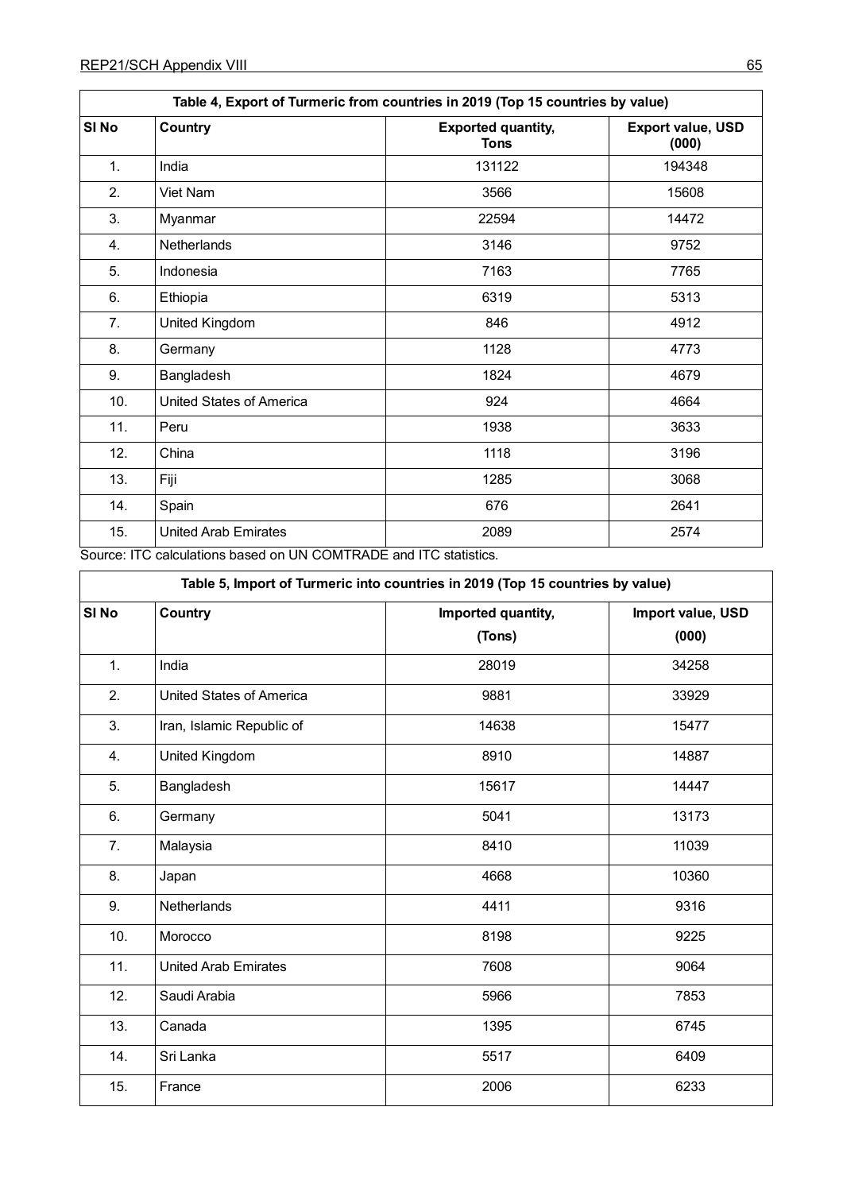**Table 4, Export of Turmeric from countries in 2019 (Top 15 countries by value)**

| Sl No | Country | Exported quantity, Tons | Export value, USD (000) |
|---|---|---|---|
| 1. | India | 131122 | 194348 |
| 2. | Viet Nam | 3566 | 15608 |
| 3. | Myanmar | 22594 | 14472 |
| 4. | Netherlands | 3146 | 9752 |
| 5. | Indonesia | 7163 | 7765 |
| 6. | Ethiopia | 6319 | 5313 |
| 7. | United Kingdom | 846 | 4912 |
| 8. | Germany | 1128 | 4773 |
| 9. | Bangladesh | 1824 | 4679 |
| 10. | United States of America | 924 | 4664 |
| 11. | Peru | 1938 | 3633 |
| 12. | China | 1118 | 3196 |
| 13. | Fiji | 1285 | 3068 |
| 14. | Spain | 676 | 2641 |
| 15. | United Arab Emirates | 2089 | 2574 |

Source: ITC calculations based on UN COMTRADE and ITC statistics.

**Table 5, Import of Turmeric into countries in 2019 (Top 15 countries by value)**

| Sl No | Country | Imported quantity, (Tons) | Import value, USD (000) |
|---|---|---|---|
| 1. | India | 28019 | 34258 |
| 2. | United States of America | 9881 | 33929 |
| 3. | Iran, Islamic Republic of | 14638 | 15477 |
| 4. | United Kingdom | 8910 | 14887 |
| 5. | Bangladesh | 15617 | 14447 |
| 6. | Germany | 5041 | 13173 |
| 7. | Malaysia | 8410 | 11039 |
| 8. | Japan | 4668 | 10360 |
| 9. | Netherlands | 4411 | 9316 |
| 10. | Morocco | 8198 | 9225 |
| 11. | United Arab Emirates | 7608 | 9064 |
| 12. | Saudi Arabia | 5966 | 7853 |
| 13. | Canada | 1395 | 6745 |
| 14. | Sri Lanka | 5517 | 6409 |
| 15. | France | 2006 | 6233 |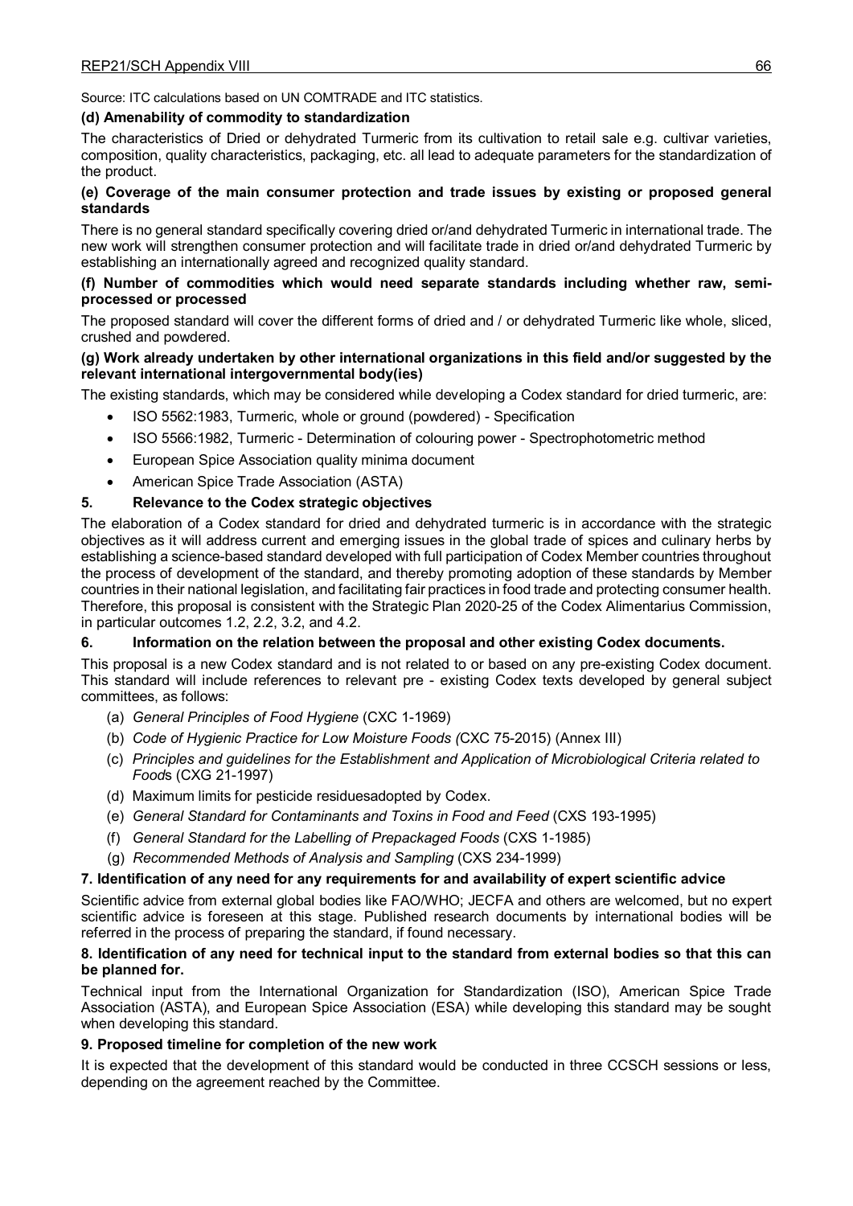Source: ITC calculations based on UN COMTRADE and ITC statistics.

**(d) Amenability of commodity to standardization**

The characteristics of Dried or dehydrated Turmeric from its cultivation to retail sale e.g. cultivar varieties, composition, quality characteristics, packaging, etc. all lead to adequate parameters for the standardization of the product.

**(e) Coverage of the main consumer protection and trade issues by existing or proposed general standards**

There is no general standard specifically covering dried or/and dehydrated Turmeric in international trade. The new work will strengthen consumer protection and will facilitate trade in dried or/and dehydrated Turmeric by establishing an internationally agreed and recognized quality standard.

**(f) Number of commodities which would need separate standards including whether raw, semi-processed or processed**

The proposed standard will cover the different forms of dried and / or dehydrated Turmeric like whole, sliced, crushed and powdered.

**(g) Work already undertaken by other international organizations in this field and/or suggested by the relevant international intergovernmental body(ies)**

The existing standards, which may be considered while developing a Codex standard for dried turmeric, are:

- ISO 5562:1983, Turmeric, whole or ground (powdered) - Specification
- ISO 5566:1982, Turmeric - Determination of colouring power - Spectrophotometric method
- European Spice Association quality minima document
- American Spice Trade Association (ASTA)

## 5. Relevance to the Codex strategic objectives

The elaboration of a Codex standard for dried and dehydrated turmeric is in accordance with the strategic objectives as it will address current and emerging issues in the global trade of spices and culinary herbs by establishing a science-based standard developed with full participation of Codex Member countries throughout the process of development of the standard, and thereby promoting adoption of these standards by Member countries in their national legislation, and facilitating fair practices in food trade and protecting consumer health. Therefore, this proposal is consistent with the Strategic Plan 2020-25 of the Codex Alimentarius Commission, in particular outcomes 1.2, 2.2, 3.2, and 4.2.

## 6. Information on the relation between the proposal and other existing Codex documents.

This proposal is a new Codex standard and is not related to or based on any pre-existing Codex document. This standard will include references to relevant pre - existing Codex texts developed by general subject committees, as follows:

(a) *General Principles of Food Hygiene* (CXC 1-1969)

(b) *Code of Hygienic Practice for Low Moisture Foods (*CXC 75-2015) (Annex III)

(c) *Principles and guidelines for the Establishment and Application of Microbiological Criteria related to Food*s (CXG 21-1997)

(d) Maximum limits for pesticide residuesadopted by Codex.

(e) *General Standard for Contaminants and Toxins in Food and Feed* (CXS 193-1995)

(f) *General Standard for the Labelling of Prepackaged Foods* (CXS 1-1985)

(g) *Recommended Methods of Analysis and Sampling* (CXS 234-1999)

## 7. Identification of any need for any requirements for and availability of expert scientific advice

Scientific advice from external global bodies like FAO/WHO; JECFA and others are welcomed, but no expert scientific advice is foreseen at this stage. Published research documents by international bodies will be referred in the process of preparing the standard, if found necessary.

## 8. Identification of any need for technical input to the standard from external bodies so that this can be planned for.

Technical input from the International Organization for Standardization (ISO), American Spice Trade Association (ASTA), and European Spice Association (ESA) while developing this standard may be sought when developing this standard.

## 9. Proposed timeline for completion of the new work

It is expected that the development of this standard would be conducted in three CCSCH sessions or less, depending on the agreement reached by the Committee.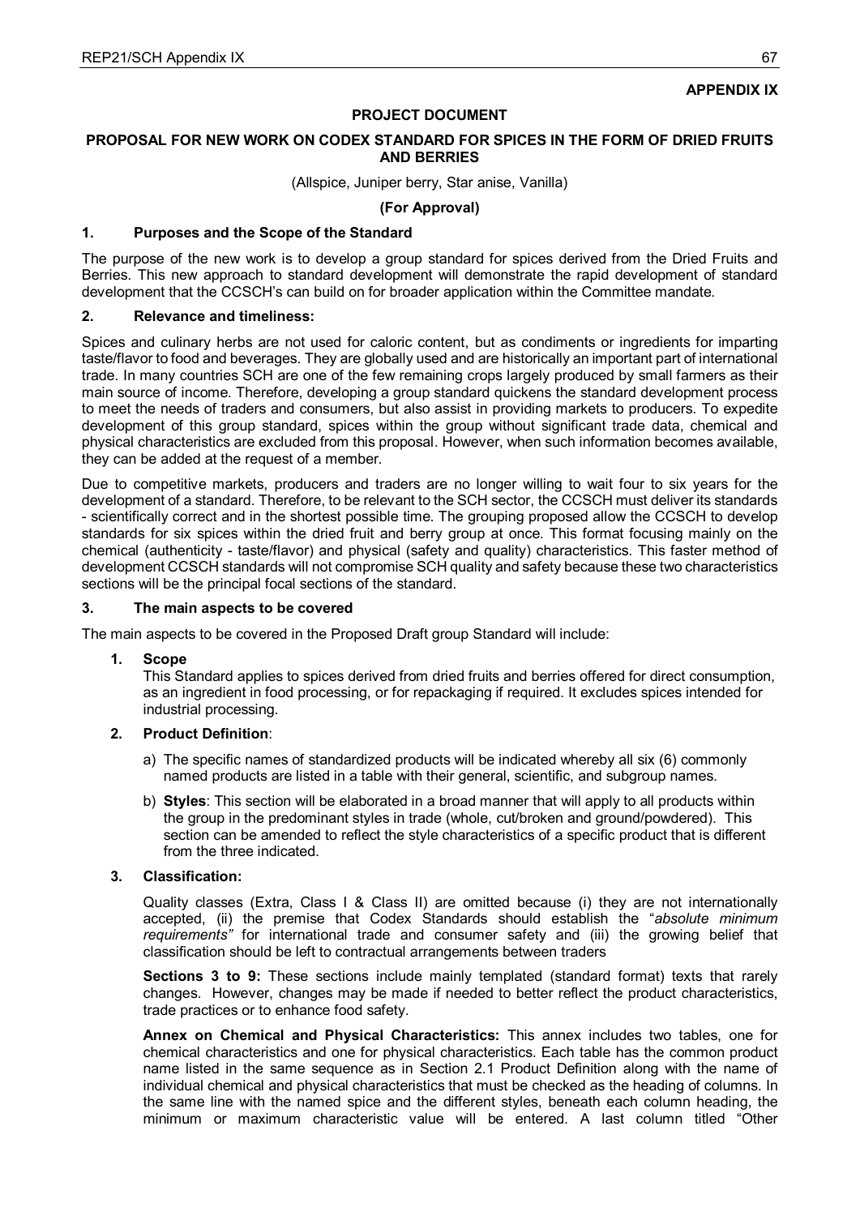**APPENDIX IX**

**PROJECT DOCUMENT**

**PROPOSAL FOR NEW WORK ON CODEX STANDARD FOR SPICES IN THE FORM OF DRIED FRUITS AND BERRIES**

(Allspice, Juniper berry, Star anise, Vanilla)

**(For Approval)**

## 1. Purposes and the Scope of the Standard

The purpose of the new work is to develop a group standard for spices derived from the Dried Fruits and Berries. This new approach to standard development will demonstrate the rapid development of standard development that the CCSCH's can build on for broader application within the Committee mandate.

## 2. Relevance and timeliness:

Spices and culinary herbs are not used for caloric content, but as condiments or ingredients for imparting taste/flavor to food and beverages. They are globally used and are historically an important part of international trade. In many countries SCH are one of the few remaining crops largely produced by small farmers as their main source of income. Therefore, developing a group standard quickens the standard development process to meet the needs of traders and consumers, but also assist in providing markets to producers. To expedite development of this group standard, spices within the group without significant trade data, chemical and physical characteristics are excluded from this proposal. However, when such information becomes available, they can be added at the request of a member.

Due to competitive markets, producers and traders are no longer willing to wait four to six years for the development of a standard. Therefore, to be relevant to the SCH sector, the CCSCH must deliver its standards - scientifically correct and in the shortest possible time. The grouping proposed allow the CCSCH to develop standards for six spices within the dried fruit and berry group at once. This format focusing mainly on the chemical (authenticity - taste/flavor) and physical (safety and quality) characteristics. This faster method of development CCSCH standards will not compromise SCH quality and safety because these two characteristics sections will be the principal focal sections of the standard.

## 3. The main aspects to be covered

The main aspects to be covered in the Proposed Draft group Standard will include:

1. **Scope**
   This Standard applies to spices derived from dried fruits and berries offered for direct consumption, as an ingredient in food processing, or for repackaging if required. It excludes spices intended for industrial processing.

2. **Product Definition**:
   a) The specific names of standardized products will be indicated whereby all six (6) commonly named products are listed in a table with their general, scientific, and subgroup names.
   b) **Styles**: This section will be elaborated in a broad manner that will apply to all products within the group in the predominant styles in trade (whole, cut/broken and ground/powdered). This section can be amended to reflect the style characteristics of a specific product that is different from the three indicated.

3. **Classification:**

   Quality classes (Extra, Class I & Class II) are omitted because (i) they are not internationally accepted, (ii) the premise that Codex Standards should establish the "*absolute minimum requirements"* for international trade and consumer safety and (iii) the growing belief that classification should be left to contractual arrangements between traders

   **Sections 3 to 9:** These sections include mainly templated (standard format) texts that rarely changes. However, changes may be made if needed to better reflect the product characteristics, trade practices or to enhance food safety.

   **Annex on Chemical and Physical Characteristics:** This annex includes two tables, one for chemical characteristics and one for physical characteristics. Each table has the common product name listed in the same sequence as in Section 2.1 Product Definition along with the name of individual chemical and physical characteristics that must be checked as the heading of columns. In the same line with the named spice and the different styles, beneath each column heading, the minimum or maximum characteristic value will be entered. A last column titled "Other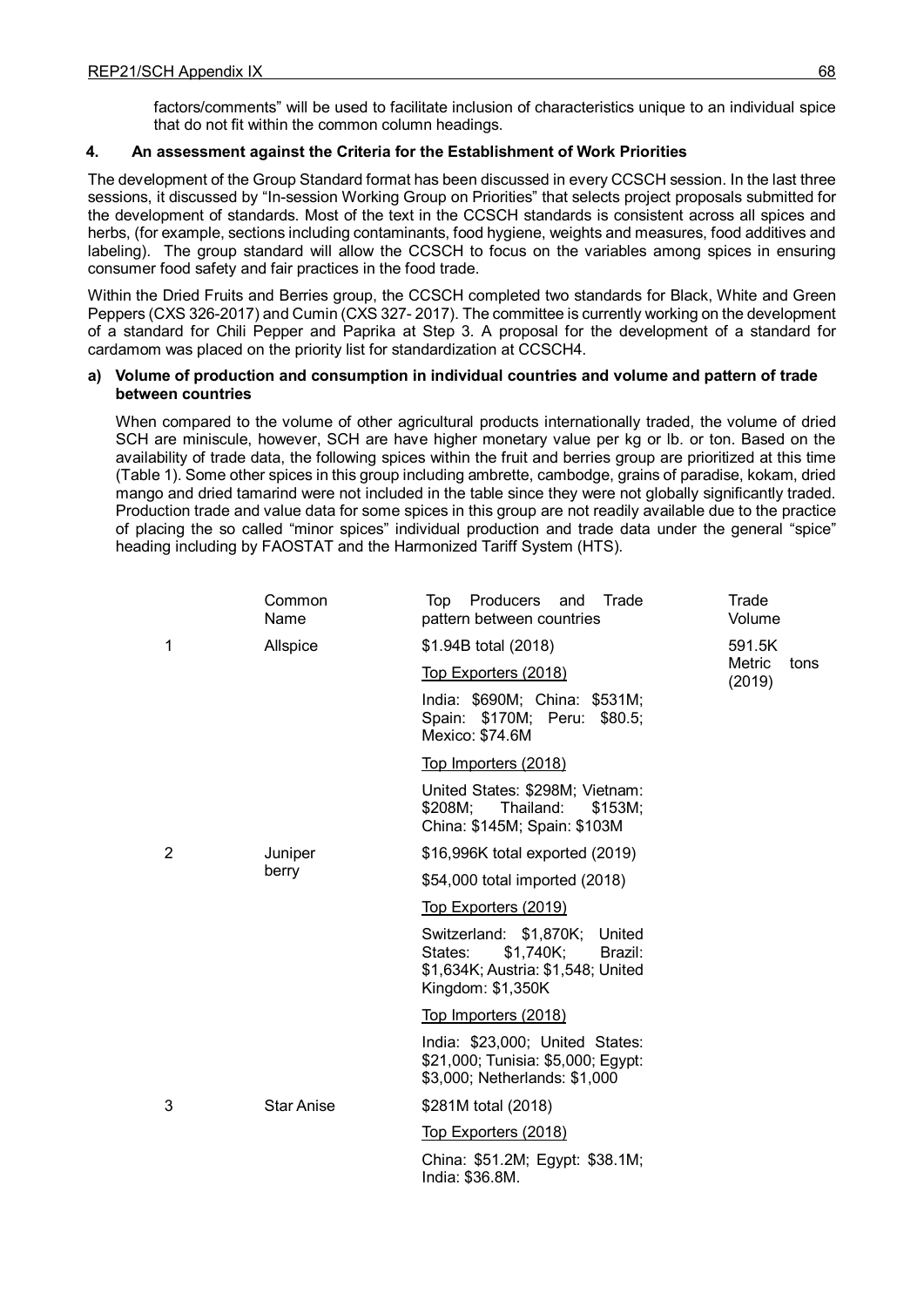factors/comments" will be used to facilitate inclusion of characteristics unique to an individual spice that do not fit within the common column headings.

## 4. An assessment against the Criteria for the Establishment of Work Priorities

The development of the Group Standard format has been discussed in every CCSCH session. In the last three sessions, it discussed by "In-session Working Group on Priorities" that selects project proposals submitted for the development of standards. Most of the text in the CCSCH standards is consistent across all spices and herbs, (for example, sections including contaminants, food hygiene, weights and measures, food additives and labeling). The group standard will allow the CCSCH to focus on the variables among spices in ensuring consumer food safety and fair practices in the food trade.

Within the Dried Fruits and Berries group, the CCSCH completed two standards for Black, White and Green Peppers (CXS 326-2017) and Cumin (CXS 327- 2017). The committee is currently working on the development of a standard for Chili Pepper and Paprika at Step 3. A proposal for the development of a standard for cardamom was placed on the priority list for standardization at CCSCH4.

### a) Volume of production and consumption in individual countries and volume and pattern of trade between countries

When compared to the volume of other agricultural products internationally traded, the volume of dried SCH are miniscule, however, SCH are have higher monetary value per kg or lb. or ton. Based on the availability of trade data, the following spices within the fruit and berries group are prioritized at this time (Table 1). Some other spices in this group including ambrette, cambodge, grains of paradise, kokam, dried mango and dried tamarind were not included in the table since they were not globally significantly traded. Production trade and value data for some spices in this group are not readily available due to the practice of placing the so called "minor spices" individual production and trade data under the general "spice" heading including by FAOSTAT and the Harmonized Tariff System (HTS).

| | Common Name | Top Producers and Trade pattern between countries | Trade Volume |
|---|---|---|---|
| 1 | Allspice | $1.94B total (2018)<br>Top Exporters (2018)<br>India: $690M; China: $531M; Spain: $170M; Peru: $80.5; Mexico: $74.6M<br>Top Importers (2018)<br>United States: $298M; Vietnam: $208M; Thailand: $153M; China: $145M; Spain: $103M | 591.5K Metric tons (2019) |
| 2 | Juniper berry | $16,996K total exported (2019)<br>$54,000 total imported (2018)<br>Top Exporters (2019)<br>Switzerland: $1,870K; United States: $1,740K; Brazil: $1,634K; Austria: $1,548; United Kingdom: $1,350K<br>Top Importers (2018)<br>India: $23,000; United States: $21,000; Tunisia: $5,000; Egypt: $3,000; Netherlands: $1,000 | |
| 3 | Star Anise | $281M total (2018)<br>Top Exporters (2018)<br>China: $51.2M; Egypt: $38.1M; India: $36.8M. | |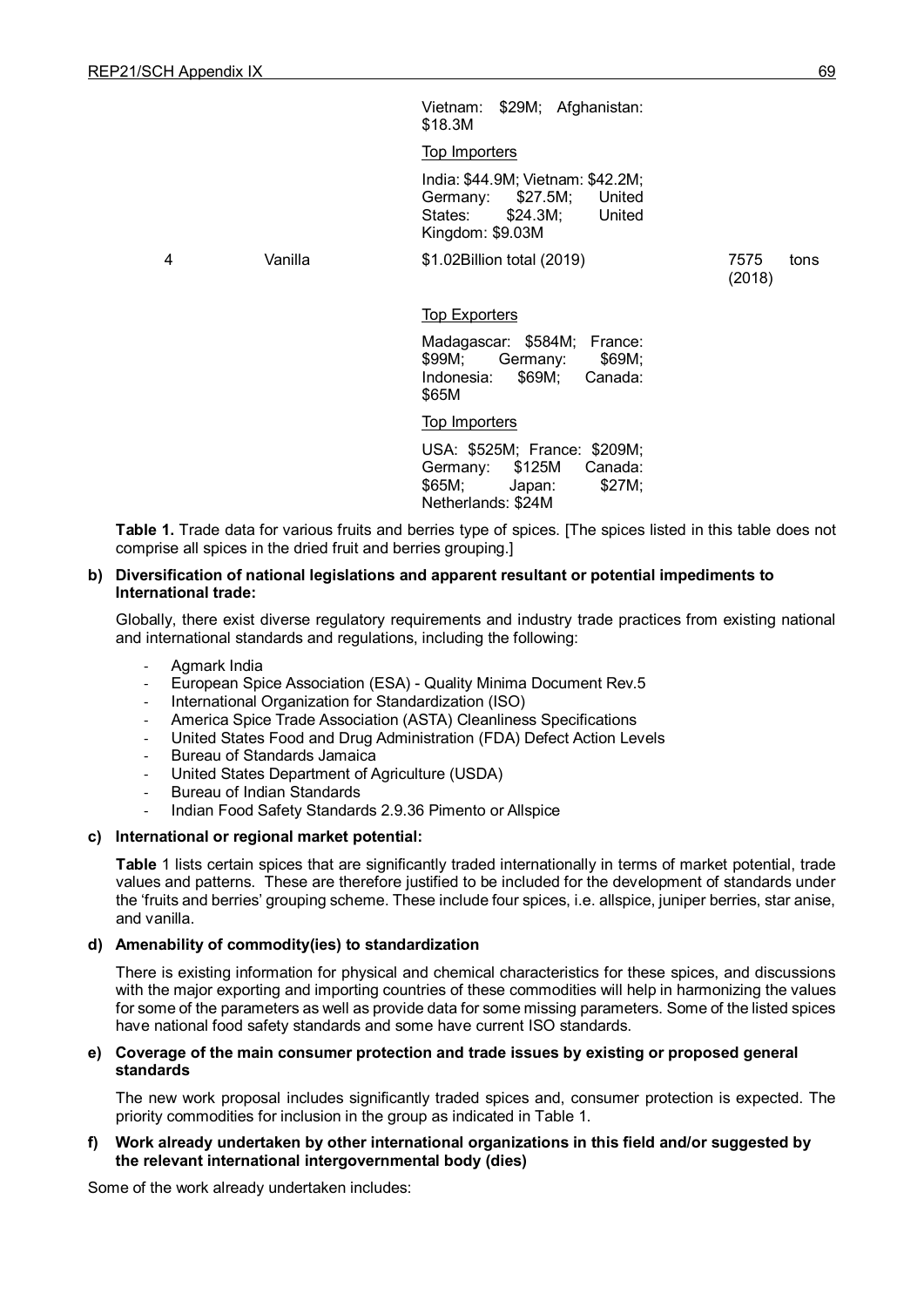| | | | |
|---|---|---|---|
| | | Vietnam: $29M; Afghanistan: $18.3M | |
| | | Top Importers | |
| | | India: $44.9M; Vietnam: $42.2M; Germany: $27.5M; United States: $24.3M; United Kingdom: $9.03M | |
| 4 | Vanilla | $1.02Billion total (2019) | 7575 tons (2018) |
| | | Top Exporters | |
| | | Madagascar: $584M; France: $99M; Germany: $69M; Indonesia: $69M; Canada: $65M | |
| | | Top Importers | |
| | | USA: $525M; France: $209M; Germany: $125M Canada: $65M; Japan: $27M; Netherlands: $24M | |

**Table 1.** Trade data for various fruits and berries type of spices. [The spices listed in this table does not comprise all spices in the dried fruit and berries grouping.]

**b) Diversification of national legislations and apparent resultant or potential impediments to International trade:**

Globally, there exist diverse regulatory requirements and industry trade practices from existing national and international standards and regulations, including the following:

- Agmark India
- European Spice Association (ESA) - Quality Minima Document Rev.5
- International Organization for Standardization (ISO)
- America Spice Trade Association (ASTA) Cleanliness Specifications
- United States Food and Drug Administration (FDA) Defect Action Levels
- Bureau of Standards Jamaica
- United States Department of Agriculture (USDA)
- Bureau of Indian Standards
- Indian Food Safety Standards 2.9.36 Pimento or Allspice

**c) International or regional market potential:**

**Table** 1 lists certain spices that are significantly traded internationally in terms of market potential, trade values and patterns. These are therefore justified to be included for the development of standards under the 'fruits and berries' grouping scheme. These include four spices, i.e. allspice, juniper berries, star anise, and vanilla.

**d) Amenability of commodity(ies) to standardization**

There is existing information for physical and chemical characteristics for these spices, and discussions with the major exporting and importing countries of these commodities will help in harmonizing the values for some of the parameters as well as provide data for some missing parameters. Some of the listed spices have national food safety standards and some have current ISO standards.

**e) Coverage of the main consumer protection and trade issues by existing or proposed general standards**

The new work proposal includes significantly traded spices and, consumer protection is expected. The priority commodities for inclusion in the group as indicated in Table 1.

**f) Work already undertaken by other international organizations in this field and/or suggested by the relevant international intergovernmental body (dies)**

Some of the work already undertaken includes: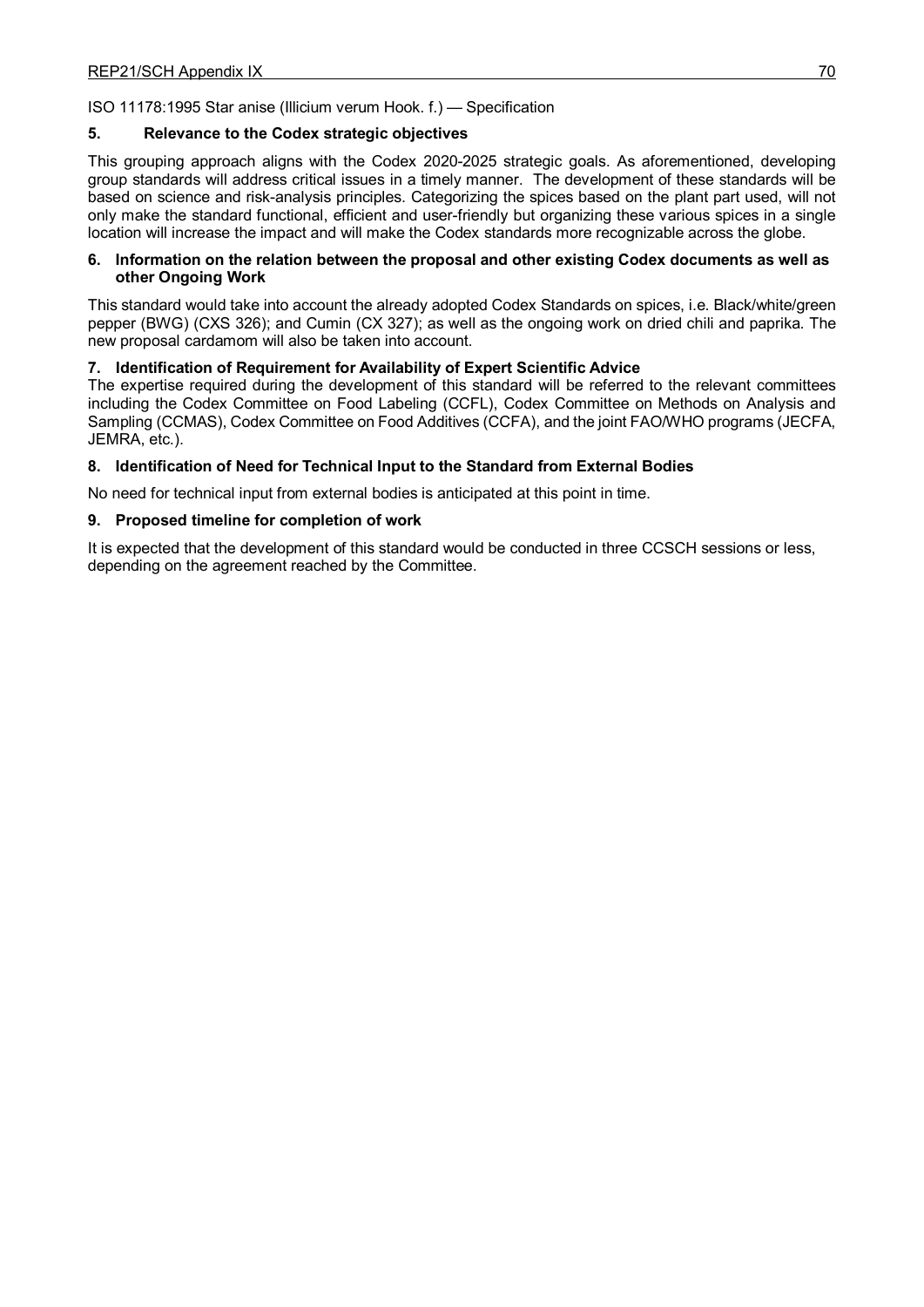ISO 11178:1995 Star anise (Illicium verum Hook. f.) — Specification

## 5. Relevance to the Codex strategic objectives

This grouping approach aligns with the Codex 2020-2025 strategic goals. As aforementioned, developing group standards will address critical issues in a timely manner. The development of these standards will be based on science and risk-analysis principles. Categorizing the spices based on the plant part used, will not only make the standard functional, efficient and user-friendly but organizing these various spices in a single location will increase the impact and will make the Codex standards more recognizable across the globe.

## 6. Information on the relation between the proposal and other existing Codex documents as well as other Ongoing Work

This standard would take into account the already adopted Codex Standards on spices, i.e. Black/white/green pepper (BWG) (CXS 326); and Cumin (CX 327); as well as the ongoing work on dried chili and paprika. The new proposal cardamom will also be taken into account.

## 7. Identification of Requirement for Availability of Expert Scientific Advice

The expertise required during the development of this standard will be referred to the relevant committees including the Codex Committee on Food Labeling (CCFL), Codex Committee on Methods on Analysis and Sampling (CCMAS), Codex Committee on Food Additives (CCFA), and the joint FAO/WHO programs (JECFA, JEMRA, etc.).

## 8. Identification of Need for Technical Input to the Standard from External Bodies

No need for technical input from external bodies is anticipated at this point in time.

## 9. Proposed timeline for completion of work

It is expected that the development of this standard would be conducted in three CCSCH sessions or less, depending on the agreement reached by the Committee.